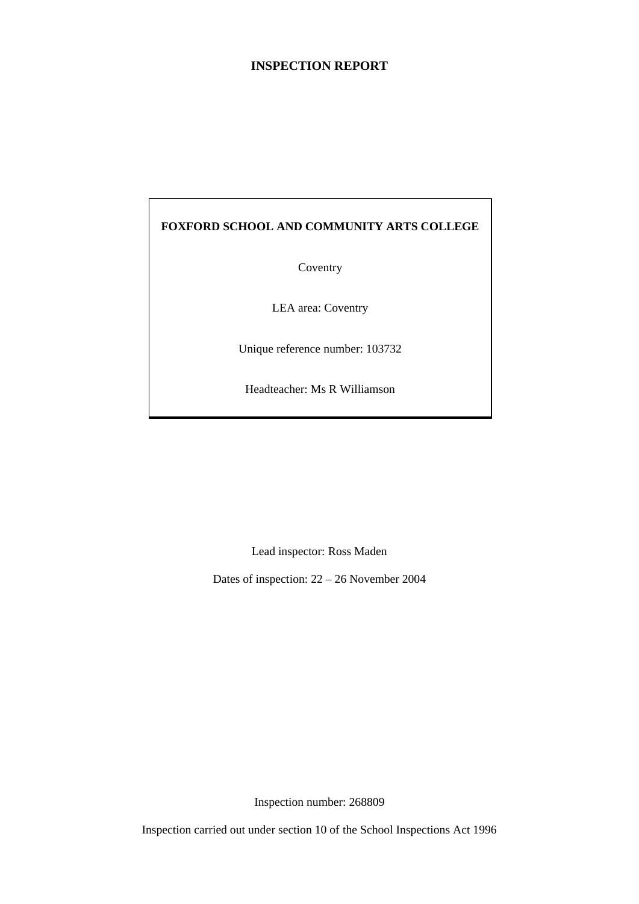# INSPECTION REPORT

**FOXFORD SCHOOL AND COMMUNITY ARTS COLLEGE**

Coventry

LEA area: Coventry

Unique reference number: 103732

Headteacher: Ms R Williamson

Lead inspector: Ross Maden

Dates of inspection: 22 – 26 November 2004

Inspection number: 268809

Inspection carried out under section 10 of the School Inspections Act 1996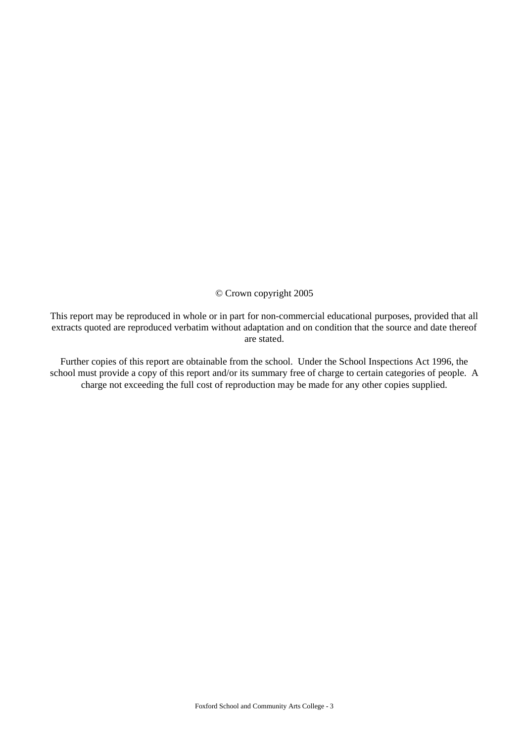© Crown copyright 2005

This report may be reproduced in whole or in part for non-commercial educational purposes, provided that all extracts quoted are reproduced verbatim without adaptation and on condition that the source and date thereof are stated.

Further copies of this report are obtainable from the school. Under the School Inspections Act 1996, the school must provide a copy of this report and/or its summary free of charge to certain categories of people. A charge not exceeding the full cost of reproduction may be made for any other copies supplied.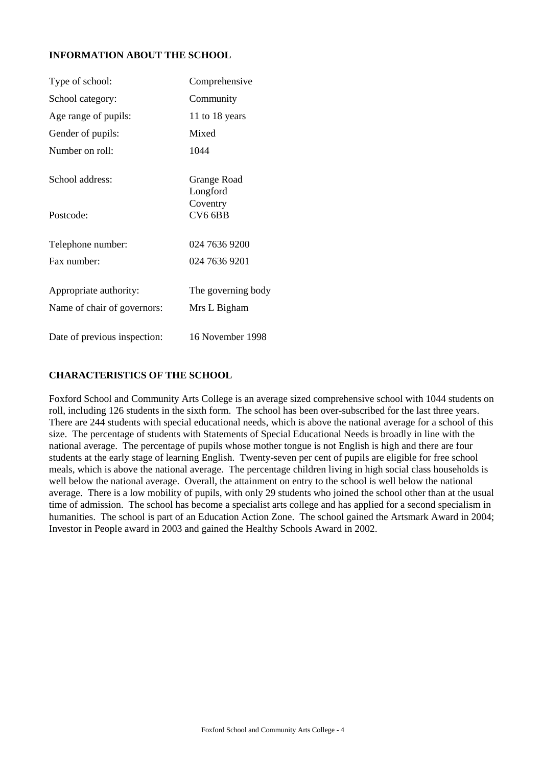## INFORMATION ABOUT THE SCHOOL

| | |
|---|---|
| Type of school: | Comprehensive |
| School category: | Community |
| Age range of pupils: | 11 to 18 years |
| Gender of pupils: | Mixed |
| Number on roll: | 1044 |
| School address: | Grange Road<br>Longford<br>Coventry |
| Postcode: | CV6 6BB |
| Telephone number: | 024 7636 9200 |
| Fax number: | 024 7636 9201 |
| Appropriate authority: | The governing body |
| Name of chair of governors: | Mrs L Bigham |
| Date of previous inspection: | 16 November 1998 |

## CHARACTERISTICS OF THE SCHOOL

Foxford School and Community Arts College is an average sized comprehensive school with 1044 students on roll, including 126 students in the sixth form. The school has been over-subscribed for the last three years. There are 244 students with special educational needs, which is above the national average for a school of this size. The percentage of students with Statements of Special Educational Needs is broadly in line with the national average. The percentage of pupils whose mother tongue is not English is high and there are four students at the early stage of learning English. Twenty-seven per cent of pupils are eligible for free school meals, which is above the national average. The percentage children living in high social class households is well below the national average. Overall, the attainment on entry to the school is well below the national average. There is a low mobility of pupils, with only 29 students who joined the school other than at the usual time of admission. The school has become a specialist arts college and has applied for a second specialism in humanities. The school is part of an Education Action Zone. The school gained the Artsmark Award in 2004; Investor in People award in 2003 and gained the Healthy Schools Award in 2002.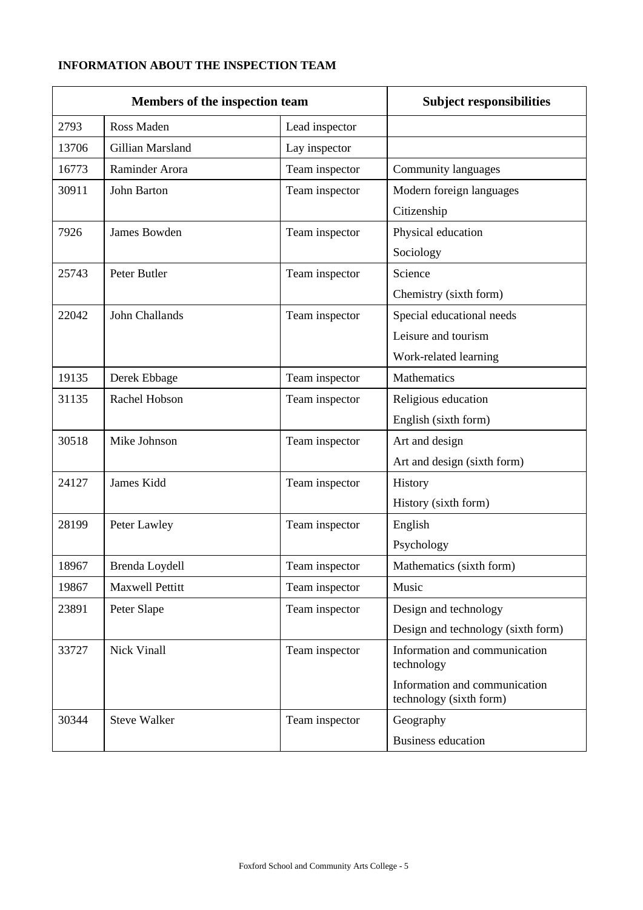**INFORMATION ABOUT THE INSPECTION TEAM**

| Members of the inspection team | | | Subject responsibilities |
|---|---|---|---|
| 2793 | Ross Maden | Lead inspector | |
| 13706 | Gillian Marsland | Lay inspector | |
| 16773 | Raminder Arora | Team inspector | Community languages |
| 30911 | John Barton | Team inspector | Modern foreign languages<br>Citizenship |
| 7926 | James Bowden | Team inspector | Physical education<br>Sociology |
| 25743 | Peter Butler | Team inspector | Science<br>Chemistry (sixth form) |
| 22042 | John Challands | Team inspector | Special educational needs<br>Leisure and tourism<br>Work-related learning |
| 19135 | Derek Ebbage | Team inspector | Mathematics |
| 31135 | Rachel Hobson | Team inspector | Religious education<br>English (sixth form) |
| 30518 | Mike Johnson | Team inspector | Art and design<br>Art and design (sixth form) |
| 24127 | James Kidd | Team inspector | History<br>History (sixth form) |
| 28199 | Peter Lawley | Team inspector | English<br>Psychology |
| 18967 | Brenda Loydell | Team inspector | Mathematics (sixth form) |
| 19867 | Maxwell Pettitt | Team inspector | Music |
| 23891 | Peter Slape | Team inspector | Design and technology<br>Design and technology (sixth form) |
| 33727 | Nick Vinall | Team inspector | Information and communication technology<br>Information and communication technology (sixth form) |
| 30344 | Steve Walker | Team inspector | Geography<br>Business education |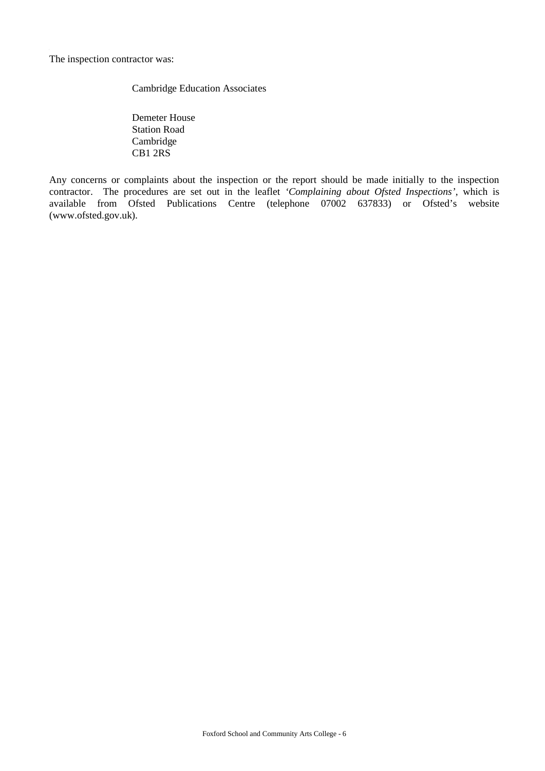The inspection contractor was:

Cambridge Education Associates

Demeter House
Station Road
Cambridge
CB1 2RS

Any concerns or complaints about the inspection or the report should be made initially to the inspection contractor. The procedures are set out in the leaflet *'Complaining about Ofsted Inspections'*, which is available from Ofsted Publications Centre (telephone 07002 637833) or Ofsted's website (www.ofsted.gov.uk).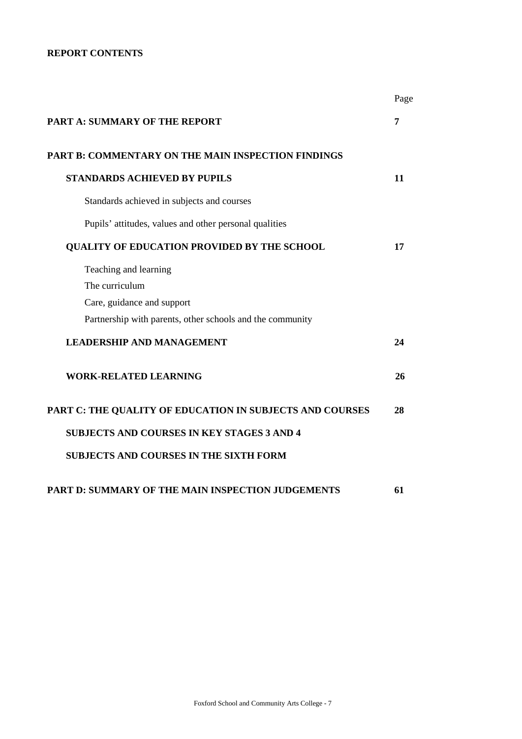**REPORT CONTENTS**

| | Page |
|---|---|
| **PART A: SUMMARY OF THE REPORT** | **7** |
| **PART B: COMMENTARY ON THE MAIN INSPECTION FINDINGS** | |
| **STANDARDS ACHIEVED BY PUPILS** | **11** |
| Standards achieved in subjects and courses | |
| Pupils' attitudes, values and other personal qualities | |
| **QUALITY OF EDUCATION PROVIDED BY THE SCHOOL** | **17** |
| Teaching and learning | |
| The curriculum | |
| Care, guidance and support | |
| Partnership with parents, other schools and the community | |
| **LEADERSHIP AND MANAGEMENT** | **24** |
| **WORK-RELATED LEARNING** | **26** |
| **PART C: THE QUALITY OF EDUCATION IN SUBJECTS AND COURSES** | **28** |
| **SUBJECTS AND COURSES IN KEY STAGES 3 AND 4** | |
| **SUBJECTS AND COURSES IN THE SIXTH FORM** | |
| **PART D: SUMMARY OF THE MAIN INSPECTION JUDGEMENTS** | **61** |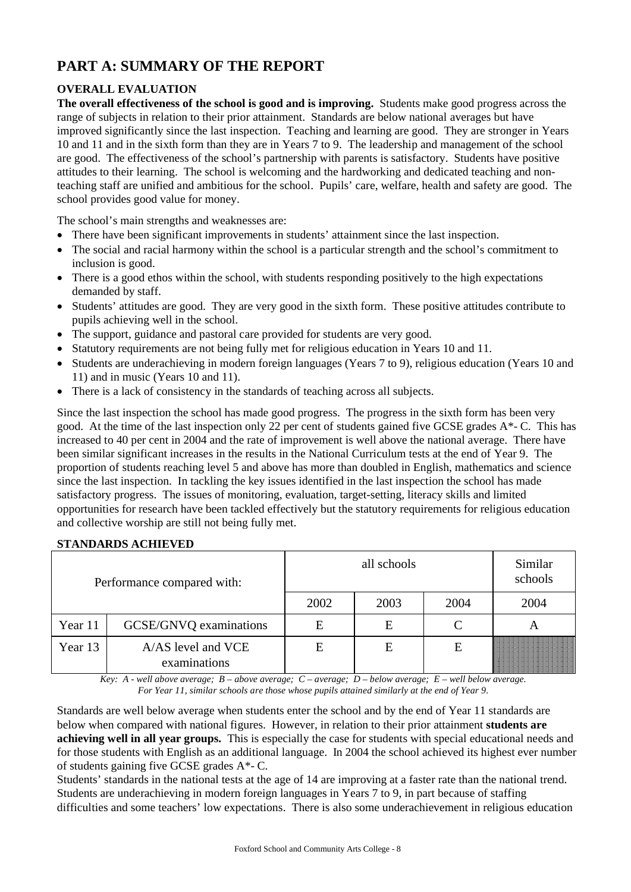# PART A: SUMMARY OF THE REPORT

## OVERALL EVALUATION

**The overall effectiveness of the school is good and is improving.** Students make good progress across the range of subjects in relation to their prior attainment. Standards are below national averages but have improved significantly since the last inspection. Teaching and learning are good. They are stronger in Years 10 and 11 and in the sixth form than they are in Years 7 to 9. The leadership and management of the school are good. The effectiveness of the school's partnership with parents is satisfactory. Students have positive attitudes to their learning. The school is welcoming and the hardworking and dedicated teaching and non-teaching staff are unified and ambitious for the school. Pupils' care, welfare, health and safety are good. The school provides good value for money.

The school's main strengths and weaknesses are:

- There have been significant improvements in students' attainment since the last inspection.
- The social and racial harmony within the school is a particular strength and the school's commitment to inclusion is good.
- There is a good ethos within the school, with students responding positively to the high expectations demanded by staff.
- Students' attitudes are good. They are very good in the sixth form. These positive attitudes contribute to pupils achieving well in the school.
- The support, guidance and pastoral care provided for students are very good.
- Statutory requirements are not being fully met for religious education in Years 10 and 11.
- Students are underachieving in modern foreign languages (Years 7 to 9), religious education (Years 10 and 11) and in music (Years 10 and 11).
- There is a lack of consistency in the standards of teaching across all subjects.

Since the last inspection the school has made good progress. The progress in the sixth form has been very good. At the time of the last inspection only 22 per cent of students gained five GCSE grades A*- C. This has increased to 40 per cent in 2004 and the rate of improvement is well above the national average. There have been similar significant increases in the results in the National Curriculum tests at the end of Year 9. The proportion of students reaching level 5 and above has more than doubled in English, mathematics and science since the last inspection. In tackling the key issues identified in the last inspection the school has made satisfactory progress. The issues of monitoring, evaluation, target-setting, literacy skills and limited opportunities for research have been tackled effectively but the statutory requirements for religious education and collective worship are still not being fully met.

## STANDARDS ACHIEVED

| Performance compared with: | | all schools | | | Similar schools |
|---|---|---|---|---|---|
| | | 2002 | 2003 | 2004 | 2004 |
| Year 11 | GCSE/GNVQ examinations | E | E | C | A |
| Year 13 | A/AS level and VCE examinations | E | E | E | |

*Key: A - well above average; B – above average; C – average; D – below average; E – well below average.*
*For Year 11, similar schools are those whose pupils attained similarly at the end of Year 9.*

Standards are well below average when students enter the school and by the end of Year 11 standards are below when compared with national figures. However, in relation to their prior attainment **students are achieving well in all year groups.** This is especially the case for students with special educational needs and for those students with English as an additional language. In 2004 the school achieved its highest ever number of students gaining five GCSE grades A*- C.

Students' standards in the national tests at the age of 14 are improving at a faster rate than the national trend. Students are underachieving in modern foreign languages in Years 7 to 9, in part because of staffing difficulties and some teachers' low expectations. There is also some underachievement in religious education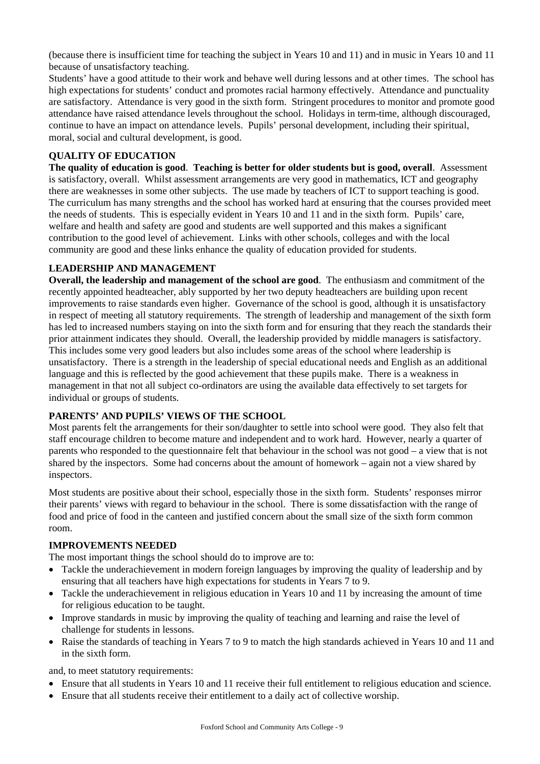(because there is insufficient time for teaching the subject in Years 10 and 11) and in music in Years 10 and 11 because of unsatisfactory teaching.

Students' have a good attitude to their work and behave well during lessons and at other times. The school has high expectations for students' conduct and promotes racial harmony effectively. Attendance and punctuality are satisfactory. Attendance is very good in the sixth form. Stringent procedures to monitor and promote good attendance have raised attendance levels throughout the school. Holidays in term-time, although discouraged, continue to have an impact on attendance levels. Pupils' personal development, including their spiritual, moral, social and cultural development, is good.

### QUALITY OF EDUCATION

**The quality of education is good**. **Teaching is better for older students but is good, overall**. Assessment is satisfactory, overall. Whilst assessment arrangements are very good in mathematics, ICT and geography there are weaknesses in some other subjects. The use made by teachers of ICT to support teaching is good. The curriculum has many strengths and the school has worked hard at ensuring that the courses provided meet the needs of students. This is especially evident in Years 10 and 11 and in the sixth form. Pupils' care, welfare and health and safety are good and students are well supported and this makes a significant contribution to the good level of achievement. Links with other schools, colleges and with the local community are good and these links enhance the quality of education provided for students.

### LEADERSHIP AND MANAGEMENT

**Overall, the leadership and management of the school are good**. The enthusiasm and commitment of the recently appointed headteacher, ably supported by her two deputy headteachers are building upon recent improvements to raise standards even higher. Governance of the school is good, although it is unsatisfactory in respect of meeting all statutory requirements. The strength of leadership and management of the sixth form has led to increased numbers staying on into the sixth form and for ensuring that they reach the standards their prior attainment indicates they should. Overall, the leadership provided by middle managers is satisfactory. This includes some very good leaders but also includes some areas of the school where leadership is unsatisfactory. There is a strength in the leadership of special educational needs and English as an additional language and this is reflected by the good achievement that these pupils make. There is a weakness in management in that not all subject co-ordinators are using the available data effectively to set targets for individual or groups of students.

### PARENTS' AND PUPILS' VIEWS OF THE SCHOOL

Most parents felt the arrangements for their son/daughter to settle into school were good. They also felt that staff encourage children to become mature and independent and to work hard. However, nearly a quarter of parents who responded to the questionnaire felt that behaviour in the school was not good – a view that is not shared by the inspectors. Some had concerns about the amount of homework – again not a view shared by inspectors.

Most students are positive about their school, especially those in the sixth form. Students' responses mirror their parents' views with regard to behaviour in the school. There is some dissatisfaction with the range of food and price of food in the canteen and justified concern about the small size of the sixth form common room.

### IMPROVEMENTS NEEDED

The most important things the school should do to improve are to:

- Tackle the underachievement in modern foreign languages by improving the quality of leadership and by ensuring that all teachers have high expectations for students in Years 7 to 9.
- Tackle the underachievement in religious education in Years 10 and 11 by increasing the amount of time for religious education to be taught.
- Improve standards in music by improving the quality of teaching and learning and raise the level of challenge for students in lessons.
- Raise the standards of teaching in Years 7 to 9 to match the high standards achieved in Years 10 and 11 and in the sixth form.

and, to meet statutory requirements:

- Ensure that all students in Years 10 and 11 receive their full entitlement to religious education and science.
- Ensure that all students receive their entitlement to a daily act of collective worship.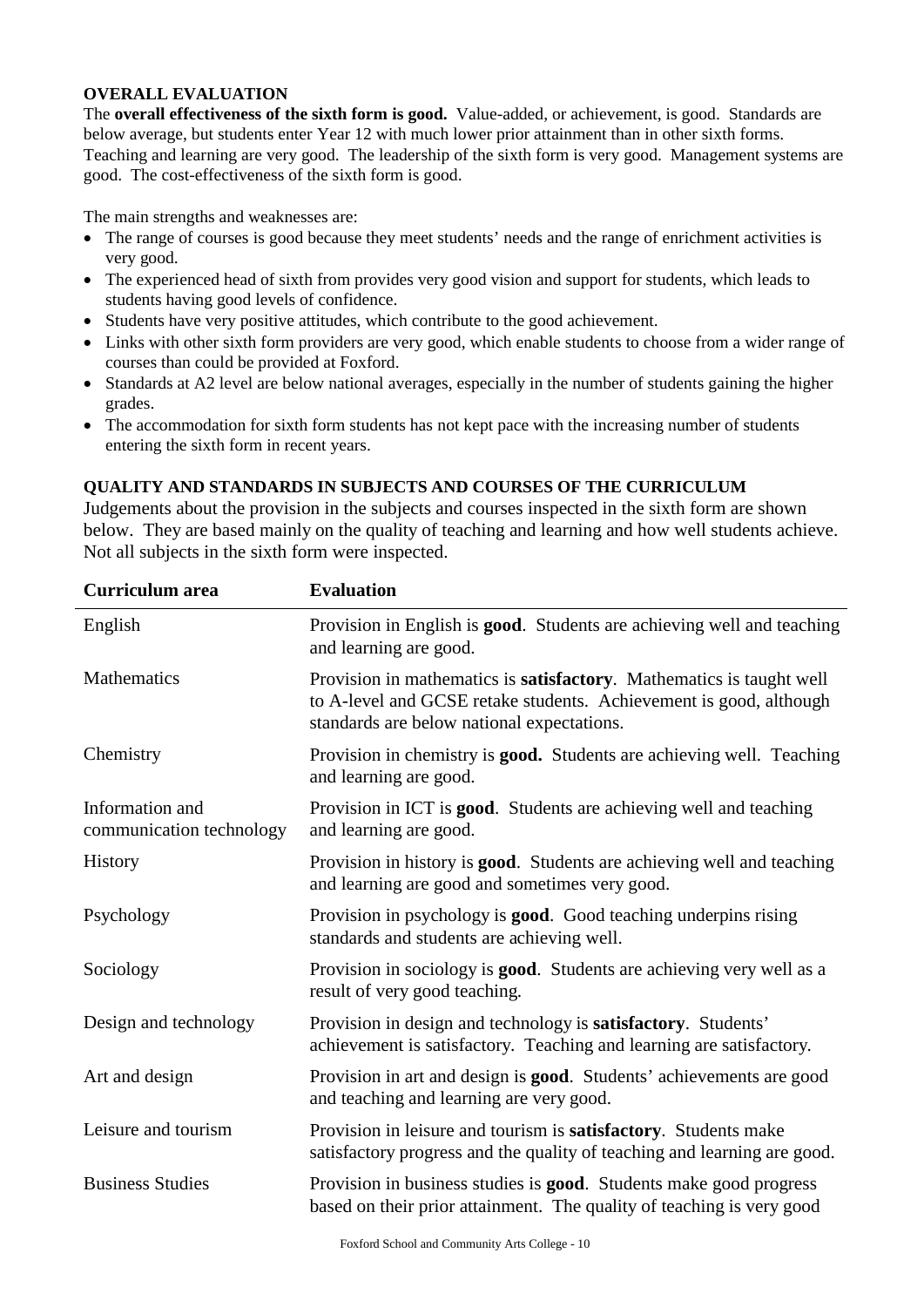### OVERALL EVALUATION

The **overall effectiveness of the sixth form is good.** Value-added, or achievement, is good. Standards are below average, but students enter Year 12 with much lower prior attainment than in other sixth forms. Teaching and learning are very good. The leadership of the sixth form is very good. Management systems are good. The cost-effectiveness of the sixth form is good.

The main strengths and weaknesses are:

- The range of courses is good because they meet students' needs and the range of enrichment activities is very good.
- The experienced head of sixth from provides very good vision and support for students, which leads to students having good levels of confidence.
- Students have very positive attitudes, which contribute to the good achievement.
- Links with other sixth form providers are very good, which enable students to choose from a wider range of courses than could be provided at Foxford.
- Standards at A2 level are below national averages, especially in the number of students gaining the higher grades.
- The accommodation for sixth form students has not kept pace with the increasing number of students entering the sixth form in recent years.

### QUALITY AND STANDARDS IN SUBJECTS AND COURSES OF THE CURRICULUM

Judgements about the provision in the subjects and courses inspected in the sixth form are shown below. They are based mainly on the quality of teaching and learning and how well students achieve. Not all subjects in the sixth form were inspected.

| Curriculum area | Evaluation |
|---|---|
| English | Provision in English is **good**. Students are achieving well and teaching and learning are good. |
| Mathematics | Provision in mathematics is **satisfactory**. Mathematics is taught well to A-level and GCSE retake students. Achievement is good, although standards are below national expectations. |
| Chemistry | Provision in chemistry is **good.** Students are achieving well. Teaching and learning are good. |
| Information and communication technology | Provision in ICT is **good**. Students are achieving well and teaching and learning are good. |
| History | Provision in history is **good**. Students are achieving well and teaching and learning are good and sometimes very good. |
| Psychology | Provision in psychology is **good**. Good teaching underpins rising standards and students are achieving well. |
| Sociology | Provision in sociology is **good**. Students are achieving very well as a result of very good teaching. |
| Design and technology | Provision in design and technology is **satisfactory**. Students' achievement is satisfactory. Teaching and learning are satisfactory. |
| Art and design | Provision in art and design is **good**. Students' achievements are good and teaching and learning are very good. |
| Leisure and tourism | Provision in leisure and tourism is **satisfactory**. Students make satisfactory progress and the quality of teaching and learning are good. |
| Business Studies | Provision in business studies is **good**. Students make good progress based on their prior attainment. The quality of teaching is very good |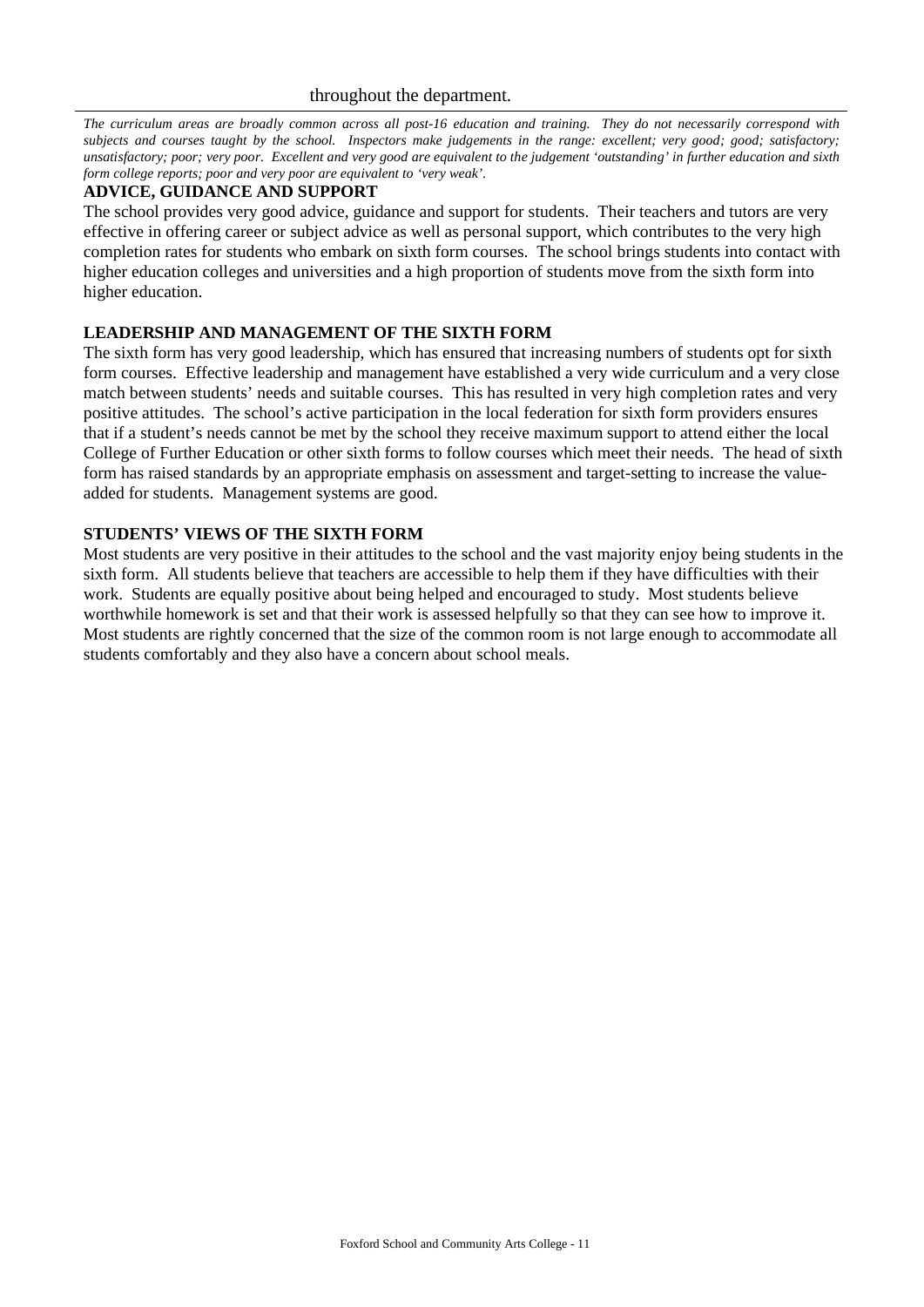throughout the department.

*The curriculum areas are broadly common across all post-16 education and training. They do not necessarily correspond with subjects and courses taught by the school. Inspectors make judgements in the range: excellent; very good; good; satisfactory; unsatisfactory; poor; very poor. Excellent and very good are equivalent to the judgement 'outstanding' in further education and sixth form college reports; poor and very poor are equivalent to 'very weak'.*

**ADVICE, GUIDANCE AND SUPPORT**

The school provides very good advice, guidance and support for students. Their teachers and tutors are very effective in offering career or subject advice as well as personal support, which contributes to the very high completion rates for students who embark on sixth form courses. The school brings students into contact with higher education colleges and universities and a high proportion of students move from the sixth form into higher education.

**LEADERSHIP AND MANAGEMENT OF THE SIXTH FORM**

The sixth form has very good leadership, which has ensured that increasing numbers of students opt for sixth form courses. Effective leadership and management have established a very wide curriculum and a very close match between students' needs and suitable courses. This has resulted in very high completion rates and very positive attitudes. The school's active participation in the local federation for sixth form providers ensures that if a student's needs cannot be met by the school they receive maximum support to attend either the local College of Further Education or other sixth forms to follow courses which meet their needs. The head of sixth form has raised standards by an appropriate emphasis on assessment and target-setting to increase the value-added for students. Management systems are good.

**STUDENTS' VIEWS OF THE SIXTH FORM**

Most students are very positive in their attitudes to the school and the vast majority enjoy being students in the sixth form. All students believe that teachers are accessible to help them if they have difficulties with their work. Students are equally positive about being helped and encouraged to study. Most students believe worthwhile homework is set and that their work is assessed helpfully so that they can see how to improve it. Most students are rightly concerned that the size of the common room is not large enough to accommodate all students comfortably and they also have a concern about school meals.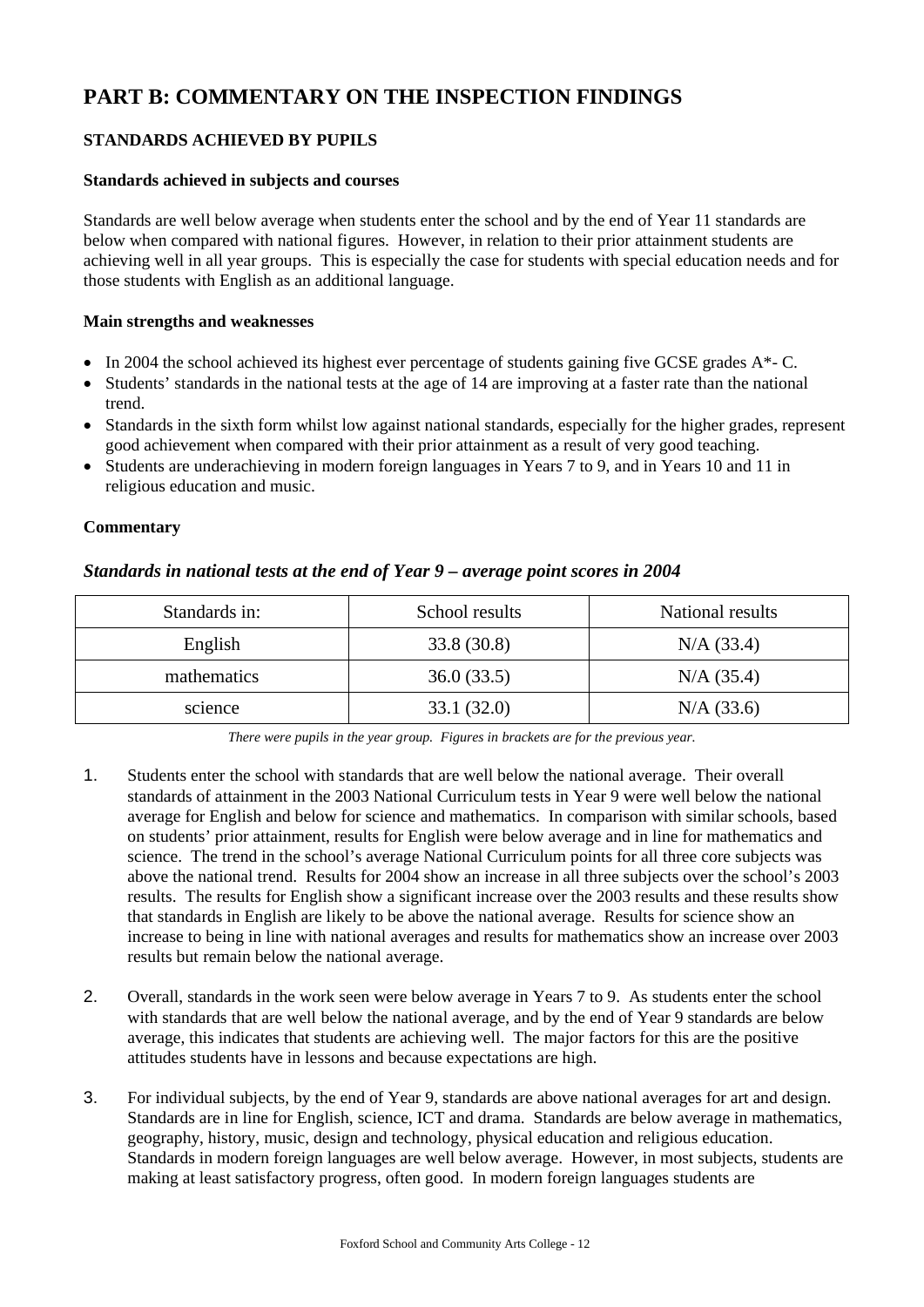# PART B: COMMENTARY ON THE INSPECTION FINDINGS

### STANDARDS ACHIEVED BY PUPILS

#### Standards achieved in subjects and courses

Standards are well below average when students enter the school and by the end of Year 11 standards are below when compared with national figures. However, in relation to their prior attainment students are achieving well in all year groups. This is especially the case for students with special education needs and for those students with English as an additional language.

#### Main strengths and weaknesses

- In 2004 the school achieved its highest ever percentage of students gaining five GCSE grades A*- C.
- Students' standards in the national tests at the age of 14 are improving at a faster rate than the national trend.
- Standards in the sixth form whilst low against national standards, especially for the higher grades, represent good achievement when compared with their prior attainment as a result of very good teaching.
- Students are underachieving in modern foreign languages in Years 7 to 9, and in Years 10 and 11 in religious education and music.

#### Commentary

### *Standards in national tests at the end of Year 9 – average point scores in 2004*

| Standards in: | School results | National results |
|---|---|---|
| English | 33.8 (30.8) | N/A (33.4) |
| mathematics | 36.0 (33.5) | N/A (35.4) |
| science | 33.1 (32.0) | N/A (33.6) |

*There were pupils in the year group. Figures in brackets are for the previous year.*

1. Students enter the school with standards that are well below the national average. Their overall standards of attainment in the 2003 National Curriculum tests in Year 9 were well below the national average for English and below for science and mathematics. In comparison with similar schools, based on students' prior attainment, results for English were below average and in line for mathematics and science. The trend in the school's average National Curriculum points for all three core subjects was above the national trend. Results for 2004 show an increase in all three subjects over the school's 2003 results. The results for English show a significant increase over the 2003 results and these results show that standards in English are likely to be above the national average. Results for science show an increase to being in line with national averages and results for mathematics show an increase over 2003 results but remain below the national average.

2. Overall, standards in the work seen were below average in Years 7 to 9. As students enter the school with standards that are well below the national average, and by the end of Year 9 standards are below average, this indicates that students are achieving well. The major factors for this are the positive attitudes students have in lessons and because expectations are high.

3. For individual subjects, by the end of Year 9, standards are above national averages for art and design. Standards are in line for English, science, ICT and drama. Standards are below average in mathematics, geography, history, music, design and technology, physical education and religious education. Standards in modern foreign languages are well below average. However, in most subjects, students are making at least satisfactory progress, often good. In modern foreign languages students are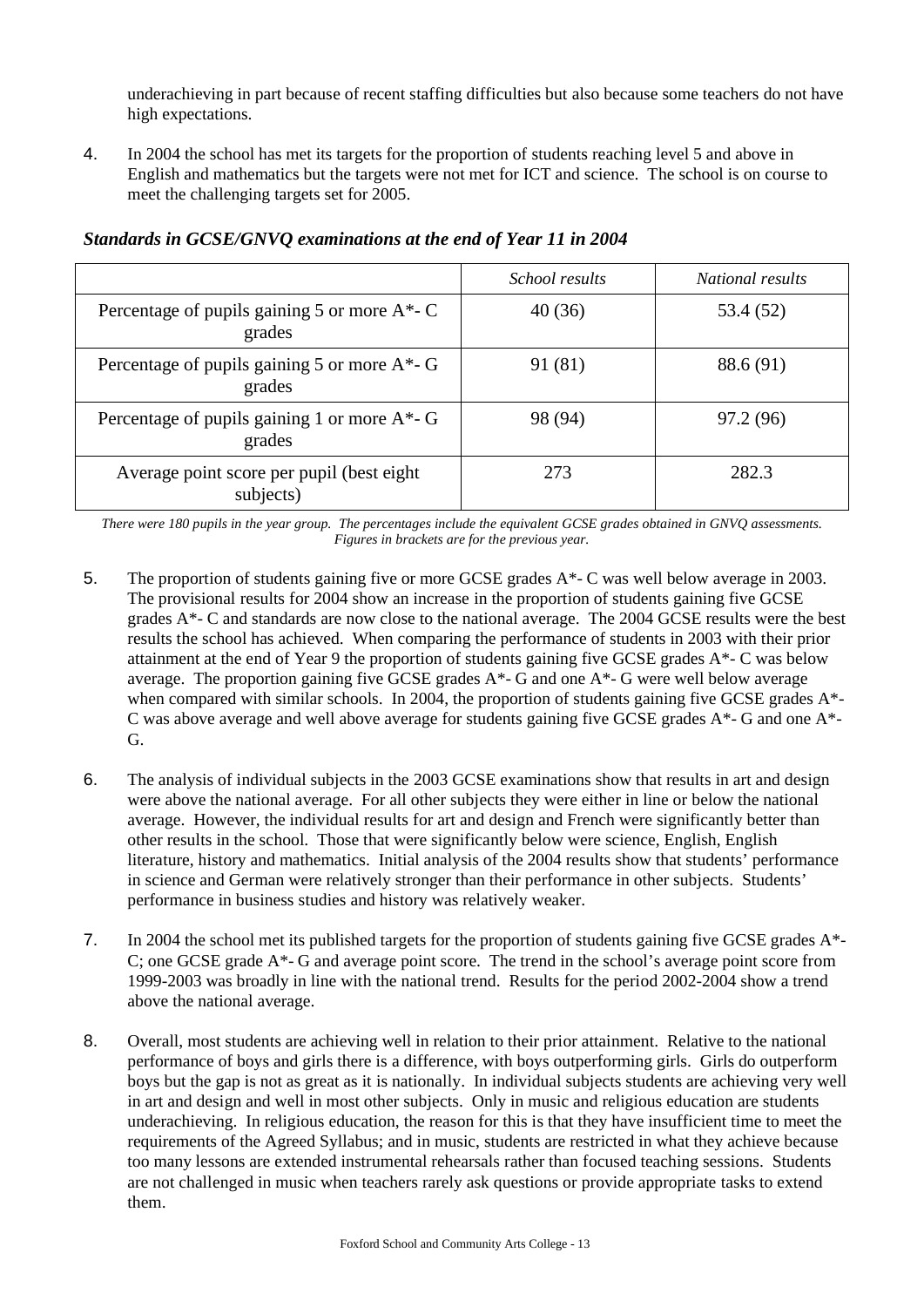underachieving in part because of recent staffing difficulties but also because some teachers do not have high expectations.

4. In 2004 the school has met its targets for the proportion of students reaching level 5 and above in English and mathematics but the targets were not met for ICT and science. The school is on course to meet the challenging targets set for 2005.

### *Standards in GCSE/GNVQ examinations at the end of Year 11 in 2004*

| | *School results* | *National results* |
|---|---|---|
| Percentage of pupils gaining 5 or more A*- C grades | 40 (36) | 53.4 (52) |
| Percentage of pupils gaining 5 or more A*- G grades | 91 (81) | 88.6 (91) |
| Percentage of pupils gaining 1 or more A*- G grades | 98 (94) | 97.2 (96) |
| Average point score per pupil (best eight subjects) | 273 | 282.3 |

*There were 180 pupils in the year group. The percentages include the equivalent GCSE grades obtained in GNVQ assessments. Figures in brackets are for the previous year.*

5. The proportion of students gaining five or more GCSE grades A*- C was well below average in 2003. The provisional results for 2004 show an increase in the proportion of students gaining five GCSE grades A*- C and standards are now close to the national average. The 2004 GCSE results were the best results the school has achieved. When comparing the performance of students in 2003 with their prior attainment at the end of Year 9 the proportion of students gaining five GCSE grades A*- C was below average. The proportion gaining five GCSE grades A*- G and one A*- G were well below average when compared with similar schools. In 2004, the proportion of students gaining five GCSE grades A*- C was above average and well above average for students gaining five GCSE grades A*- G and one A*- G.

6. The analysis of individual subjects in the 2003 GCSE examinations show that results in art and design were above the national average. For all other subjects they were either in line or below the national average. However, the individual results for art and design and French were significantly better than other results in the school. Those that were significantly below were science, English, English literature, history and mathematics. Initial analysis of the 2004 results show that students' performance in science and German were relatively stronger than their performance in other subjects. Students' performance in business studies and history was relatively weaker.

7. In 2004 the school met its published targets for the proportion of students gaining five GCSE grades A*- C; one GCSE grade A*- G and average point score. The trend in the school's average point score from 1999-2003 was broadly in line with the national trend. Results for the period 2002-2004 show a trend above the national average.

8. Overall, most students are achieving well in relation to their prior attainment. Relative to the national performance of boys and girls there is a difference, with boys outperforming girls. Girls do outperform boys but the gap is not as great as it is nationally. In individual subjects students are achieving very well in art and design and well in most other subjects. Only in music and religious education are students underachieving. In religious education, the reason for this is that they have insufficient time to meet the requirements of the Agreed Syllabus; and in music, students are restricted in what they achieve because too many lessons are extended instrumental rehearsals rather than focused teaching sessions. Students are not challenged in music when teachers rarely ask questions or provide appropriate tasks to extend them.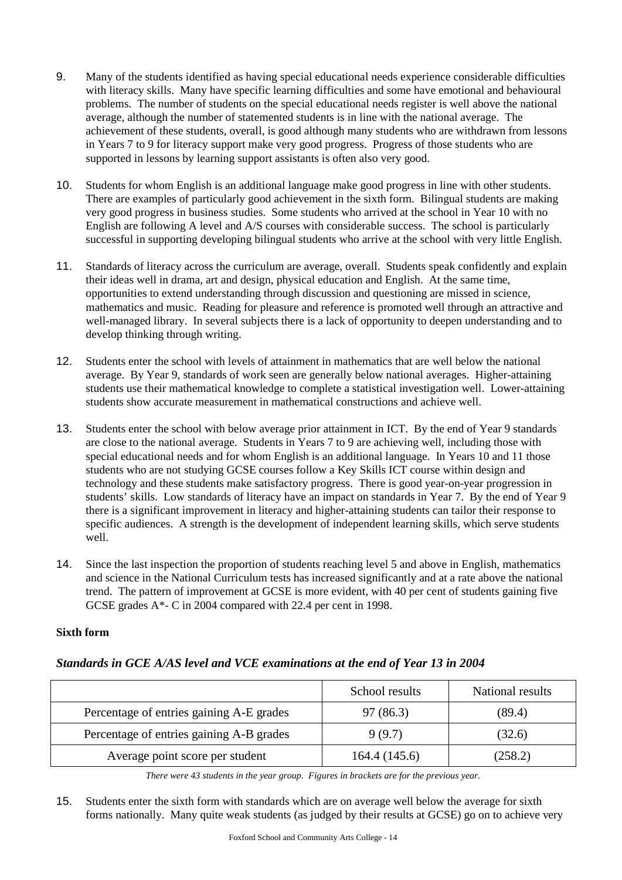9. Many of the students identified as having special educational needs experience considerable difficulties with literacy skills. Many have specific learning difficulties and some have emotional and behavioural problems. The number of students on the special educational needs register is well above the national average, although the number of statemented students is in line with the national average. The achievement of these students, overall, is good although many students who are withdrawn from lessons in Years 7 to 9 for literacy support make very good progress. Progress of those students who are supported in lessons by learning support assistants is often also very good.

10. Students for whom English is an additional language make good progress in line with other students. There are examples of particularly good achievement in the sixth form. Bilingual students are making very good progress in business studies. Some students who arrived at the school in Year 10 with no English are following A level and A/S courses with considerable success. The school is particularly successful in supporting developing bilingual students who arrive at the school with very little English.

11. Standards of literacy across the curriculum are average, overall. Students speak confidently and explain their ideas well in drama, art and design, physical education and English. At the same time, opportunities to extend understanding through discussion and questioning are missed in science, mathematics and music. Reading for pleasure and reference is promoted well through an attractive and well-managed library. In several subjects there is a lack of opportunity to deepen understanding and to develop thinking through writing.

12. Students enter the school with levels of attainment in mathematics that are well below the national average. By Year 9, standards of work seen are generally below national averages. Higher-attaining students use their mathematical knowledge to complete a statistical investigation well. Lower-attaining students show accurate measurement in mathematical constructions and achieve well.

13. Students enter the school with below average prior attainment in ICT. By the end of Year 9 standards are close to the national average. Students in Years 7 to 9 are achieving well, including those with special educational needs and for whom English is an additional language. In Years 10 and 11 those students who are not studying GCSE courses follow a Key Skills ICT course within design and technology and these students make satisfactory progress. There is good year-on-year progression in students' skills. Low standards of literacy have an impact on standards in Year 7. By the end of Year 9 there is a significant improvement in literacy and higher-attaining students can tailor their response to specific audiences. A strength is the development of independent learning skills, which serve students well.

14. Since the last inspection the proportion of students reaching level 5 and above in English, mathematics and science in the National Curriculum tests has increased significantly and at a rate above the national trend. The pattern of improvement at GCSE is more evident, with 40 per cent of students gaining five GCSE grades A*- C in 2004 compared with 22.4 per cent in 1998.

**Sixth form**

***Standards in GCE A/AS level and VCE examinations at the end of Year 13 in 2004***

| | School results | National results |
|---|---|---|
| Percentage of entries gaining A-E grades | 97 (86.3) | (89.4) |
| Percentage of entries gaining A-B grades | 9 (9.7) | (32.6) |
| Average point score per student | 164.4 (145.6) | (258.2) |

*There were 43 students in the year group. Figures in brackets are for the previous year.*

15. Students enter the sixth form with standards which are on average well below the average for sixth forms nationally. Many quite weak students (as judged by their results at GCSE) go on to achieve very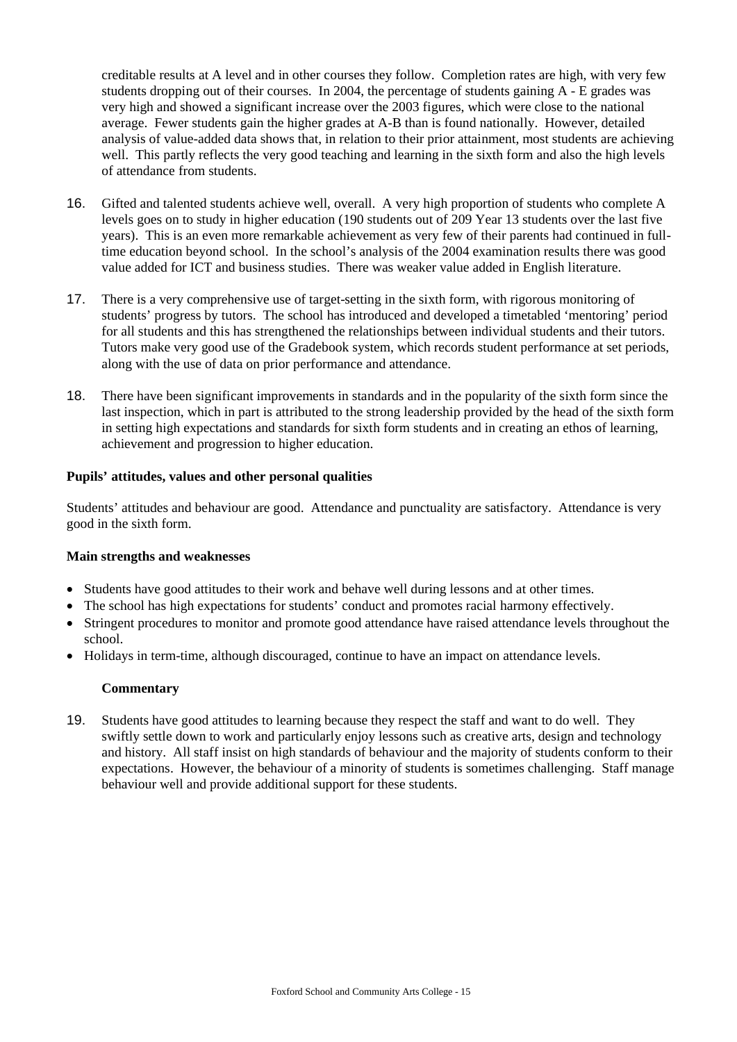creditable results at A level and in other courses they follow. Completion rates are high, with very few students dropping out of their courses. In 2004, the percentage of students gaining A - E grades was very high and showed a significant increase over the 2003 figures, which were close to the national average. Fewer students gain the higher grades at A-B than is found nationally. However, detailed analysis of value-added data shows that, in relation to their prior attainment, most students are achieving well. This partly reflects the very good teaching and learning in the sixth form and also the high levels of attendance from students.

16. Gifted and talented students achieve well, overall. A very high proportion of students who complete A levels goes on to study in higher education (190 students out of 209 Year 13 students over the last five years). This is an even more remarkable achievement as very few of their parents had continued in full-time education beyond school. In the school's analysis of the 2004 examination results there was good value added for ICT and business studies. There was weaker value added in English literature.

17. There is a very comprehensive use of target-setting in the sixth form, with rigorous monitoring of students' progress by tutors. The school has introduced and developed a timetabled 'mentoring' period for all students and this has strengthened the relationships between individual students and their tutors. Tutors make very good use of the Gradebook system, which records student performance at set periods, along with the use of data on prior performance and attendance.

18. There have been significant improvements in standards and in the popularity of the sixth form since the last inspection, which in part is attributed to the strong leadership provided by the head of the sixth form in setting high expectations and standards for sixth form students and in creating an ethos of learning, achievement and progression to higher education.

### Pupils' attitudes, values and other personal qualities

Students' attitudes and behaviour are good. Attendance and punctuality are satisfactory. Attendance is very good in the sixth form.

**Main strengths and weaknesses**

- Students have good attitudes to their work and behave well during lessons and at other times.
- The school has high expectations for students' conduct and promotes racial harmony effectively.
- Stringent procedures to monitor and promote good attendance have raised attendance levels throughout the school.
- Holidays in term-time, although discouraged, continue to have an impact on attendance levels.

**Commentary**

19. Students have good attitudes to learning because they respect the staff and want to do well. They swiftly settle down to work and particularly enjoy lessons such as creative arts, design and technology and history. All staff insist on high standards of behaviour and the majority of students conform to their expectations. However, the behaviour of a minority of students is sometimes challenging. Staff manage behaviour well and provide additional support for these students.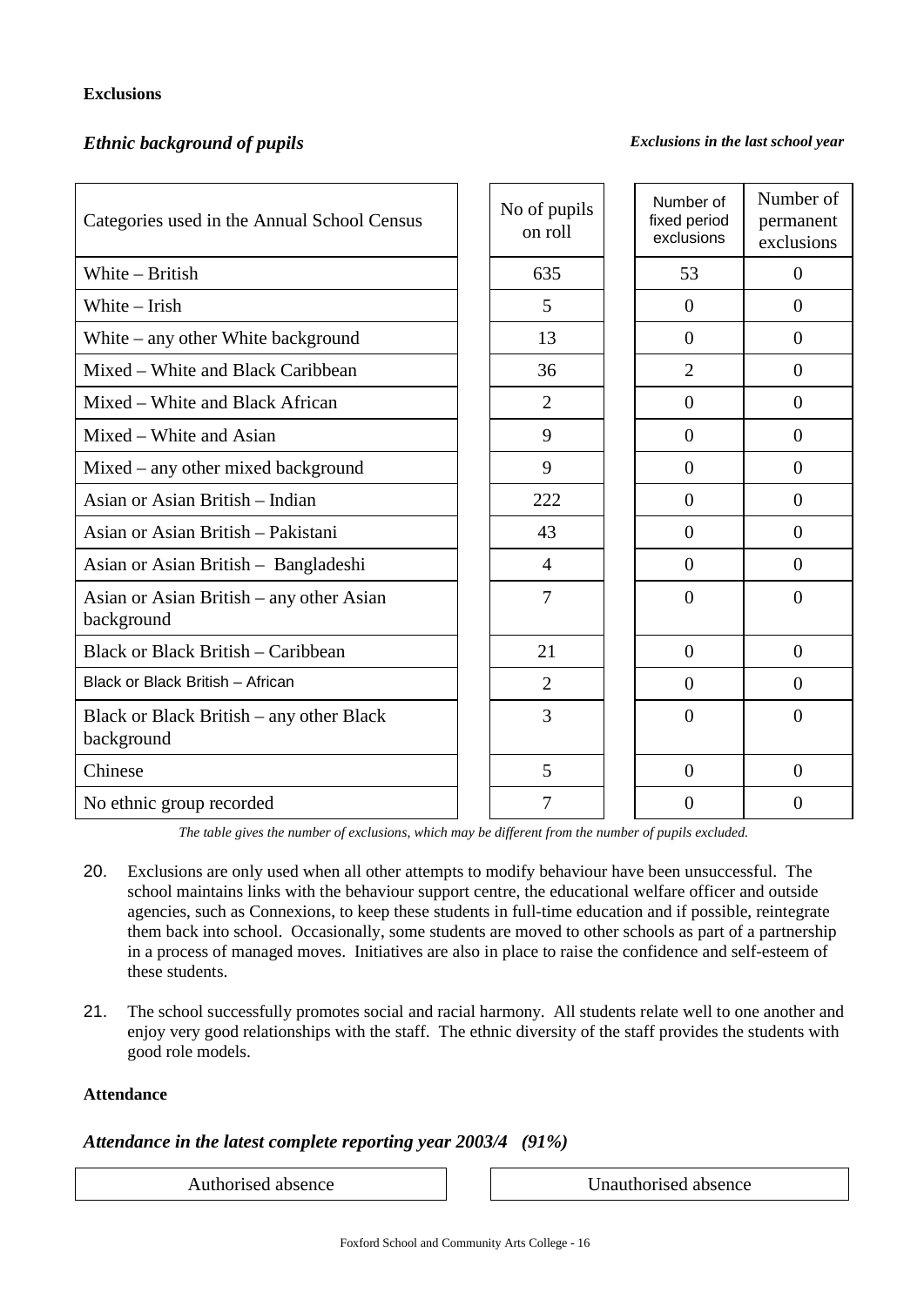**Exclusions**

***Ethnic background of pupils*** ***Exclusions in the last school year***

| Categories used in the Annual School Census | No of pupils on roll | Number of fixed period exclusions | Number of permanent exclusions |
|---|---|---|---|
| White – British | 635 | 53 | 0 |
| White – Irish | 5 | 0 | 0 |
| White – any other White background | 13 | 0 | 0 |
| Mixed – White and Black Caribbean | 36 | 2 | 0 |
| Mixed – White and Black African | 2 | 0 | 0 |
| Mixed – White and Asian | 9 | 0 | 0 |
| Mixed – any other mixed background | 9 | 0 | 0 |
| Asian or Asian British – Indian | 222 | 0 | 0 |
| Asian or Asian British – Pakistani | 43 | 0 | 0 |
| Asian or Asian British – Bangladeshi | 4 | 0 | 0 |
| Asian or Asian British – any other Asian background | 7 | 0 | 0 |
| Black or Black British – Caribbean | 21 | 0 | 0 |
| Black or Black British – African | 2 | 0 | 0 |
| Black or Black British – any other Black background | 3 | 0 | 0 |
| Chinese | 5 | 0 | 0 |
| No ethnic group recorded | 7 | 0 | 0 |

*The table gives the number of exclusions, which may be different from the number of pupils excluded.*

20. Exclusions are only used when all other attempts to modify behaviour have been unsuccessful. The school maintains links with the behaviour support centre, the educational welfare officer and outside agencies, such as Connexions, to keep these students in full-time education and if possible, reintegrate them back into school. Occasionally, some students are moved to other schools as part of a partnership in a process of managed moves. Initiatives are also in place to raise the confidence and self-esteem of these students.

21. The school successfully promotes social and racial harmony. All students relate well to one another and enjoy very good relationships with the staff. The ethnic diversity of the staff provides the students with good role models.

**Attendance**

***Attendance in the latest complete reporting year 2003/4 (91%)***

| Authorised absence | Unauthorised absence |
|---|---|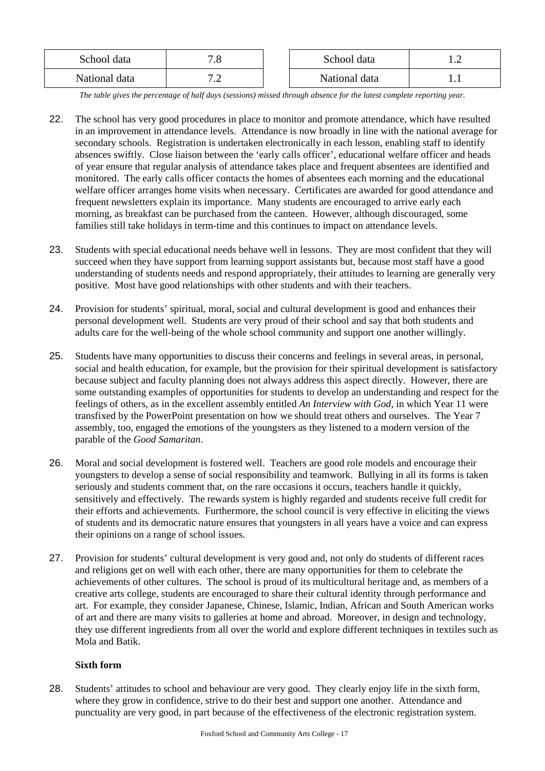| School data | 7.8 |
|---|---|
| National data | 7.2 |

| School data | 1.2 |
|---|---|
| National data | 1.1 |

*The table gives the percentage of half days (sessions) missed through absence for the latest complete reporting year.*

22. The school has very good procedures in place to monitor and promote attendance, which have resulted in an improvement in attendance levels. Attendance is now broadly in line with the national average for secondary schools. Registration is undertaken electronically in each lesson, enabling staff to identify absences swiftly. Close liaison between the 'early calls officer', educational welfare officer and heads of year ensure that regular analysis of attendance takes place and frequent absentees are identified and monitored. The early calls officer contacts the homes of absentees each morning and the educational welfare officer arranges home visits when necessary. Certificates are awarded for good attendance and frequent newsletters explain its importance. Many students are encouraged to arrive early each morning, as breakfast can be purchased from the canteen. However, although discouraged, some families still take holidays in term-time and this continues to impact on attendance levels.

23. Students with special educational needs behave well in lessons. They are most confident that they will succeed when they have support from learning support assistants but, because most staff have a good understanding of students needs and respond appropriately, their attitudes to learning are generally very positive. Most have good relationships with other students and with their teachers.

24. Provision for students' spiritual, moral, social and cultural development is good and enhances their personal development well. Students are very proud of their school and say that both students and adults care for the well-being of the whole school community and support one another willingly.

25. Students have many opportunities to discuss their concerns and feelings in several areas, in personal, social and health education, for example, but the provision for their spiritual development is satisfactory because subject and faculty planning does not always address this aspect directly. However, there are some outstanding examples of opportunities for students to develop an understanding and respect for the feelings of others, as in the excellent assembly entitled *An Interview with God*, in which Year 11 were transfixed by the PowerPoint presentation on how we should treat others and ourselves. The Year 7 assembly, too, engaged the emotions of the youngsters as they listened to a modern version of the parable of the *Good Samaritan*.

26. Moral and social development is fostered well. Teachers are good role models and encourage their youngsters to develop a sense of social responsibility and teamwork. Bullying in all its forms is taken seriously and students comment that, on the rare occasions it occurs, teachers handle it quickly, sensitively and effectively. The rewards system is highly regarded and students receive full credit for their efforts and achievements. Furthermore, the school council is very effective in eliciting the views of students and its democratic nature ensures that youngsters in all years have a voice and can express their opinions on a range of school issues.

27. Provision for students' cultural development is very good and, not only do students of different races and religions get on well with each other, there are many opportunities for them to celebrate the achievements of other cultures. The school is proud of its multicultural heritage and, as members of a creative arts college, students are encouraged to share their cultural identity through performance and art. For example, they consider Japanese, Chinese, Islamic, Indian, African and South American works of art and there are many visits to galleries at home and abroad. Moreover, in design and technology, they use different ingredients from all over the world and explore different techniques in textiles such as Mola and Batik.

**Sixth form**

28. Students' attitudes to school and behaviour are very good. They clearly enjoy life in the sixth form, where they grow in confidence, strive to do their best and support one another. Attendance and punctuality are very good, in part because of the effectiveness of the electronic registration system.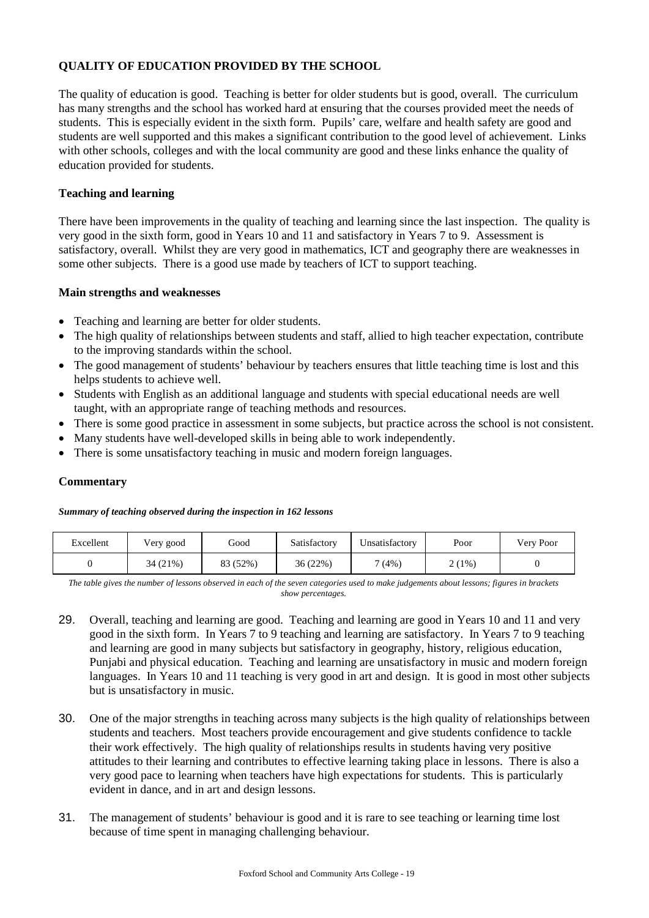## QUALITY OF EDUCATION PROVIDED BY THE SCHOOL

The quality of education is good. Teaching is better for older students but is good, overall. The curriculum has many strengths and the school has worked hard at ensuring that the courses provided meet the needs of students. This is especially evident in the sixth form. Pupils' care, welfare and health safety are good and students are well supported and this makes a significant contribution to the good level of achievement. Links with other schools, colleges and with the local community are good and these links enhance the quality of education provided for students.

### Teaching and learning

There have been improvements in the quality of teaching and learning since the last inspection. The quality is very good in the sixth form, good in Years 10 and 11 and satisfactory in Years 7 to 9. Assessment is satisfactory, overall. Whilst they are very good in mathematics, ICT and geography there are weaknesses in some other subjects. There is a good use made by teachers of ICT to support teaching.

### Main strengths and weaknesses

- Teaching and learning are better for older students.
- The high quality of relationships between students and staff, allied to high teacher expectation, contribute to the improving standards within the school.
- The good management of students' behaviour by teachers ensures that little teaching time is lost and this helps students to achieve well.
- Students with English as an additional language and students with special educational needs are well taught, with an appropriate range of teaching methods and resources.
- There is some good practice in assessment in some subjects, but practice across the school is not consistent.
- Many students have well-developed skills in being able to work independently.
- There is some unsatisfactory teaching in music and modern foreign languages.

### Commentary

***Summary of teaching observed during the inspection in 162 lessons***

| Excellent | Very good | Good | Satisfactory | Unsatisfactory | Poor | Very Poor |
|---|---|---|---|---|---|---|
| 0 | 34 (21%) | 83 (52%) | 36 (22%) | 7 (4%) | 2 (1%) | 0 |

*The table gives the number of lessons observed in each of the seven categories used to make judgements about lessons; figures in brackets show percentages.*

29. Overall, teaching and learning are good. Teaching and learning are good in Years 10 and 11 and very good in the sixth form. In Years 7 to 9 teaching and learning are satisfactory. In Years 7 to 9 teaching and learning are good in many subjects but satisfactory in geography, history, religious education, Punjabi and physical education. Teaching and learning are unsatisfactory in music and modern foreign languages. In Years 10 and 11 teaching is very good in art and design. It is good in most other subjects but is unsatisfactory in music.

30. One of the major strengths in teaching across many subjects is the high quality of relationships between students and teachers. Most teachers provide encouragement and give students confidence to tackle their work effectively. The high quality of relationships results in students having very positive attitudes to their learning and contributes to effective learning taking place in lessons. There is also a very good pace to learning when teachers have high expectations for students. This is particularly evident in dance, and in art and design lessons.

31. The management of students' behaviour is good and it is rare to see teaching or learning time lost because of time spent in managing challenging behaviour.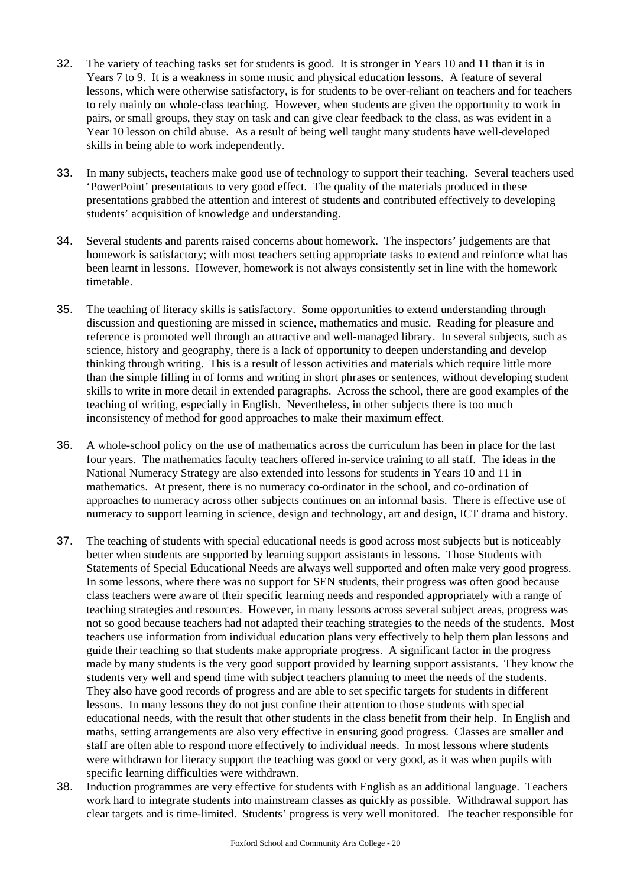32. The variety of teaching tasks set for students is good. It is stronger in Years 10 and 11 than it is in Years 7 to 9. It is a weakness in some music and physical education lessons. A feature of several lessons, which were otherwise satisfactory, is for students to be over-reliant on teachers and for teachers to rely mainly on whole-class teaching. However, when students are given the opportunity to work in pairs, or small groups, they stay on task and can give clear feedback to the class, as was evident in a Year 10 lesson on child abuse. As a result of being well taught many students have well-developed skills in being able to work independently.

33. In many subjects, teachers make good use of technology to support their teaching. Several teachers used 'PowerPoint' presentations to very good effect. The quality of the materials produced in these presentations grabbed the attention and interest of students and contributed effectively to developing students' acquisition of knowledge and understanding.

34. Several students and parents raised concerns about homework. The inspectors' judgements are that homework is satisfactory; with most teachers setting appropriate tasks to extend and reinforce what has been learnt in lessons. However, homework is not always consistently set in line with the homework timetable.

35. The teaching of literacy skills is satisfactory. Some opportunities to extend understanding through discussion and questioning are missed in science, mathematics and music. Reading for pleasure and reference is promoted well through an attractive and well-managed library. In several subjects, such as science, history and geography, there is a lack of opportunity to deepen understanding and develop thinking through writing. This is a result of lesson activities and materials which require little more than the simple filling in of forms and writing in short phrases or sentences, without developing student skills to write in more detail in extended paragraphs. Across the school, there are good examples of the teaching of writing, especially in English. Nevertheless, in other subjects there is too much inconsistency of method for good approaches to make their maximum effect.

36. A whole-school policy on the use of mathematics across the curriculum has been in place for the last four years. The mathematics faculty teachers offered in-service training to all staff. The ideas in the National Numeracy Strategy are also extended into lessons for students in Years 10 and 11 in mathematics. At present, there is no numeracy co-ordinator in the school, and co-ordination of approaches to numeracy across other subjects continues on an informal basis. There is effective use of numeracy to support learning in science, design and technology, art and design, ICT drama and history.

37. The teaching of students with special educational needs is good across most subjects but is noticeably better when students are supported by learning support assistants in lessons. Those Students with Statements of Special Educational Needs are always well supported and often make very good progress. In some lessons, where there was no support for SEN students, their progress was often good because class teachers were aware of their specific learning needs and responded appropriately with a range of teaching strategies and resources. However, in many lessons across several subject areas, progress was not so good because teachers had not adapted their teaching strategies to the needs of the students. Most teachers use information from individual education plans very effectively to help them plan lessons and guide their teaching so that students make appropriate progress. A significant factor in the progress made by many students is the very good support provided by learning support assistants. They know the students very well and spend time with subject teachers planning to meet the needs of the students. They also have good records of progress and are able to set specific targets for students in different lessons. In many lessons they do not just confine their attention to those students with special educational needs, with the result that other students in the class benefit from their help. In English and maths, setting arrangements are also very effective in ensuring good progress. Classes are smaller and staff are often able to respond more effectively to individual needs. In most lessons where students were withdrawn for literacy support the teaching was good or very good, as it was when pupils with specific learning difficulties were withdrawn.

38. Induction programmes are very effective for students with English as an additional language. Teachers work hard to integrate students into mainstream classes as quickly as possible. Withdrawal support has clear targets and is time-limited. Students' progress is very well monitored. The teacher responsible for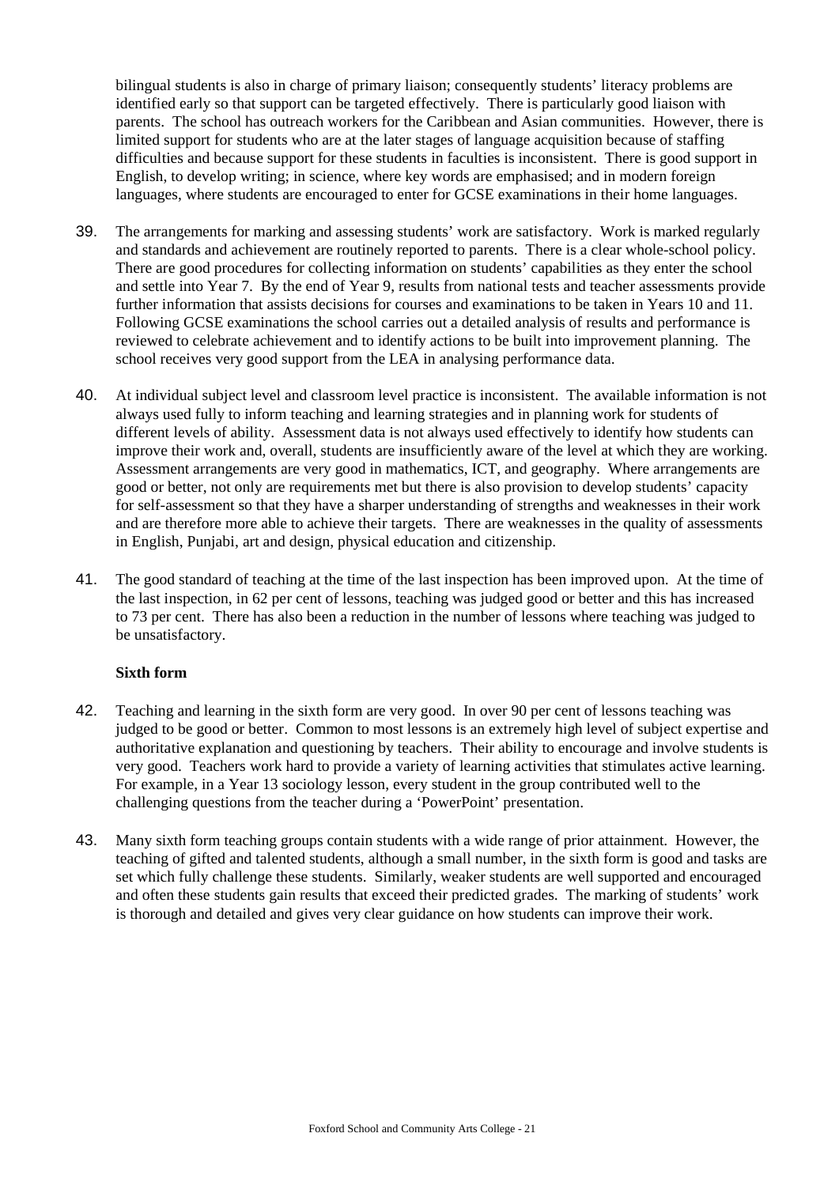bilingual students is also in charge of primary liaison; consequently students' literacy problems are identified early so that support can be targeted effectively. There is particularly good liaison with parents. The school has outreach workers for the Caribbean and Asian communities. However, there is limited support for students who are at the later stages of language acquisition because of staffing difficulties and because support for these students in faculties is inconsistent. There is good support in English, to develop writing; in science, where key words are emphasised; and in modern foreign languages, where students are encouraged to enter for GCSE examinations in their home languages.

39. The arrangements for marking and assessing students' work are satisfactory. Work is marked regularly and standards and achievement are routinely reported to parents. There is a clear whole-school policy. There are good procedures for collecting information on students' capabilities as they enter the school and settle into Year 7. By the end of Year 9, results from national tests and teacher assessments provide further information that assists decisions for courses and examinations to be taken in Years 10 and 11. Following GCSE examinations the school carries out a detailed analysis of results and performance is reviewed to celebrate achievement and to identify actions to be built into improvement planning. The school receives very good support from the LEA in analysing performance data.

40. At individual subject level and classroom level practice is inconsistent. The available information is not always used fully to inform teaching and learning strategies and in planning work for students of different levels of ability. Assessment data is not always used effectively to identify how students can improve their work and, overall, students are insufficiently aware of the level at which they are working. Assessment arrangements are very good in mathematics, ICT, and geography. Where arrangements are good or better, not only are requirements met but there is also provision to develop students' capacity for self-assessment so that they have a sharper understanding of strengths and weaknesses in their work and are therefore more able to achieve their targets. There are weaknesses in the quality of assessments in English, Punjabi, art and design, physical education and citizenship.

41. The good standard of teaching at the time of the last inspection has been improved upon. At the time of the last inspection, in 62 per cent of lessons, teaching was judged good or better and this has increased to 73 per cent. There has also been a reduction in the number of lessons where teaching was judged to be unsatisfactory.

**Sixth form**

42. Teaching and learning in the sixth form are very good. In over 90 per cent of lessons teaching was judged to be good or better. Common to most lessons is an extremely high level of subject expertise and authoritative explanation and questioning by teachers. Their ability to encourage and involve students is very good. Teachers work hard to provide a variety of learning activities that stimulates active learning. For example, in a Year 13 sociology lesson, every student in the group contributed well to the challenging questions from the teacher during a 'PowerPoint' presentation.

43. Many sixth form teaching groups contain students with a wide range of prior attainment. However, the teaching of gifted and talented students, although a small number, in the sixth form is good and tasks are set which fully challenge these students. Similarly, weaker students are well supported and encouraged and often these students gain results that exceed their predicted grades. The marking of students' work is thorough and detailed and gives very clear guidance on how students can improve their work.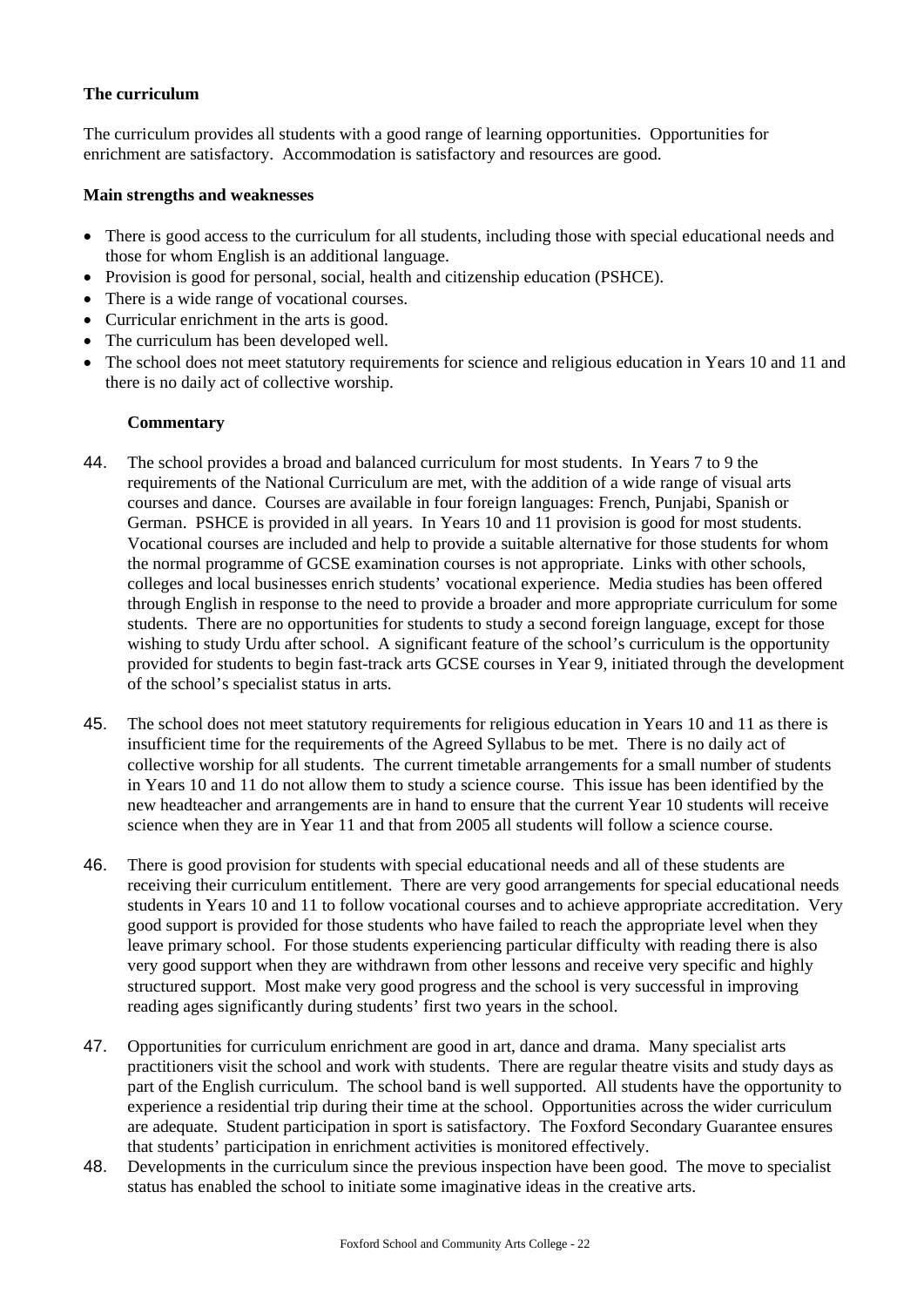### The curriculum

The curriculum provides all students with a good range of learning opportunities. Opportunities for enrichment are satisfactory. Accommodation is satisfactory and resources are good.

#### Main strengths and weaknesses

- There is good access to the curriculum for all students, including those with special educational needs and those for whom English is an additional language.
- Provision is good for personal, social, health and citizenship education (PSHCE).
- There is a wide range of vocational courses.
- Curricular enrichment in the arts is good.
- The curriculum has been developed well.
- The school does not meet statutory requirements for science and religious education in Years 10 and 11 and there is no daily act of collective worship.

#### Commentary

44. The school provides a broad and balanced curriculum for most students. In Years 7 to 9 the requirements of the National Curriculum are met, with the addition of a wide range of visual arts courses and dance. Courses are available in four foreign languages: French, Punjabi, Spanish or German. PSHCE is provided in all years. In Years 10 and 11 provision is good for most students. Vocational courses are included and help to provide a suitable alternative for those students for whom the normal programme of GCSE examination courses is not appropriate. Links with other schools, colleges and local businesses enrich students' vocational experience. Media studies has been offered through English in response to the need to provide a broader and more appropriate curriculum for some students. There are no opportunities for students to study a second foreign language, except for those wishing to study Urdu after school. A significant feature of the school's curriculum is the opportunity provided for students to begin fast-track arts GCSE courses in Year 9, initiated through the development of the school's specialist status in arts.

45. The school does not meet statutory requirements for religious education in Years 10 and 11 as there is insufficient time for the requirements of the Agreed Syllabus to be met. There is no daily act of collective worship for all students. The current timetable arrangements for a small number of students in Years 10 and 11 do not allow them to study a science course. This issue has been identified by the new headteacher and arrangements are in hand to ensure that the current Year 10 students will receive science when they are in Year 11 and that from 2005 all students will follow a science course.

46. There is good provision for students with special educational needs and all of these students are receiving their curriculum entitlement. There are very good arrangements for special educational needs students in Years 10 and 11 to follow vocational courses and to achieve appropriate accreditation. Very good support is provided for those students who have failed to reach the appropriate level when they leave primary school. For those students experiencing particular difficulty with reading there is also very good support when they are withdrawn from other lessons and receive very specific and highly structured support. Most make very good progress and the school is very successful in improving reading ages significantly during students' first two years in the school.

47. Opportunities for curriculum enrichment are good in art, dance and drama. Many specialist arts practitioners visit the school and work with students. There are regular theatre visits and study days as part of the English curriculum. The school band is well supported. All students have the opportunity to experience a residential trip during their time at the school. Opportunities across the wider curriculum are adequate. Student participation in sport is satisfactory. The Foxford Secondary Guarantee ensures that students' participation in enrichment activities is monitored effectively.

48. Developments in the curriculum since the previous inspection have been good. The move to specialist status has enabled the school to initiate some imaginative ideas in the creative arts.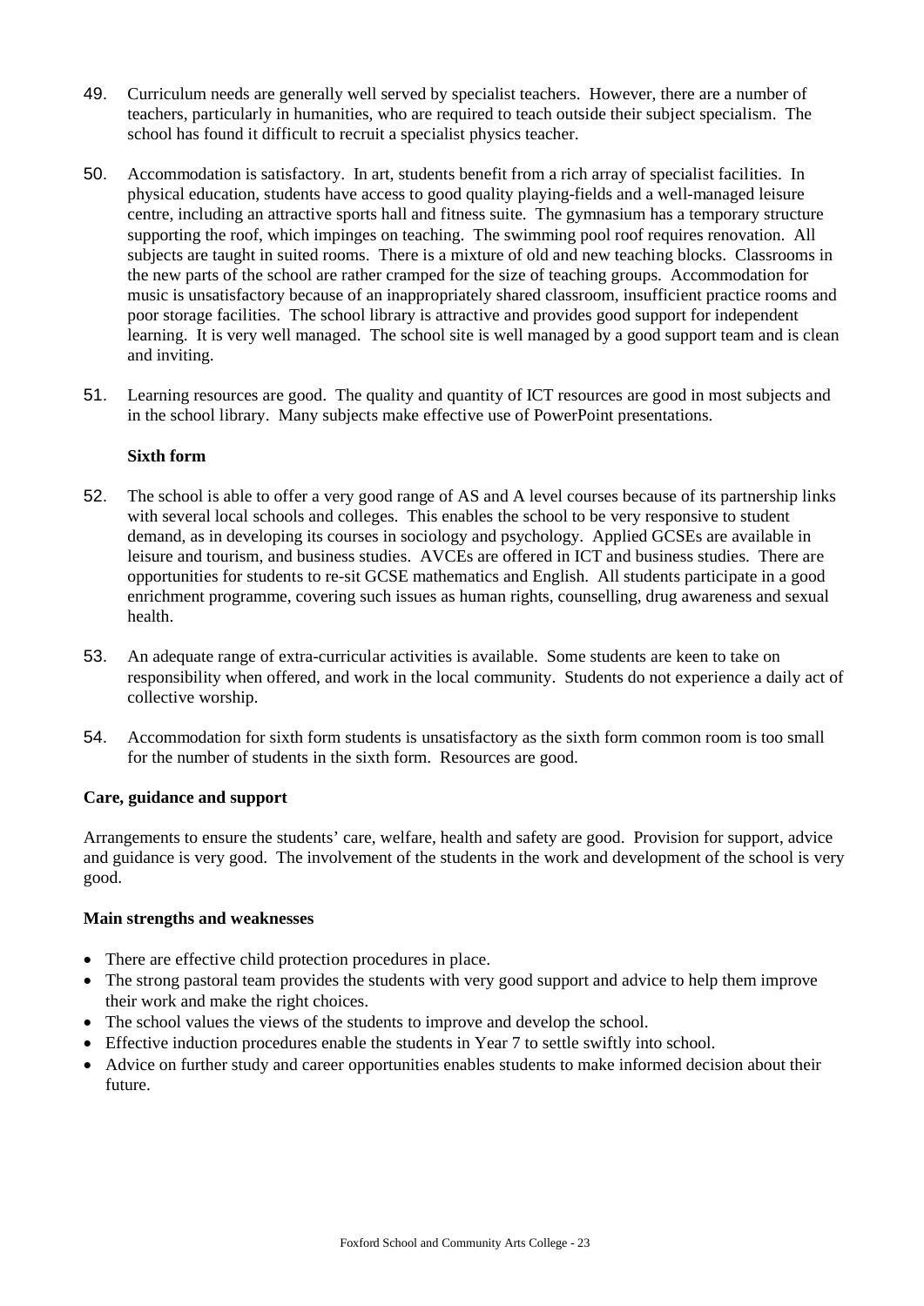49. Curriculum needs are generally well served by specialist teachers. However, there are a number of teachers, particularly in humanities, who are required to teach outside their subject specialism. The school has found it difficult to recruit a specialist physics teacher.

50. Accommodation is satisfactory. In art, students benefit from a rich array of specialist facilities. In physical education, students have access to good quality playing-fields and a well-managed leisure centre, including an attractive sports hall and fitness suite. The gymnasium has a temporary structure supporting the roof, which impinges on teaching. The swimming pool roof requires renovation. All subjects are taught in suited rooms. There is a mixture of old and new teaching blocks. Classrooms in the new parts of the school are rather cramped for the size of teaching groups. Accommodation for music is unsatisfactory because of an inappropriately shared classroom, insufficient practice rooms and poor storage facilities. The school library is attractive and provides good support for independent learning. It is very well managed. The school site is well managed by a good support team and is clean and inviting.

51. Learning resources are good. The quality and quantity of ICT resources are good in most subjects and in the school library. Many subjects make effective use of PowerPoint presentations.

**Sixth form**

52. The school is able to offer a very good range of AS and A level courses because of its partnership links with several local schools and colleges. This enables the school to be very responsive to student demand, as in developing its courses in sociology and psychology. Applied GCSEs are available in leisure and tourism, and business studies. AVCEs are offered in ICT and business studies. There are opportunities for students to re-sit GCSE mathematics and English. All students participate in a good enrichment programme, covering such issues as human rights, counselling, drug awareness and sexual health.

53. An adequate range of extra-curricular activities is available. Some students are keen to take on responsibility when offered, and work in the local community. Students do not experience a daily act of collective worship.

54. Accommodation for sixth form students is unsatisfactory as the sixth form common room is too small for the number of students in the sixth form. Resources are good.

**Care, guidance and support**

Arrangements to ensure the students' care, welfare, health and safety are good. Provision for support, advice and guidance is very good. The involvement of the students in the work and development of the school is very good.

**Main strengths and weaknesses**

- There are effective child protection procedures in place.
- The strong pastoral team provides the students with very good support and advice to help them improve their work and make the right choices.
- The school values the views of the students to improve and develop the school.
- Effective induction procedures enable the students in Year 7 to settle swiftly into school.
- Advice on further study and career opportunities enables students to make informed decision about their future.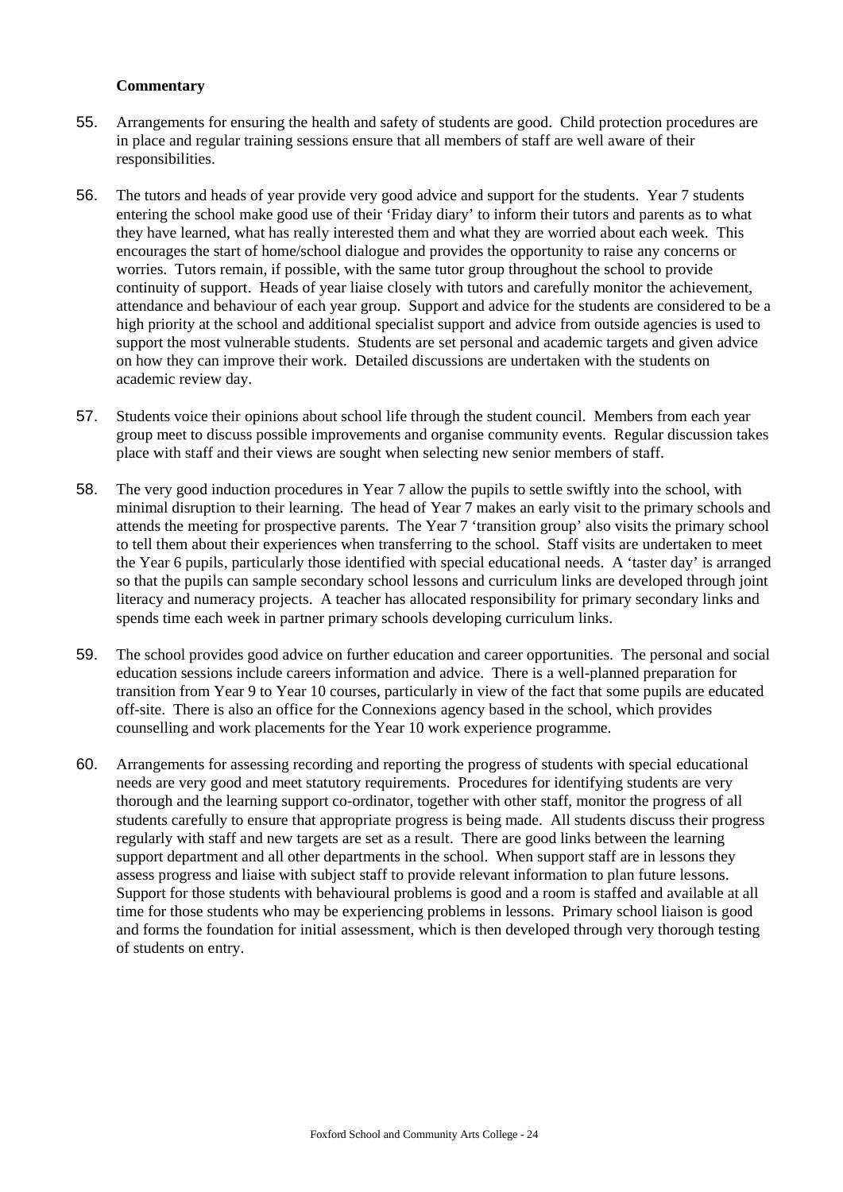**Commentary**

55. Arrangements for ensuring the health and safety of students are good. Child protection procedures are in place and regular training sessions ensure that all members of staff are well aware of their responsibilities.

56. The tutors and heads of year provide very good advice and support for the students. Year 7 students entering the school make good use of their 'Friday diary' to inform their tutors and parents as to what they have learned, what has really interested them and what they are worried about each week. This encourages the start of home/school dialogue and provides the opportunity to raise any concerns or worries. Tutors remain, if possible, with the same tutor group throughout the school to provide continuity of support. Heads of year liaise closely with tutors and carefully monitor the achievement, attendance and behaviour of each year group. Support and advice for the students are considered to be a high priority at the school and additional specialist support and advice from outside agencies is used to support the most vulnerable students. Students are set personal and academic targets and given advice on how they can improve their work. Detailed discussions are undertaken with the students on academic review day.

57. Students voice their opinions about school life through the student council. Members from each year group meet to discuss possible improvements and organise community events. Regular discussion takes place with staff and their views are sought when selecting new senior members of staff.

58. The very good induction procedures in Year 7 allow the pupils to settle swiftly into the school, with minimal disruption to their learning. The head of Year 7 makes an early visit to the primary schools and attends the meeting for prospective parents. The Year 7 'transition group' also visits the primary school to tell them about their experiences when transferring to the school. Staff visits are undertaken to meet the Year 6 pupils, particularly those identified with special educational needs. A 'taster day' is arranged so that the pupils can sample secondary school lessons and curriculum links are developed through joint literacy and numeracy projects. A teacher has allocated responsibility for primary secondary links and spends time each week in partner primary schools developing curriculum links.

59. The school provides good advice on further education and career opportunities. The personal and social education sessions include careers information and advice. There is a well-planned preparation for transition from Year 9 to Year 10 courses, particularly in view of the fact that some pupils are educated off-site. There is also an office for the Connexions agency based in the school, which provides counselling and work placements for the Year 10 work experience programme.

60. Arrangements for assessing recording and reporting the progress of students with special educational needs are very good and meet statutory requirements. Procedures for identifying students are very thorough and the learning support co-ordinator, together with other staff, monitor the progress of all students carefully to ensure that appropriate progress is being made. All students discuss their progress regularly with staff and new targets are set as a result. There are good links between the learning support department and all other departments in the school. When support staff are in lessons they assess progress and liaise with subject staff to provide relevant information to plan future lessons. Support for those students with behavioural problems is good and a room is staffed and available at all time for those students who may be experiencing problems in lessons. Primary school liaison is good and forms the foundation for initial assessment, which is then developed through very thorough testing of students on entry.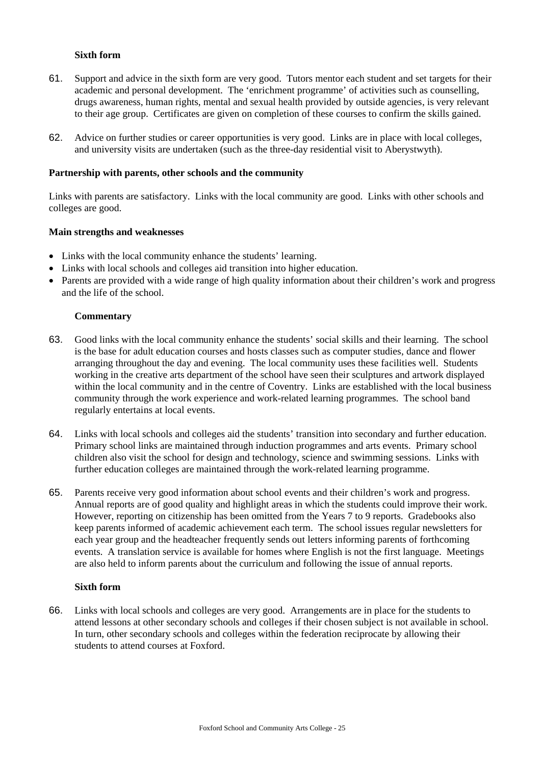**Sixth form**

61. Support and advice in the sixth form are very good. Tutors mentor each student and set targets for their academic and personal development. The 'enrichment programme' of activities such as counselling, drugs awareness, human rights, mental and sexual health provided by outside agencies, is very relevant to their age group. Certificates are given on completion of these courses to confirm the skills gained.

62. Advice on further studies or career opportunities is very good. Links are in place with local colleges, and university visits are undertaken (such as the three-day residential visit to Aberystwyth).

**Partnership with parents, other schools and the community**

Links with parents are satisfactory. Links with the local community are good. Links with other schools and colleges are good.

**Main strengths and weaknesses**

- Links with the local community enhance the students' learning.
- Links with local schools and colleges aid transition into higher education.
- Parents are provided with a wide range of high quality information about their children's work and progress and the life of the school.

**Commentary**

63. Good links with the local community enhance the students' social skills and their learning. The school is the base for adult education courses and hosts classes such as computer studies, dance and flower arranging throughout the day and evening. The local community uses these facilities well. Students working in the creative arts department of the school have seen their sculptures and artwork displayed within the local community and in the centre of Coventry. Links are established with the local business community through the work experience and work-related learning programmes. The school band regularly entertains at local events.

64. Links with local schools and colleges aid the students' transition into secondary and further education. Primary school links are maintained through induction programmes and arts events. Primary school children also visit the school for design and technology, science and swimming sessions. Links with further education colleges are maintained through the work-related learning programme.

65. Parents receive very good information about school events and their children's work and progress. Annual reports are of good quality and highlight areas in which the students could improve their work. However, reporting on citizenship has been omitted from the Years 7 to 9 reports. Gradebooks also keep parents informed of academic achievement each term. The school issues regular newsletters for each year group and the headteacher frequently sends out letters informing parents of forthcoming events. A translation service is available for homes where English is not the first language. Meetings are also held to inform parents about the curriculum and following the issue of annual reports.

**Sixth form**

66. Links with local schools and colleges are very good. Arrangements are in place for the students to attend lessons at other secondary schools and colleges if their chosen subject is not available in school. In turn, other secondary schools and colleges within the federation reciprocate by allowing their students to attend courses at Foxford.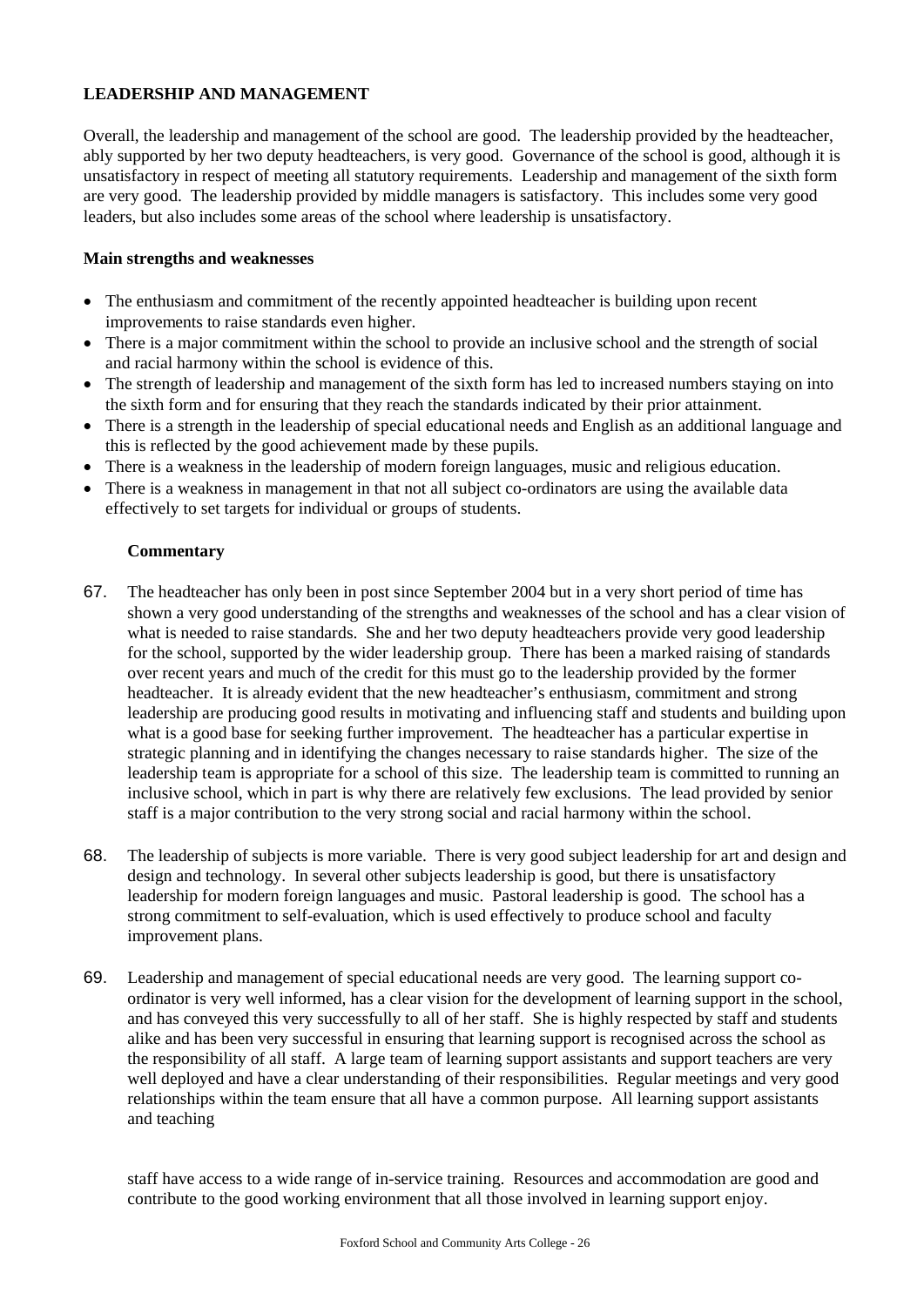## LEADERSHIP AND MANAGEMENT

Overall, the leadership and management of the school are good. The leadership provided by the headteacher, ably supported by her two deputy headteachers, is very good. Governance of the school is good, although it is unsatisfactory in respect of meeting all statutory requirements. Leadership and management of the sixth form are very good. The leadership provided by middle managers is satisfactory. This includes some very good leaders, but also includes some areas of the school where leadership is unsatisfactory.

### Main strengths and weaknesses

- The enthusiasm and commitment of the recently appointed headteacher is building upon recent improvements to raise standards even higher.
- There is a major commitment within the school to provide an inclusive school and the strength of social and racial harmony within the school is evidence of this.
- The strength of leadership and management of the sixth form has led to increased numbers staying on into the sixth form and for ensuring that they reach the standards indicated by their prior attainment.
- There is a strength in the leadership of special educational needs and English as an additional language and this is reflected by the good achievement made by these pupils.
- There is a weakness in the leadership of modern foreign languages, music and religious education.
- There is a weakness in management in that not all subject co-ordinators are using the available data effectively to set targets for individual or groups of students.

#### Commentary

67. The headteacher has only been in post since September 2004 but in a very short period of time has shown a very good understanding of the strengths and weaknesses of the school and has a clear vision of what is needed to raise standards. She and her two deputy headteachers provide very good leadership for the school, supported by the wider leadership group. There has been a marked raising of standards over recent years and much of the credit for this must go to the leadership provided by the former headteacher. It is already evident that the new headteacher's enthusiasm, commitment and strong leadership are producing good results in motivating and influencing staff and students and building upon what is a good base for seeking further improvement. The headteacher has a particular expertise in strategic planning and in identifying the changes necessary to raise standards higher. The size of the leadership team is appropriate for a school of this size. The leadership team is committed to running an inclusive school, which in part is why there are relatively few exclusions. The lead provided by senior staff is a major contribution to the very strong social and racial harmony within the school.

68. The leadership of subjects is more variable. There is very good subject leadership for art and design and design and technology. In several other subjects leadership is good, but there is unsatisfactory leadership for modern foreign languages and music. Pastoral leadership is good. The school has a strong commitment to self-evaluation, which is used effectively to produce school and faculty improvement plans.

69. Leadership and management of special educational needs are very good. The learning support co-ordinator is very well informed, has a clear vision for the development of learning support in the school, and has conveyed this very successfully to all of her staff. She is highly respected by staff and students alike and has been very successful in ensuring that learning support is recognised across the school as the responsibility of all staff. A large team of learning support assistants and support teachers are very well deployed and have a clear understanding of their responsibilities. Regular meetings and very good relationships within the team ensure that all have a common purpose. All learning support assistants and teaching staff have access to a wide range of in-service training. Resources and accommodation are good and contribute to the good working environment that all those involved in learning support enjoy.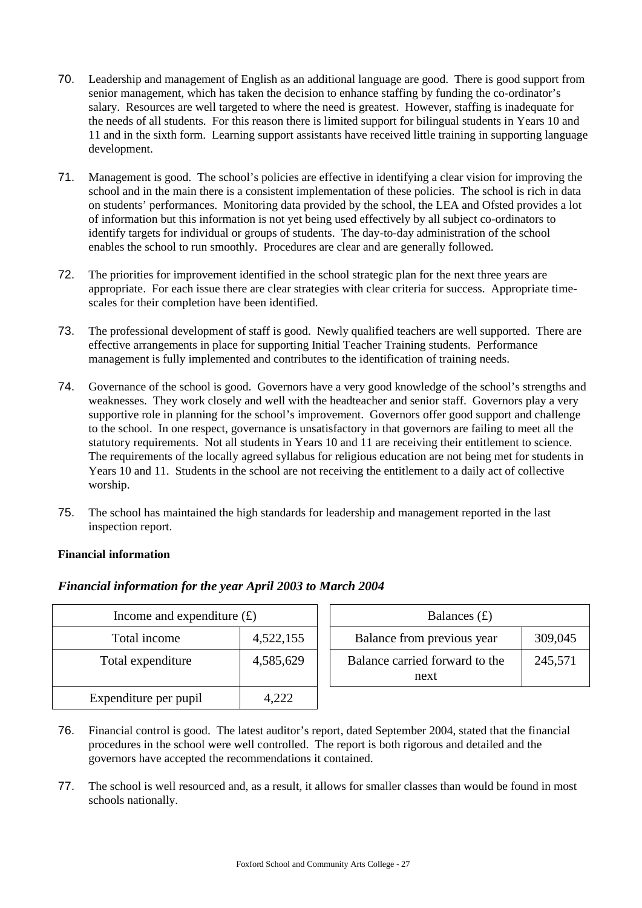70. Leadership and management of English as an additional language are good. There is good support from senior management, which has taken the decision to enhance staffing by funding the co-ordinator's salary. Resources are well targeted to where the need is greatest. However, staffing is inadequate for the needs of all students. For this reason there is limited support for bilingual students in Years 10 and 11 and in the sixth form. Learning support assistants have received little training in supporting language development.

71. Management is good. The school's policies are effective in identifying a clear vision for improving the school and in the main there is a consistent implementation of these policies. The school is rich in data on students' performances. Monitoring data provided by the school, the LEA and Ofsted provides a lot of information but this information is not yet being used effectively by all subject co-ordinators to identify targets for individual or groups of students. The day-to-day administration of the school enables the school to run smoothly. Procedures are clear and are generally followed.

72. The priorities for improvement identified in the school strategic plan for the next three years are appropriate. For each issue there are clear strategies with clear criteria for success. Appropriate time-scales for their completion have been identified.

73. The professional development of staff is good. Newly qualified teachers are well supported. There are effective arrangements in place for supporting Initial Teacher Training students. Performance management is fully implemented and contributes to the identification of training needs.

74. Governance of the school is good. Governors have a very good knowledge of the school's strengths and weaknesses. They work closely and well with the headteacher and senior staff. Governors play a very supportive role in planning for the school's improvement. Governors offer good support and challenge to the school. In one respect, governance is unsatisfactory in that governors are failing to meet all the statutory requirements. Not all students in Years 10 and 11 are receiving their entitlement to science. The requirements of the locally agreed syllabus for religious education are not being met for students in Years 10 and 11. Students in the school are not receiving the entitlement to a daily act of collective worship.

75. The school has maintained the high standards for leadership and management reported in the last inspection report.

**Financial information**

### *Financial information for the year April 2003 to March 2004*

| Income and expenditure (£) | |
|---|---|
| Total income | 4,522,155 |
| Total expenditure | 4,585,629 |
| Expenditure per pupil | 4,222 |

| Balances (£) | |
|---|---|
| Balance from previous year | 309,045 |
| Balance carried forward to the next | 245,571 |

76. Financial control is good. The latest auditor's report, dated September 2004, stated that the financial procedures in the school were well controlled. The report is both rigorous and detailed and the governors have accepted the recommendations it contained.

77. The school is well resourced and, as a result, it allows for smaller classes than would be found in most schools nationally.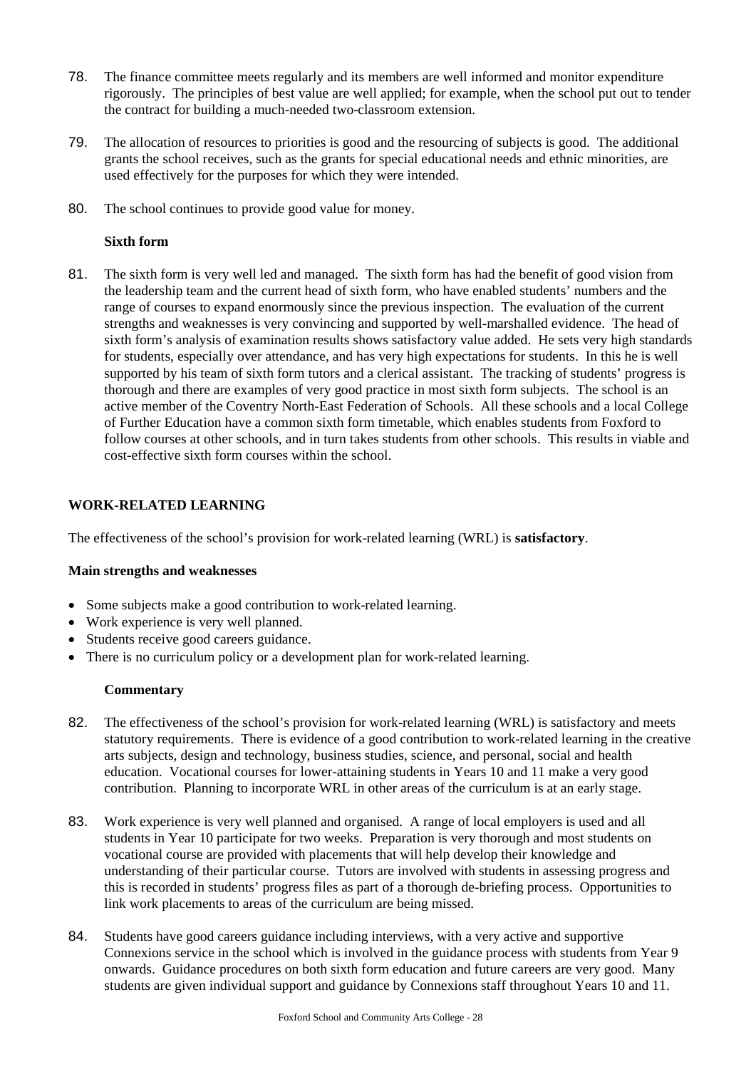78. The finance committee meets regularly and its members are well informed and monitor expenditure rigorously. The principles of best value are well applied; for example, when the school put out to tender the contract for building a much-needed two-classroom extension.

79. The allocation of resources to priorities is good and the resourcing of subjects is good. The additional grants the school receives, such as the grants for special educational needs and ethnic minorities, are used effectively for the purposes for which they were intended.

80. The school continues to provide good value for money.

**Sixth form**

81. The sixth form is very well led and managed. The sixth form has had the benefit of good vision from the leadership team and the current head of sixth form, who have enabled students' numbers and the range of courses to expand enormously since the previous inspection. The evaluation of the current strengths and weaknesses is very convincing and supported by well-marshalled evidence. The head of sixth form's analysis of examination results shows satisfactory value added. He sets very high standards for students, especially over attendance, and has very high expectations for students. In this he is well supported by his team of sixth form tutors and a clerical assistant. The tracking of students' progress is thorough and there are examples of very good practice in most sixth form subjects. The school is an active member of the Coventry North-East Federation of Schools. All these schools and a local College of Further Education have a common sixth form timetable, which enables students from Foxford to follow courses at other schools, and in turn takes students from other schools. This results in viable and cost-effective sixth form courses within the school.

## WORK-RELATED LEARNING

The effectiveness of the school's provision for work-related learning (WRL) is **satisfactory**.

**Main strengths and weaknesses**

- Some subjects make a good contribution to work-related learning.
- Work experience is very well planned.
- Students receive good careers guidance.
- There is no curriculum policy or a development plan for work-related learning.

**Commentary**

82. The effectiveness of the school's provision for work-related learning (WRL) is satisfactory and meets statutory requirements. There is evidence of a good contribution to work-related learning in the creative arts subjects, design and technology, business studies, science, and personal, social and health education. Vocational courses for lower-attaining students in Years 10 and 11 make a very good contribution. Planning to incorporate WRL in other areas of the curriculum is at an early stage.

83. Work experience is very well planned and organised. A range of local employers is used and all students in Year 10 participate for two weeks. Preparation is very thorough and most students on vocational course are provided with placements that will help develop their knowledge and understanding of their particular course. Tutors are involved with students in assessing progress and this is recorded in students' progress files as part of a thorough de-briefing process. Opportunities to link work placements to areas of the curriculum are being missed.

84. Students have good careers guidance including interviews, with a very active and supportive Connexions service in the school which is involved in the guidance process with students from Year 9 onwards. Guidance procedures on both sixth form education and future careers are very good. Many students are given individual support and guidance by Connexions staff throughout Years 10 and 11.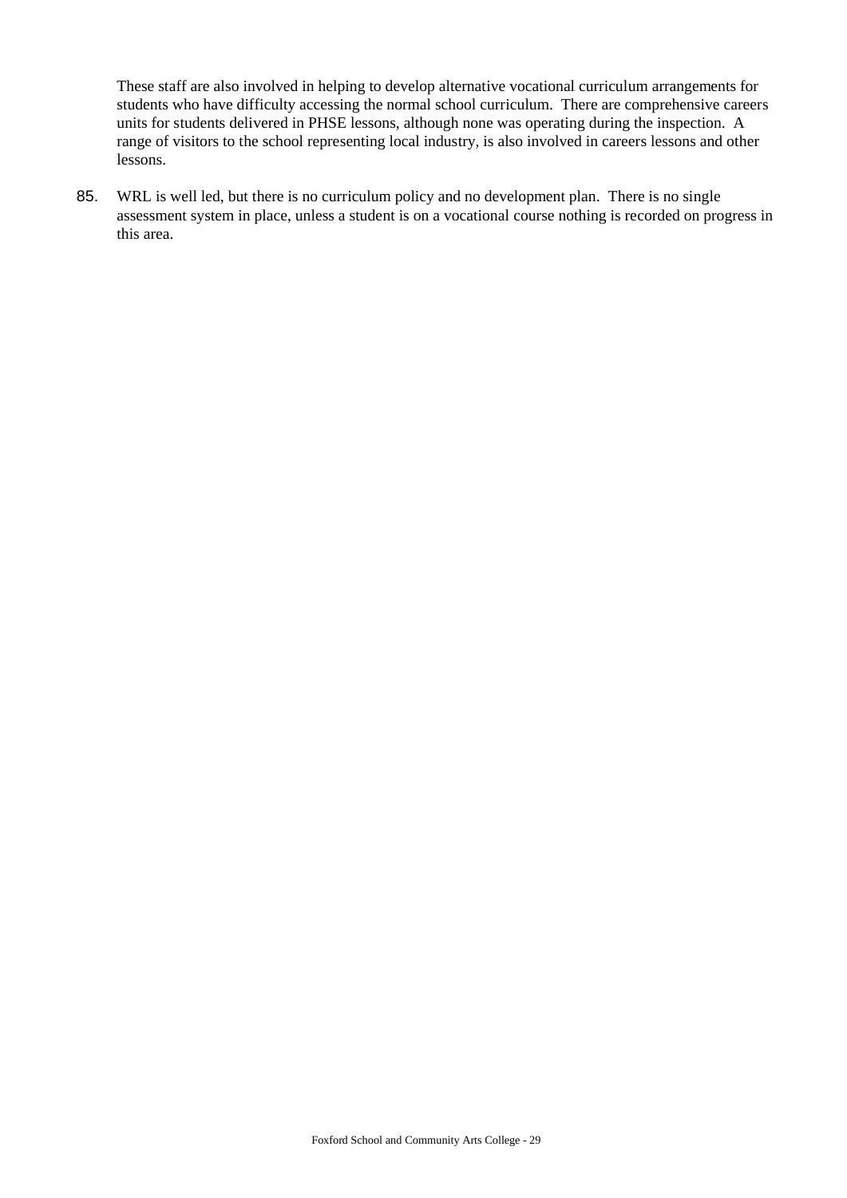These staff are also involved in helping to develop alternative vocational curriculum arrangements for students who have difficulty accessing the normal school curriculum. There are comprehensive careers units for students delivered in PHSE lessons, although none was operating during the inspection. A range of visitors to the school representing local industry, is also involved in careers lessons and other lessons.

85. WRL is well led, but there is no curriculum policy and no development plan. There is no single assessment system in place, unless a student is on a vocational course nothing is recorded on progress in this area.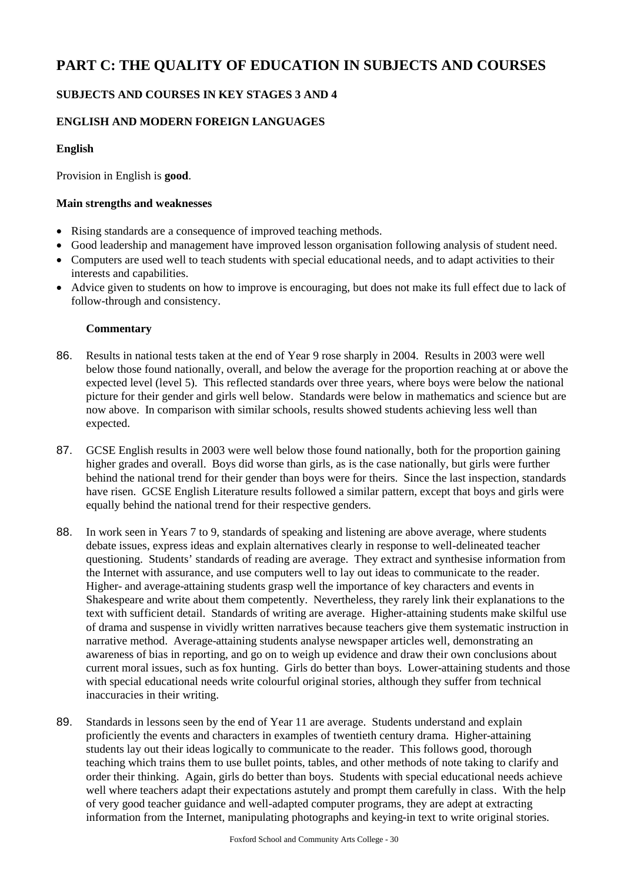# PART C: THE QUALITY OF EDUCATION IN SUBJECTS AND COURSES

## SUBJECTS AND COURSES IN KEY STAGES 3 AND 4

### ENGLISH AND MODERN FOREIGN LANGUAGES

#### English

Provision in English is **good**.

**Main strengths and weaknesses**

- Rising standards are a consequence of improved teaching methods.
- Good leadership and management have improved lesson organisation following analysis of student need.
- Computers are used well to teach students with special educational needs, and to adapt activities to their interests and capabilities.
- Advice given to students on how to improve is encouraging, but does not make its full effect due to lack of follow-through and consistency.

**Commentary**

86. Results in national tests taken at the end of Year 9 rose sharply in 2004. Results in 2003 were well below those found nationally, overall, and below the average for the proportion reaching at or above the expected level (level 5). This reflected standards over three years, where boys were below the national picture for their gender and girls well below. Standards were below in mathematics and science but are now above. In comparison with similar schools, results showed students achieving less well than expected.

87. GCSE English results in 2003 were well below those found nationally, both for the proportion gaining higher grades and overall. Boys did worse than girls, as is the case nationally, but girls were further behind the national trend for their gender than boys were for theirs. Since the last inspection, standards have risen. GCSE English Literature results followed a similar pattern, except that boys and girls were equally behind the national trend for their respective genders.

88. In work seen in Years 7 to 9, standards of speaking and listening are above average, where students debate issues, express ideas and explain alternatives clearly in response to well-delineated teacher questioning. Students' standards of reading are average. They extract and synthesise information from the Internet with assurance, and use computers well to lay out ideas to communicate to the reader. Higher- and average-attaining students grasp well the importance of key characters and events in Shakespeare and write about them competently. Nevertheless, they rarely link their explanations to the text with sufficient detail. Standards of writing are average. Higher-attaining students make skilful use of drama and suspense in vividly written narratives because teachers give them systematic instruction in narrative method. Average-attaining students analyse newspaper articles well, demonstrating an awareness of bias in reporting, and go on to weigh up evidence and draw their own conclusions about current moral issues, such as fox hunting. Girls do better than boys. Lower-attaining students and those with special educational needs write colourful original stories, although they suffer from technical inaccuracies in their writing.

89. Standards in lessons seen by the end of Year 11 are average. Students understand and explain proficiently the events and characters in examples of twentieth century drama. Higher-attaining students lay out their ideas logically to communicate to the reader. This follows good, thorough teaching which trains them to use bullet points, tables, and other methods of note taking to clarify and order their thinking. Again, girls do better than boys. Students with special educational needs achieve well where teachers adapt their expectations astutely and prompt them carefully in class. With the help of very good teacher guidance and well-adapted computer programs, they are adept at extracting information from the Internet, manipulating photographs and keying-in text to write original stories.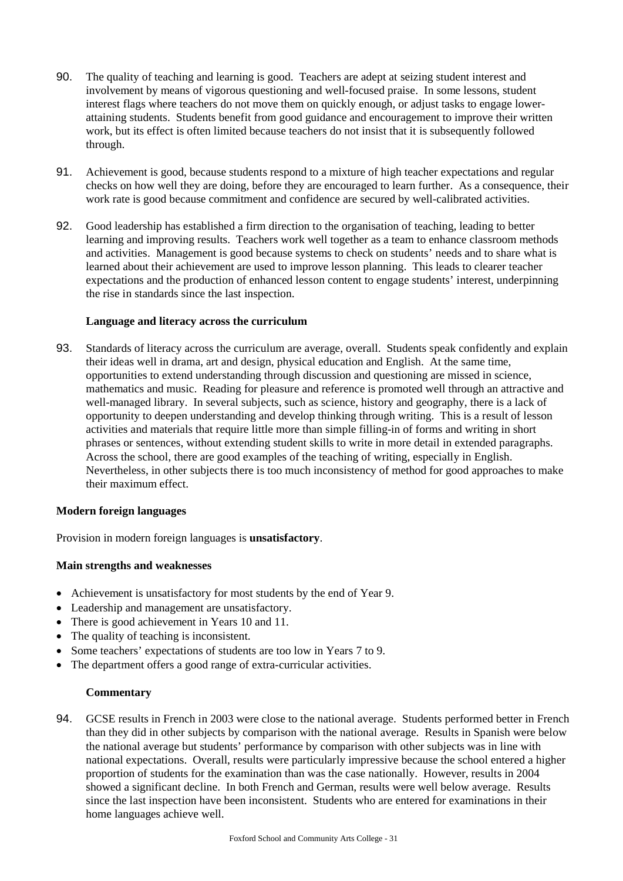90. The quality of teaching and learning is good. Teachers are adept at seizing student interest and involvement by means of vigorous questioning and well-focused praise. In some lessons, student interest flags where teachers do not move them on quickly enough, or adjust tasks to engage lower-attaining students. Students benefit from good guidance and encouragement to improve their written work, but its effect is often limited because teachers do not insist that it is subsequently followed through.

91. Achievement is good, because students respond to a mixture of high teacher expectations and regular checks on how well they are doing, before they are encouraged to learn further. As a consequence, their work rate is good because commitment and confidence are secured by well-calibrated activities.

92. Good leadership has established a firm direction to the organisation of teaching, leading to better learning and improving results. Teachers work well together as a team to enhance classroom methods and activities. Management is good because systems to check on students' needs and to share what is learned about their achievement are used to improve lesson planning. This leads to clearer teacher expectations and the production of enhanced lesson content to engage students' interest, underpinning the rise in standards since the last inspection.

**Language and literacy across the curriculum**

93. Standards of literacy across the curriculum are average, overall. Students speak confidently and explain their ideas well in drama, art and design, physical education and English. At the same time, opportunities to extend understanding through discussion and questioning are missed in science, mathematics and music. Reading for pleasure and reference is promoted well through an attractive and well-managed library. In several subjects, such as science, history and geography, there is a lack of opportunity to deepen understanding and develop thinking through writing. This is a result of lesson activities and materials that require little more than simple filling-in of forms and writing in short phrases or sentences, without extending student skills to write in more detail in extended paragraphs. Across the school, there are good examples of the teaching of writing, especially in English. Nevertheless, in other subjects there is too much inconsistency of method for good approaches to make their maximum effect.

## Modern foreign languages

Provision in modern foreign languages is **unsatisfactory**.

**Main strengths and weaknesses**

- Achievement is unsatisfactory for most students by the end of Year 9.
- Leadership and management are unsatisfactory.
- There is good achievement in Years 10 and 11.
- The quality of teaching is inconsistent.
- Some teachers' expectations of students are too low in Years 7 to 9.
- The department offers a good range of extra-curricular activities.

**Commentary**

94. GCSE results in French in 2003 were close to the national average. Students performed better in French than they did in other subjects by comparison with the national average. Results in Spanish were below the national average but students' performance by comparison with other subjects was in line with national expectations. Overall, results were particularly impressive because the school entered a higher proportion of students for the examination than was the case nationally. However, results in 2004 showed a significant decline. In both French and German, results were well below average. Results since the last inspection have been inconsistent. Students who are entered for examinations in their home languages achieve well.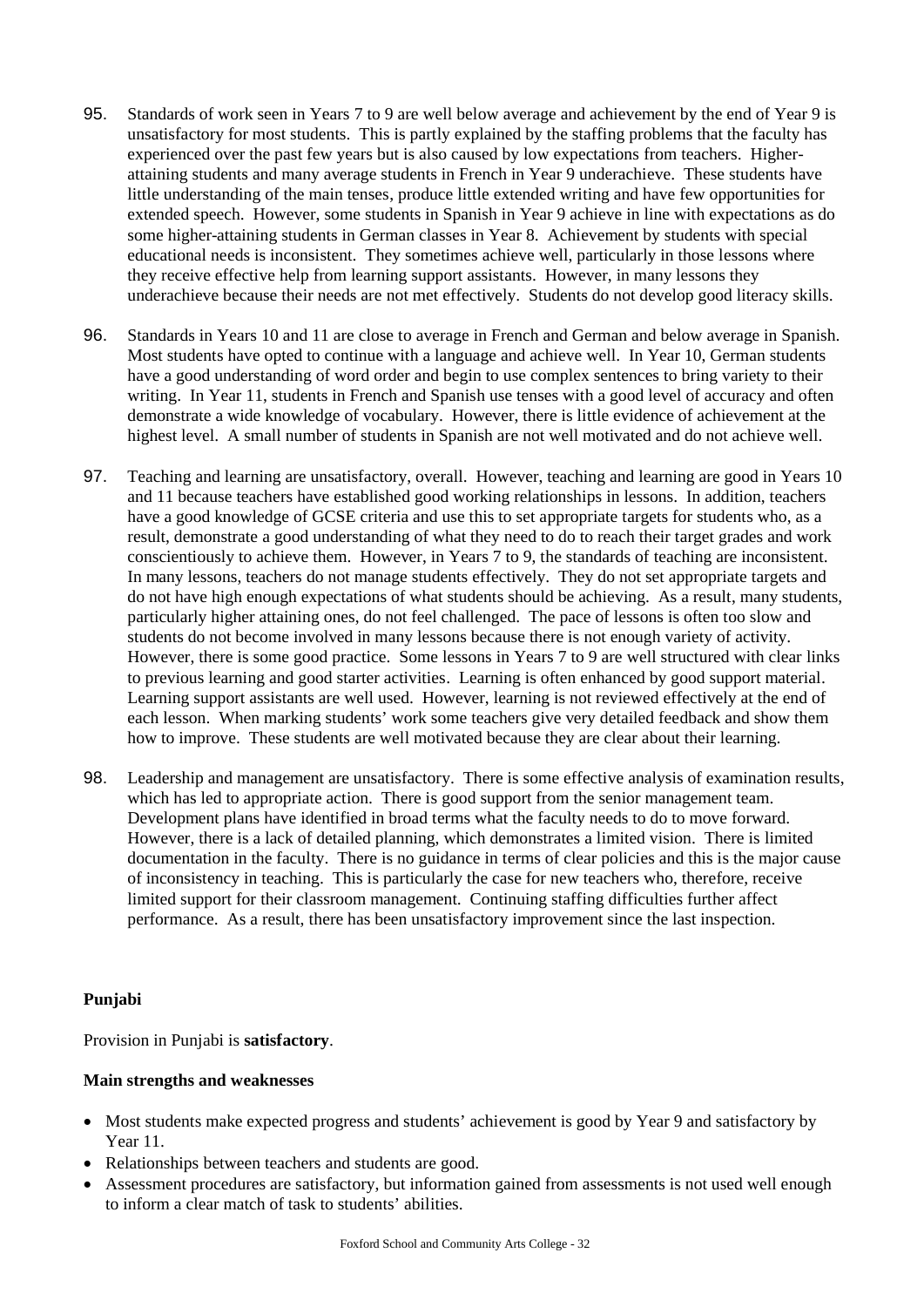95. Standards of work seen in Years 7 to 9 are well below average and achievement by the end of Year 9 is unsatisfactory for most students. This is partly explained by the staffing problems that the faculty has experienced over the past few years but is also caused by low expectations from teachers. Higher-attaining students and many average students in French in Year 9 underachieve. These students have little understanding of the main tenses, produce little extended writing and have few opportunities for extended speech. However, some students in Spanish in Year 9 achieve in line with expectations as do some higher-attaining students in German classes in Year 8. Achievement by students with special educational needs is inconsistent. They sometimes achieve well, particularly in those lessons where they receive effective help from learning support assistants. However, in many lessons they underachieve because their needs are not met effectively. Students do not develop good literacy skills.

96. Standards in Years 10 and 11 are close to average in French and German and below average in Spanish. Most students have opted to continue with a language and achieve well. In Year 10, German students have a good understanding of word order and begin to use complex sentences to bring variety to their writing. In Year 11, students in French and Spanish use tenses with a good level of accuracy and often demonstrate a wide knowledge of vocabulary. However, there is little evidence of achievement at the highest level. A small number of students in Spanish are not well motivated and do not achieve well.

97. Teaching and learning are unsatisfactory, overall. However, teaching and learning are good in Years 10 and 11 because teachers have established good working relationships in lessons. In addition, teachers have a good knowledge of GCSE criteria and use this to set appropriate targets for students who, as a result, demonstrate a good understanding of what they need to do to reach their target grades and work conscientiously to achieve them. However, in Years 7 to 9, the standards of teaching are inconsistent. In many lessons, teachers do not manage students effectively. They do not set appropriate targets and do not have high enough expectations of what students should be achieving. As a result, many students, particularly higher attaining ones, do not feel challenged. The pace of lessons is often too slow and students do not become involved in many lessons because there is not enough variety of activity. However, there is some good practice. Some lessons in Years 7 to 9 are well structured with clear links to previous learning and good starter activities. Learning is often enhanced by good support material. Learning support assistants are well used. However, learning is not reviewed effectively at the end of each lesson. When marking students' work some teachers give very detailed feedback and show them how to improve. These students are well motivated because they are clear about their learning.

98. Leadership and management are unsatisfactory. There is some effective analysis of examination results, which has led to appropriate action. There is good support from the senior management team. Development plans have identified in broad terms what the faculty needs to do to move forward. However, there is a lack of detailed planning, which demonstrates a limited vision. There is limited documentation in the faculty. There is no guidance in terms of clear policies and this is the major cause of inconsistency in teaching. This is particularly the case for new teachers who, therefore, receive limited support for their classroom management. Continuing staffing difficulties further affect performance. As a result, there has been unsatisfactory improvement since the last inspection.

**Punjabi**

Provision in Punjabi is **satisfactory**.

**Main strengths and weaknesses**

- Most students make expected progress and students' achievement is good by Year 9 and satisfactory by Year 11.
- Relationships between teachers and students are good.
- Assessment procedures are satisfactory, but information gained from assessments is not used well enough to inform a clear match of task to students' abilities.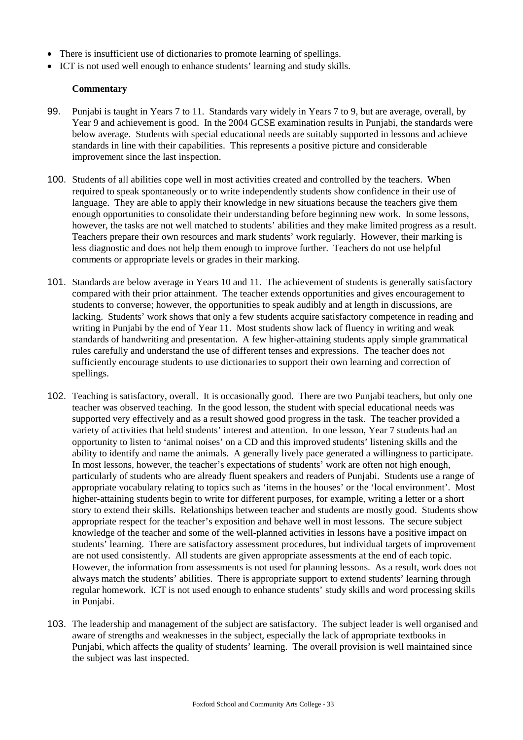- There is insufficient use of dictionaries to promote learning of spellings.
- ICT is not used well enough to enhance students' learning and study skills.

### Commentary

99. Punjabi is taught in Years 7 to 11. Standards vary widely in Years 7 to 9, but are average, overall, by Year 9 and achievement is good. In the 2004 GCSE examination results in Punjabi, the standards were below average. Students with special educational needs are suitably supported in lessons and achieve standards in line with their capabilities. This represents a positive picture and considerable improvement since the last inspection.

100. Students of all abilities cope well in most activities created and controlled by the teachers. When required to speak spontaneously or to write independently students show confidence in their use of language. They are able to apply their knowledge in new situations because the teachers give them enough opportunities to consolidate their understanding before beginning new work. In some lessons, however, the tasks are not well matched to students' abilities and they make limited progress as a result. Teachers prepare their own resources and mark students' work regularly. However, their marking is less diagnostic and does not help them enough to improve further. Teachers do not use helpful comments or appropriate levels or grades in their marking.

101. Standards are below average in Years 10 and 11. The achievement of students is generally satisfactory compared with their prior attainment. The teacher extends opportunities and gives encouragement to students to converse; however, the opportunities to speak audibly and at length in discussions, are lacking. Students' work shows that only a few students acquire satisfactory competence in reading and writing in Punjabi by the end of Year 11. Most students show lack of fluency in writing and weak standards of handwriting and presentation. A few higher-attaining students apply simple grammatical rules carefully and understand the use of different tenses and expressions. The teacher does not sufficiently encourage students to use dictionaries to support their own learning and correction of spellings.

102. Teaching is satisfactory, overall. It is occasionally good. There are two Punjabi teachers, but only one teacher was observed teaching. In the good lesson, the student with special educational needs was supported very effectively and as a result showed good progress in the task. The teacher provided a variety of activities that held students' interest and attention. In one lesson, Year 7 students had an opportunity to listen to 'animal noises' on a CD and this improved students' listening skills and the ability to identify and name the animals. A generally lively pace generated a willingness to participate. In most lessons, however, the teacher's expectations of students' work are often not high enough, particularly of students who are already fluent speakers and readers of Punjabi. Students use a range of appropriate vocabulary relating to topics such as 'items in the houses' or the 'local environment'. Most higher-attaining students begin to write for different purposes, for example, writing a letter or a short story to extend their skills. Relationships between teacher and students are mostly good. Students show appropriate respect for the teacher's exposition and behave well in most lessons. The secure subject knowledge of the teacher and some of the well-planned activities in lessons have a positive impact on students' learning. There are satisfactory assessment procedures, but individual targets of improvement are not used consistently. All students are given appropriate assessments at the end of each topic. However, the information from assessments is not used for planning lessons. As a result, work does not always match the students' abilities. There is appropriate support to extend students' learning through regular homework. ICT is not used enough to enhance students' study skills and word processing skills in Punjabi.

103. The leadership and management of the subject are satisfactory. The subject leader is well organised and aware of strengths and weaknesses in the subject, especially the lack of appropriate textbooks in Punjabi, which affects the quality of students' learning. The overall provision is well maintained since the subject was last inspected.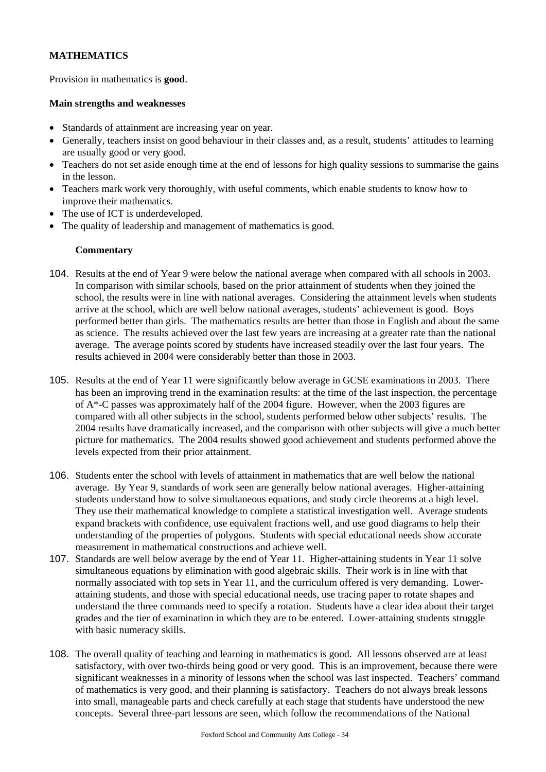## MATHEMATICS

Provision in mathematics is **good**.

**Main strengths and weaknesses**

- Standards of attainment are increasing year on year.
- Generally, teachers insist on good behaviour in their classes and, as a result, students' attitudes to learning are usually good or very good.
- Teachers do not set aside enough time at the end of lessons for high quality sessions to summarise the gains in the lesson.
- Teachers mark work very thoroughly, with useful comments, which enable students to know how to improve their mathematics.
- The use of ICT is underdeveloped.
- The quality of leadership and management of mathematics is good.

**Commentary**

104. Results at the end of Year 9 were below the national average when compared with all schools in 2003. In comparison with similar schools, based on the prior attainment of students when they joined the school, the results were in line with national averages. Considering the attainment levels when students arrive at the school, which are well below national averages, students' achievement is good. Boys performed better than girls. The mathematics results are better than those in English and about the same as science. The results achieved over the last few years are increasing at a greater rate than the national average. The average points scored by students have increased steadily over the last four years. The results achieved in 2004 were considerably better than those in 2003.

105. Results at the end of Year 11 were significantly below average in GCSE examinations in 2003. There has been an improving trend in the examination results: at the time of the last inspection, the percentage of A*-C passes was approximately half of the 2004 figure. However, when the 2003 figures are compared with all other subjects in the school, students performed below other subjects' results. The 2004 results have dramatically increased, and the comparison with other subjects will give a much better picture for mathematics. The 2004 results showed good achievement and students performed above the levels expected from their prior attainment.

106. Students enter the school with levels of attainment in mathematics that are well below the national average. By Year 9, standards of work seen are generally below national averages. Higher-attaining students understand how to solve simultaneous equations, and study circle theorems at a high level. They use their mathematical knowledge to complete a statistical investigation well. Average students expand brackets with confidence, use equivalent fractions well, and use good diagrams to help their understanding of the properties of polygons. Students with special educational needs show accurate measurement in mathematical constructions and achieve well.

107. Standards are well below average by the end of Year 11. Higher-attaining students in Year 11 solve simultaneous equations by elimination with good algebraic skills. Their work is in line with that normally associated with top sets in Year 11, and the curriculum offered is very demanding. Lower-attaining students, and those with special educational needs, use tracing paper to rotate shapes and understand the three commands need to specify a rotation. Students have a clear idea about their target grades and the tier of examination in which they are to be entered. Lower-attaining students struggle with basic numeracy skills.

108. The overall quality of teaching and learning in mathematics is good. All lessons observed are at least satisfactory, with over two-thirds being good or very good. This is an improvement, because there were significant weaknesses in a minority of lessons when the school was last inspected. Teachers' command of mathematics is very good, and their planning is satisfactory. Teachers do not always break lessons into small, manageable parts and check carefully at each stage that students have understood the new concepts. Several three-part lessons are seen, which follow the recommendations of the National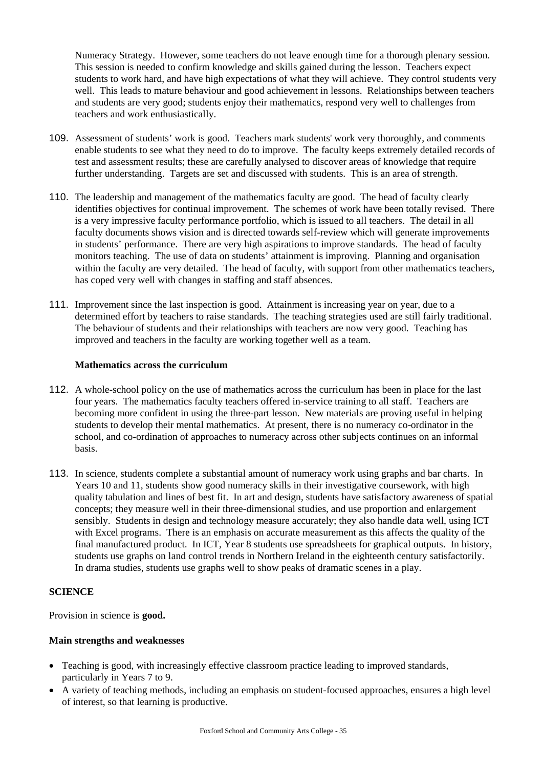Numeracy Strategy. However, some teachers do not leave enough time for a thorough plenary session. This session is needed to confirm knowledge and skills gained during the lesson. Teachers expect students to work hard, and have high expectations of what they will achieve. They control students very well. This leads to mature behaviour and good achievement in lessons. Relationships between teachers and students are very good; students enjoy their mathematics, respond very well to challenges from teachers and work enthusiastically.

109. Assessment of students' work is good. Teachers mark students' work very thoroughly, and comments enable students to see what they need to do to improve. The faculty keeps extremely detailed records of test and assessment results; these are carefully analysed to discover areas of knowledge that require further understanding. Targets are set and discussed with students. This is an area of strength.

110. The leadership and management of the mathematics faculty are good. The head of faculty clearly identifies objectives for continual improvement. The schemes of work have been totally revised. There is a very impressive faculty performance portfolio, which is issued to all teachers. The detail in all faculty documents shows vision and is directed towards self-review which will generate improvements in students' performance. There are very high aspirations to improve standards. The head of faculty monitors teaching. The use of data on students' attainment is improving. Planning and organisation within the faculty are very detailed. The head of faculty, with support from other mathematics teachers, has coped very well with changes in staffing and staff absences.

111. Improvement since the last inspection is good. Attainment is increasing year on year, due to a determined effort by teachers to raise standards. The teaching strategies used are still fairly traditional. The behaviour of students and their relationships with teachers are now very good. Teaching has improved and teachers in the faculty are working together well as a team.

**Mathematics across the curriculum**

112. A whole-school policy on the use of mathematics across the curriculum has been in place for the last four years. The mathematics faculty teachers offered in-service training to all staff. Teachers are becoming more confident in using the three-part lesson. New materials are proving useful in helping students to develop their mental mathematics. At present, there is no numeracy co-ordinator in the school, and co-ordination of approaches to numeracy across other subjects continues on an informal basis.

113. In science, students complete a substantial amount of numeracy work using graphs and bar charts. In Years 10 and 11, students show good numeracy skills in their investigative coursework, with high quality tabulation and lines of best fit. In art and design, students have satisfactory awareness of spatial concepts; they measure well in their three-dimensional studies, and use proportion and enlargement sensibly. Students in design and technology measure accurately; they also handle data well, using ICT with Excel programs. There is an emphasis on accurate measurement as this affects the quality of the final manufactured product. In ICT, Year 8 students use spreadsheets for graphical outputs. In history, students use graphs on land control trends in Northern Ireland in the eighteenth century satisfactorily. In drama studies, students use graphs well to show peaks of dramatic scenes in a play.

## SCIENCE

Provision in science is **good.**

**Main strengths and weaknesses**

- Teaching is good, with increasingly effective classroom practice leading to improved standards, particularly in Years 7 to 9.
- A variety of teaching methods, including an emphasis on student-focused approaches, ensures a high level of interest, so that learning is productive.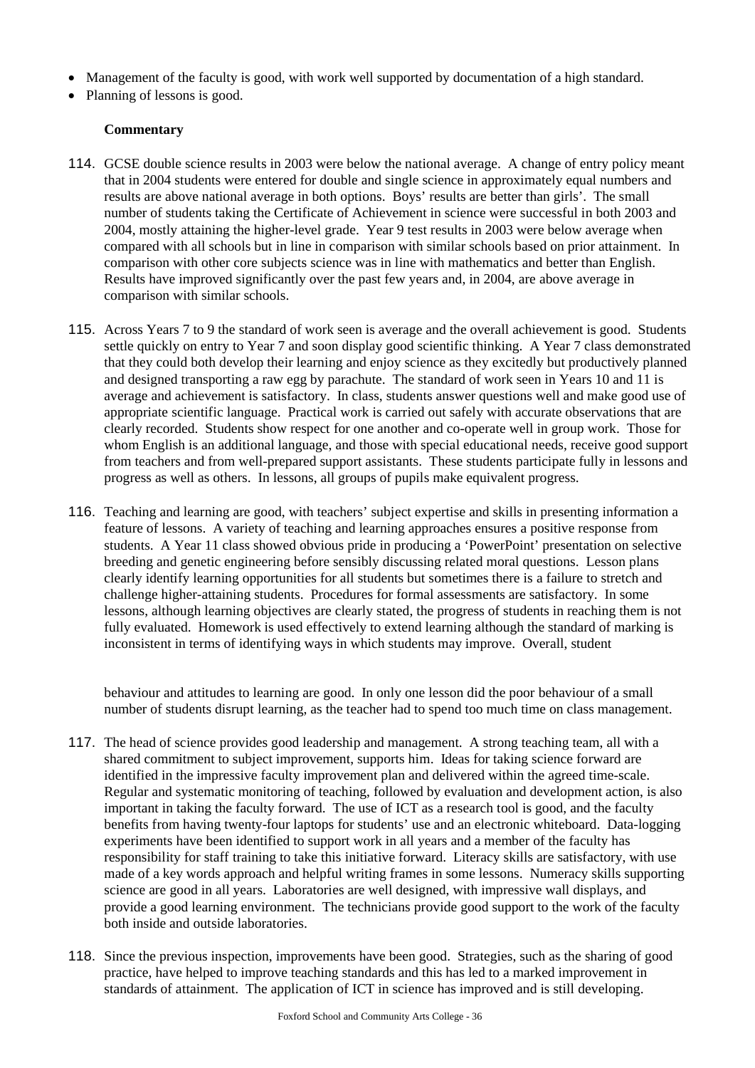- Management of the faculty is good, with work well supported by documentation of a high standard.
- Planning of lessons is good.

**Commentary**

114. GCSE double science results in 2003 were below the national average. A change of entry policy meant that in 2004 students were entered for double and single science in approximately equal numbers and results are above national average in both options. Boys' results are better than girls'. The small number of students taking the Certificate of Achievement in science were successful in both 2003 and 2004, mostly attaining the higher-level grade. Year 9 test results in 2003 were below average when compared with all schools but in line in comparison with similar schools based on prior attainment. In comparison with other core subjects science was in line with mathematics and better than English. Results have improved significantly over the past few years and, in 2004, are above average in comparison with similar schools.

115. Across Years 7 to 9 the standard of work seen is average and the overall achievement is good. Students settle quickly on entry to Year 7 and soon display good scientific thinking. A Year 7 class demonstrated that they could both develop their learning and enjoy science as they excitedly but productively planned and designed transporting a raw egg by parachute. The standard of work seen in Years 10 and 11 is average and achievement is satisfactory. In class, students answer questions well and make good use of appropriate scientific language. Practical work is carried out safely with accurate observations that are clearly recorded. Students show respect for one another and co-operate well in group work. Those for whom English is an additional language, and those with special educational needs, receive good support from teachers and from well-prepared support assistants. These students participate fully in lessons and progress as well as others. In lessons, all groups of pupils make equivalent progress.

116. Teaching and learning are good, with teachers' subject expertise and skills in presenting information a feature of lessons. A variety of teaching and learning approaches ensures a positive response from students. A Year 11 class showed obvious pride in producing a 'PowerPoint' presentation on selective breeding and genetic engineering before sensibly discussing related moral questions. Lesson plans clearly identify learning opportunities for all students but sometimes there is a failure to stretch and challenge higher-attaining students. Procedures for formal assessments are satisfactory. In some lessons, although learning objectives are clearly stated, the progress of students in reaching them is not fully evaluated. Homework is used effectively to extend learning although the standard of marking is inconsistent in terms of identifying ways in which students may improve. Overall, student behaviour and attitudes to learning are good. In only one lesson did the poor behaviour of a small number of students disrupt learning, as the teacher had to spend too much time on class management.

117. The head of science provides good leadership and management. A strong teaching team, all with a shared commitment to subject improvement, supports him. Ideas for taking science forward are identified in the impressive faculty improvement plan and delivered within the agreed time-scale. Regular and systematic monitoring of teaching, followed by evaluation and development action, is also important in taking the faculty forward. The use of ICT as a research tool is good, and the faculty benefits from having twenty-four laptops for students' use and an electronic whiteboard. Data-logging experiments have been identified to support work in all years and a member of the faculty has responsibility for staff training to take this initiative forward. Literacy skills are satisfactory, with use made of a key words approach and helpful writing frames in some lessons. Numeracy skills supporting science are good in all years. Laboratories are well designed, with impressive wall displays, and provide a good learning environment. The technicians provide good support to the work of the faculty both inside and outside laboratories.

118. Since the previous inspection, improvements have been good. Strategies, such as the sharing of good practice, have helped to improve teaching standards and this has led to a marked improvement in standards of attainment. The application of ICT in science has improved and is still developing.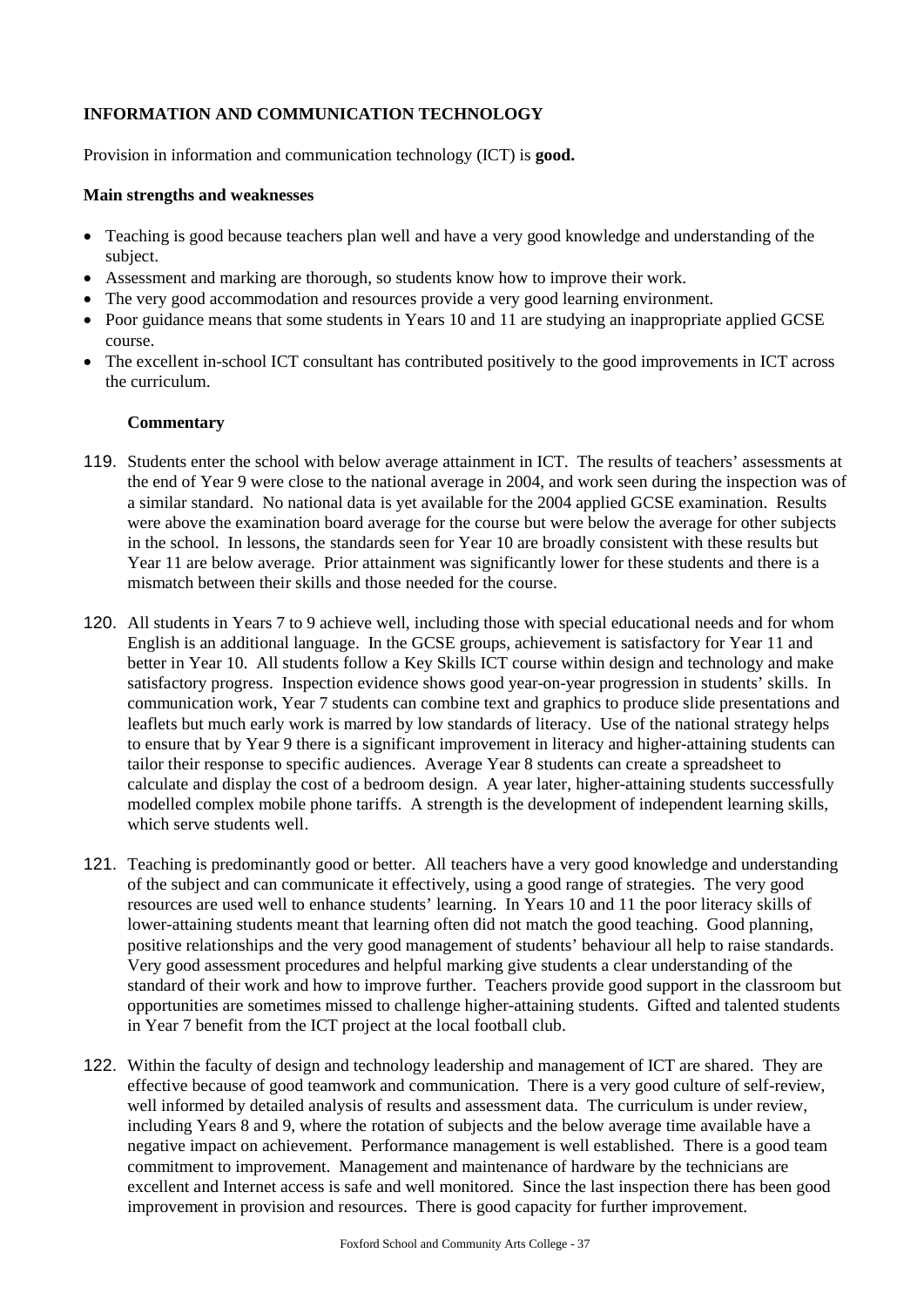**INFORMATION AND COMMUNICATION TECHNOLOGY**

Provision in information and communication technology (ICT) is **good.**

**Main strengths and weaknesses**

- Teaching is good because teachers plan well and have a very good knowledge and understanding of the subject.
- Assessment and marking are thorough, so students know how to improve their work.
- The very good accommodation and resources provide a very good learning environment.
- Poor guidance means that some students in Years 10 and 11 are studying an inappropriate applied GCSE course.
- The excellent in-school ICT consultant has contributed positively to the good improvements in ICT across the curriculum.

**Commentary**

119. Students enter the school with below average attainment in ICT. The results of teachers' assessments at the end of Year 9 were close to the national average in 2004, and work seen during the inspection was of a similar standard. No national data is yet available for the 2004 applied GCSE examination. Results were above the examination board average for the course but were below the average for other subjects in the school. In lessons, the standards seen for Year 10 are broadly consistent with these results but Year 11 are below average. Prior attainment was significantly lower for these students and there is a mismatch between their skills and those needed for the course.

120. All students in Years 7 to 9 achieve well, including those with special educational needs and for whom English is an additional language. In the GCSE groups, achievement is satisfactory for Year 11 and better in Year 10. All students follow a Key Skills ICT course within design and technology and make satisfactory progress. Inspection evidence shows good year-on-year progression in students' skills. In communication work, Year 7 students can combine text and graphics to produce slide presentations and leaflets but much early work is marred by low standards of literacy. Use of the national strategy helps to ensure that by Year 9 there is a significant improvement in literacy and higher-attaining students can tailor their response to specific audiences. Average Year 8 students can create a spreadsheet to calculate and display the cost of a bedroom design. A year later, higher-attaining students successfully modelled complex mobile phone tariffs. A strength is the development of independent learning skills, which serve students well.

121. Teaching is predominantly good or better. All teachers have a very good knowledge and understanding of the subject and can communicate it effectively, using a good range of strategies. The very good resources are used well to enhance students' learning. In Years 10 and 11 the poor literacy skills of lower-attaining students meant that learning often did not match the good teaching. Good planning, positive relationships and the very good management of students' behaviour all help to raise standards. Very good assessment procedures and helpful marking give students a clear understanding of the standard of their work and how to improve further. Teachers provide good support in the classroom but opportunities are sometimes missed to challenge higher-attaining students. Gifted and talented students in Year 7 benefit from the ICT project at the local football club.

122. Within the faculty of design and technology leadership and management of ICT are shared. They are effective because of good teamwork and communication. There is a very good culture of self-review, well informed by detailed analysis of results and assessment data. The curriculum is under review, including Years 8 and 9, where the rotation of subjects and the below average time available have a negative impact on achievement. Performance management is well established. There is a good team commitment to improvement. Management and maintenance of hardware by the technicians are excellent and Internet access is safe and well monitored. Since the last inspection there has been good improvement in provision and resources. There is good capacity for further improvement.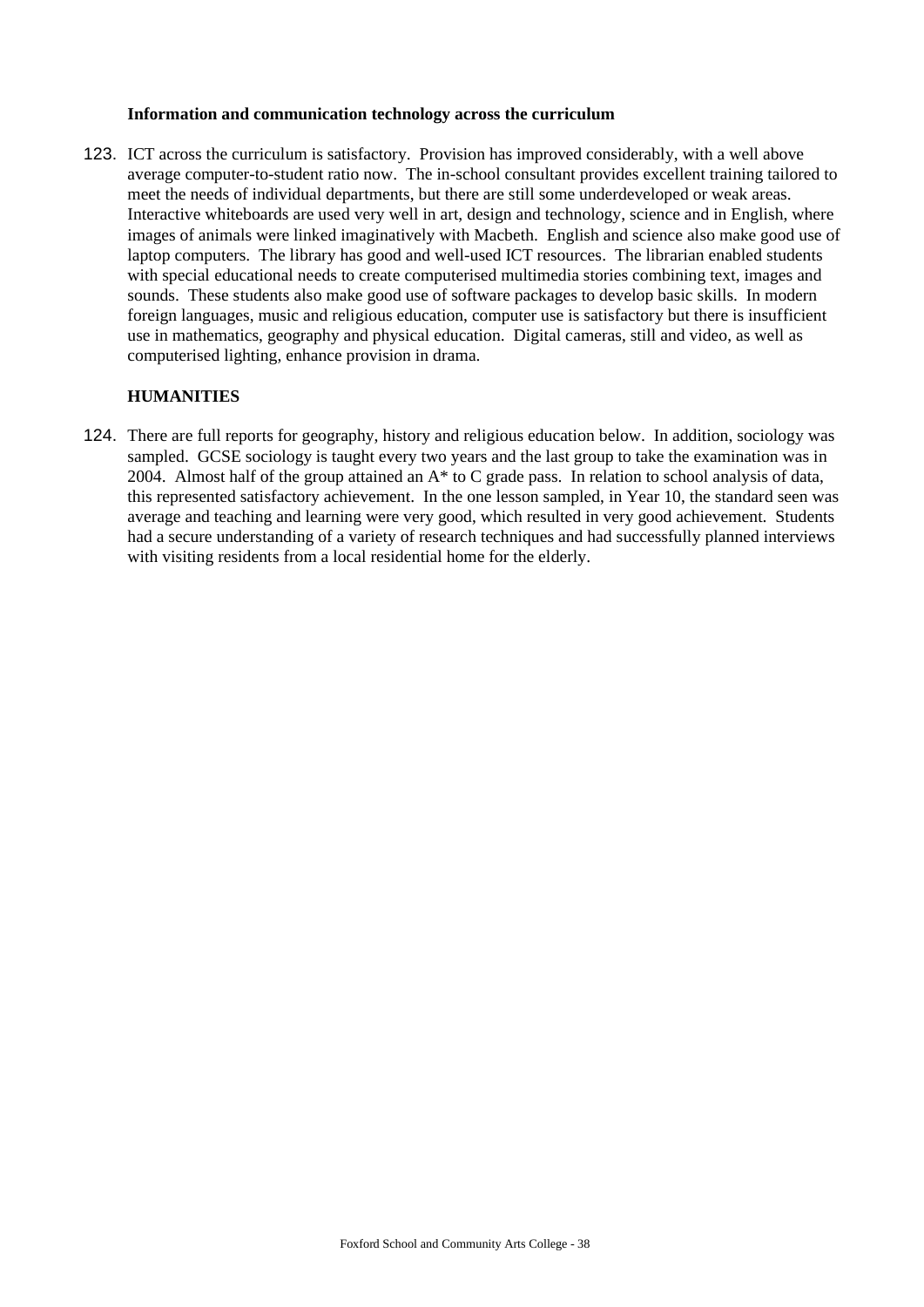**Information and communication technology across the curriculum**

123. ICT across the curriculum is satisfactory. Provision has improved considerably, with a well above average computer-to-student ratio now. The in-school consultant provides excellent training tailored to meet the needs of individual departments, but there are still some underdeveloped or weak areas. Interactive whiteboards are used very well in art, design and technology, science and in English, where images of animals were linked imaginatively with Macbeth. English and science also make good use of laptop computers. The library has good and well-used ICT resources. The librarian enabled students with special educational needs to create computerised multimedia stories combining text, images and sounds. These students also make good use of software packages to develop basic skills. In modern foreign languages, music and religious education, computer use is satisfactory but there is insufficient use in mathematics, geography and physical education. Digital cameras, still and video, as well as computerised lighting, enhance provision in drama.

## HUMANITIES

124. There are full reports for geography, history and religious education below. In addition, sociology was sampled. GCSE sociology is taught every two years and the last group to take the examination was in 2004. Almost half of the group attained an A* to C grade pass. In relation to school analysis of data, this represented satisfactory achievement. In the one lesson sampled, in Year 10, the standard seen was average and teaching and learning were very good, which resulted in very good achievement. Students had a secure understanding of a variety of research techniques and had successfully planned interviews with visiting residents from a local residential home for the elderly.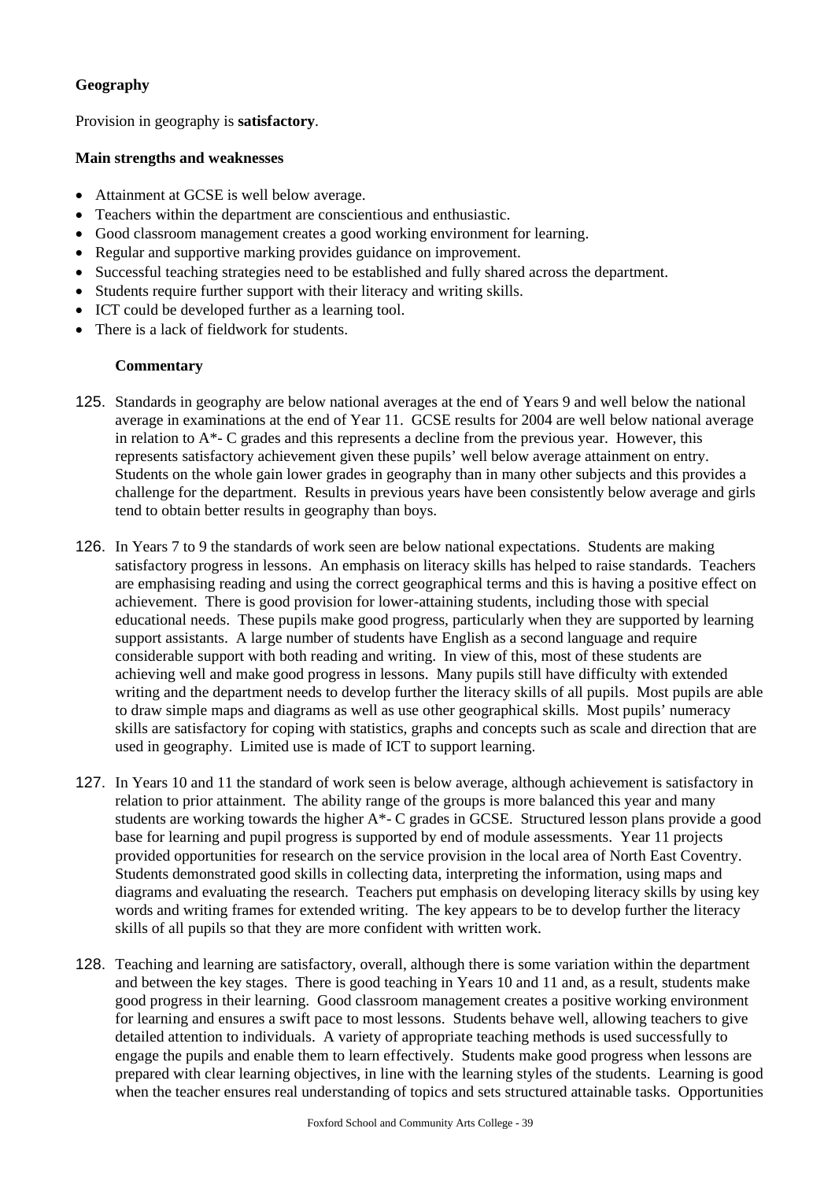### Geography

Provision in geography is **satisfactory**.

#### Main strengths and weaknesses

- Attainment at GCSE is well below average.
- Teachers within the department are conscientious and enthusiastic.
- Good classroom management creates a good working environment for learning.
- Regular and supportive marking provides guidance on improvement.
- Successful teaching strategies need to be established and fully shared across the department.
- Students require further support with their literacy and writing skills.
- ICT could be developed further as a learning tool.
- There is a lack of fieldwork for students.

#### Commentary

125. Standards in geography are below national averages at the end of Years 9 and well below the national average in examinations at the end of Year 11. GCSE results for 2004 are well below national average in relation to A*- C grades and this represents a decline from the previous year. However, this represents satisfactory achievement given these pupils' well below average attainment on entry. Students on the whole gain lower grades in geography than in many other subjects and this provides a challenge for the department. Results in previous years have been consistently below average and girls tend to obtain better results in geography than boys.

126. In Years 7 to 9 the standards of work seen are below national expectations. Students are making satisfactory progress in lessons. An emphasis on literacy skills has helped to raise standards. Teachers are emphasising reading and using the correct geographical terms and this is having a positive effect on achievement. There is good provision for lower-attaining students, including those with special educational needs. These pupils make good progress, particularly when they are supported by learning support assistants. A large number of students have English as a second language and require considerable support with both reading and writing. In view of this, most of these students are achieving well and make good progress in lessons. Many pupils still have difficulty with extended writing and the department needs to develop further the literacy skills of all pupils. Most pupils are able to draw simple maps and diagrams as well as use other geographical skills. Most pupils' numeracy skills are satisfactory for coping with statistics, graphs and concepts such as scale and direction that are used in geography. Limited use is made of ICT to support learning.

127. In Years 10 and 11 the standard of work seen is below average, although achievement is satisfactory in relation to prior attainment. The ability range of the groups is more balanced this year and many students are working towards the higher A*- C grades in GCSE. Structured lesson plans provide a good base for learning and pupil progress is supported by end of module assessments. Year 11 projects provided opportunities for research on the service provision in the local area of North East Coventry. Students demonstrated good skills in collecting data, interpreting the information, using maps and diagrams and evaluating the research. Teachers put emphasis on developing literacy skills by using key words and writing frames for extended writing. The key appears to be to develop further the literacy skills of all pupils so that they are more confident with written work.

128. Teaching and learning are satisfactory, overall, although there is some variation within the department and between the key stages. There is good teaching in Years 10 and 11 and, as a result, students make good progress in their learning. Good classroom management creates a positive working environment for learning and ensures a swift pace to most lessons. Students behave well, allowing teachers to give detailed attention to individuals. A variety of appropriate teaching methods is used successfully to engage the pupils and enable them to learn effectively. Students make good progress when lessons are prepared with clear learning objectives, in line with the learning styles of the students. Learning is good when the teacher ensures real understanding of topics and sets structured attainable tasks. Opportunities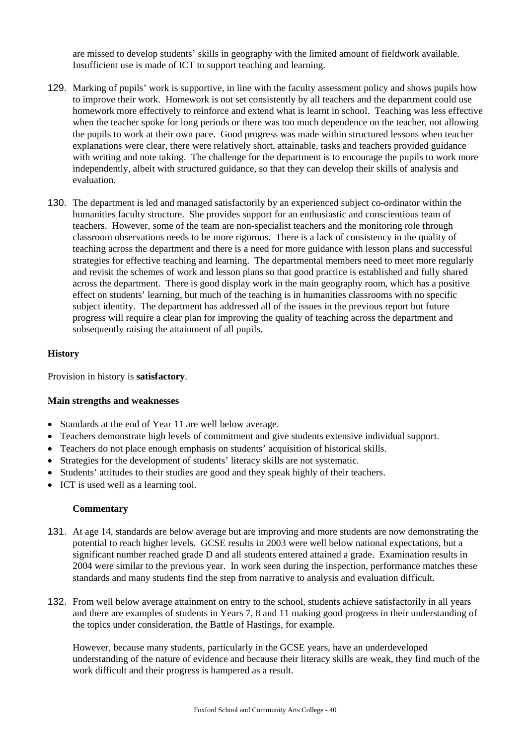are missed to develop students' skills in geography with the limited amount of fieldwork available. Insufficient use is made of ICT to support teaching and learning.

129. Marking of pupils' work is supportive, in line with the faculty assessment policy and shows pupils how to improve their work. Homework is not set consistently by all teachers and the department could use homework more effectively to reinforce and extend what is learnt in school. Teaching was less effective when the teacher spoke for long periods or there was too much dependence on the teacher, not allowing the pupils to work at their own pace. Good progress was made within structured lessons when teacher explanations were clear, there were relatively short, attainable, tasks and teachers provided guidance with writing and note taking. The challenge for the department is to encourage the pupils to work more independently, albeit with structured guidance, so that they can develop their skills of analysis and evaluation.

130. The department is led and managed satisfactorily by an experienced subject co-ordinator within the humanities faculty structure. She provides support for an enthusiastic and conscientious team of teachers. However, some of the team are non-specialist teachers and the monitoring role through classroom observations needs to be more rigorous. There is a lack of consistency in the quality of teaching across the department and there is a need for more guidance with lesson plans and successful strategies for effective teaching and learning. The departmental members need to meet more regularly and revisit the schemes of work and lesson plans so that good practice is established and fully shared across the department. There is good display work in the main geography room, which has a positive effect on students' learning, but much of the teaching is in humanities classrooms with no specific subject identity. The department has addressed all of the issues in the previous report but future progress will require a clear plan for improving the quality of teaching across the department and subsequently raising the attainment of all pupils.

**History**

Provision in history is **satisfactory**.

**Main strengths and weaknesses**

- Standards at the end of Year 11 are well below average.
- Teachers demonstrate high levels of commitment and give students extensive individual support.
- Teachers do not place enough emphasis on students' acquisition of historical skills.
- Strategies for the development of students' literacy skills are not systematic.
- Students' attitudes to their studies are good and they speak highly of their teachers.
- ICT is used well as a learning tool.

**Commentary**

131. At age 14, standards are below average but are improving and more students are now demonstrating the potential to reach higher levels. GCSE results in 2003 were well below national expectations, but a significant number reached grade D and all students entered attained a grade. Examination results in 2004 were similar to the previous year. In work seen during the inspection, performance matches these standards and many students find the step from narrative to analysis and evaluation difficult.

132. From well below average attainment on entry to the school, students achieve satisfactorily in all years and there are examples of students in Years 7, 8 and 11 making good progress in their understanding of the topics under consideration, the Battle of Hastings, for example.

However, because many students, particularly in the GCSE years, have an underdeveloped understanding of the nature of evidence and because their literacy skills are weak, they find much of the work difficult and their progress is hampered as a result.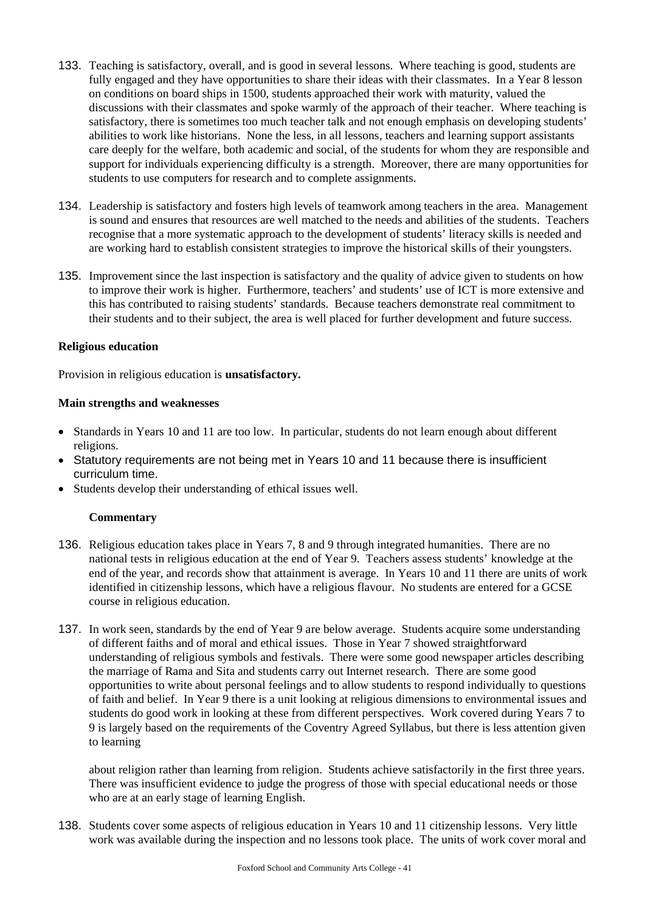133. Teaching is satisfactory, overall, and is good in several lessons. Where teaching is good, students are fully engaged and they have opportunities to share their ideas with their classmates. In a Year 8 lesson on conditions on board ships in 1500, students approached their work with maturity, valued the discussions with their classmates and spoke warmly of the approach of their teacher. Where teaching is satisfactory, there is sometimes too much teacher talk and not enough emphasis on developing students' abilities to work like historians. None the less, in all lessons, teachers and learning support assistants care deeply for the welfare, both academic and social, of the students for whom they are responsible and support for individuals experiencing difficulty is a strength. Moreover, there are many opportunities for students to use computers for research and to complete assignments.

134. Leadership is satisfactory and fosters high levels of teamwork among teachers in the area. Management is sound and ensures that resources are well matched to the needs and abilities of the students. Teachers recognise that a more systematic approach to the development of students' literacy skills is needed and are working hard to establish consistent strategies to improve the historical skills of their youngsters.

135. Improvement since the last inspection is satisfactory and the quality of advice given to students on how to improve their work is higher. Furthermore, teachers' and students' use of ICT is more extensive and this has contributed to raising students' standards. Because teachers demonstrate real commitment to their students and to their subject, the area is well placed for further development and future success.

**Religious education**

Provision in religious education is **unsatisfactory.**

**Main strengths and weaknesses**

- Standards in Years 10 and 11 are too low. In particular, students do not learn enough about different religions.
- Statutory requirements are not being met in Years 10 and 11 because there is insufficient curriculum time.
- Students develop their understanding of ethical issues well.

**Commentary**

136. Religious education takes place in Years 7, 8 and 9 through integrated humanities. There are no national tests in religious education at the end of Year 9. Teachers assess students' knowledge at the end of the year, and records show that attainment is average. In Years 10 and 11 there are units of work identified in citizenship lessons, which have a religious flavour. No students are entered for a GCSE course in religious education.

137. In work seen, standards by the end of Year 9 are below average. Students acquire some understanding of different faiths and of moral and ethical issues. Those in Year 7 showed straightforward understanding of religious symbols and festivals. There were some good newspaper articles describing the marriage of Rama and Sita and students carry out Internet research. There are some good opportunities to write about personal feelings and to allow students to respond individually to questions of faith and belief. In Year 9 there is a unit looking at religious dimensions to environmental issues and students do good work in looking at these from different perspectives. Work covered during Years 7 to 9 is largely based on the requirements of the Coventry Agreed Syllabus, but there is less attention given to learning about religion rather than learning from religion. Students achieve satisfactorily in the first three years. There was insufficient evidence to judge the progress of those with special educational needs or those who are at an early stage of learning English.

138. Students cover some aspects of religious education in Years 10 and 11 citizenship lessons. Very little work was available during the inspection and no lessons took place. The units of work cover moral and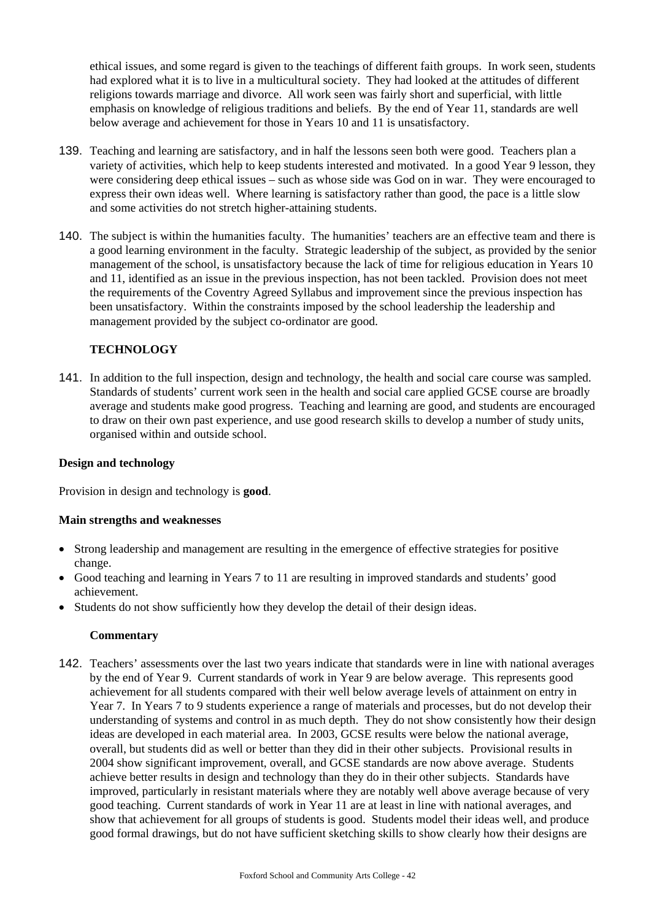ethical issues, and some regard is given to the teachings of different faith groups. In work seen, students had explored what it is to live in a multicultural society. They had looked at the attitudes of different religions towards marriage and divorce. All work seen was fairly short and superficial, with little emphasis on knowledge of religious traditions and beliefs. By the end of Year 11, standards are well below average and achievement for those in Years 10 and 11 is unsatisfactory.

139. Teaching and learning are satisfactory, and in half the lessons seen both were good. Teachers plan a variety of activities, which help to keep students interested and motivated. In a good Year 9 lesson, they were considering deep ethical issues – such as whose side was God on in war. They were encouraged to express their own ideas well. Where learning is satisfactory rather than good, the pace is a little slow and some activities do not stretch higher-attaining students.

140. The subject is within the humanities faculty. The humanities' teachers are an effective team and there is a good learning environment in the faculty. Strategic leadership of the subject, as provided by the senior management of the school, is unsatisfactory because the lack of time for religious education in Years 10 and 11, identified as an issue in the previous inspection, has not been tackled. Provision does not meet the requirements of the Coventry Agreed Syllabus and improvement since the previous inspection has been unsatisfactory. Within the constraints imposed by the school leadership the leadership and management provided by the subject co-ordinator are good.

## TECHNOLOGY

141. In addition to the full inspection, design and technology, the health and social care course was sampled. Standards of students' current work seen in the health and social care applied GCSE course are broadly average and students make good progress. Teaching and learning are good, and students are encouraged to draw on their own past experience, and use good research skills to develop a number of study units, organised within and outside school.

### Design and technology

Provision in design and technology is **good**.

**Main strengths and weaknesses**

- Strong leadership and management are resulting in the emergence of effective strategies for positive change.
- Good teaching and learning in Years 7 to 11 are resulting in improved standards and students' good achievement.
- Students do not show sufficiently how they develop the detail of their design ideas.

**Commentary**

142. Teachers' assessments over the last two years indicate that standards were in line with national averages by the end of Year 9. Current standards of work in Year 9 are below average. This represents good achievement for all students compared with their well below average levels of attainment on entry in Year 7. In Years 7 to 9 students experience a range of materials and processes, but do not develop their understanding of systems and control in as much depth. They do not show consistently how their design ideas are developed in each material area. In 2003, GCSE results were below the national average, overall, but students did as well or better than they did in their other subjects. Provisional results in 2004 show significant improvement, overall, and GCSE standards are now above average. Students achieve better results in design and technology than they do in their other subjects. Standards have improved, particularly in resistant materials where they are notably well above average because of very good teaching. Current standards of work in Year 11 are at least in line with national averages, and show that achievement for all groups of students is good. Students model their ideas well, and produce good formal drawings, but do not have sufficient sketching skills to show clearly how their designs are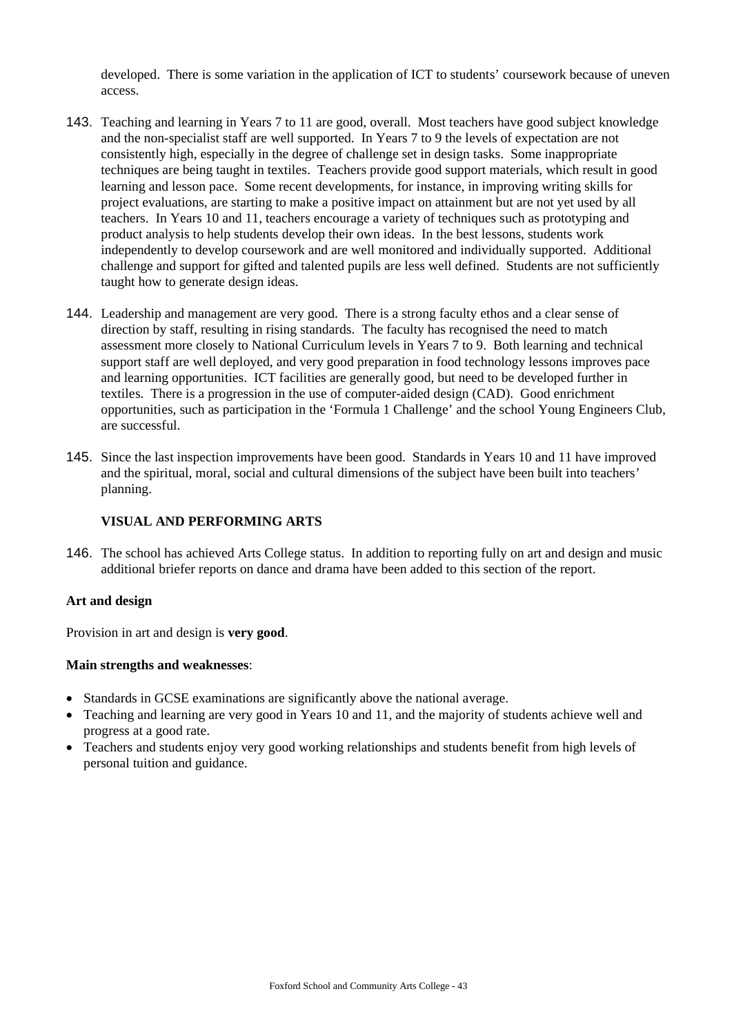developed. There is some variation in the application of ICT to students' coursework because of uneven access.

143. Teaching and learning in Years 7 to 11 are good, overall. Most teachers have good subject knowledge and the non-specialist staff are well supported. In Years 7 to 9 the levels of expectation are not consistently high, especially in the degree of challenge set in design tasks. Some inappropriate techniques are being taught in textiles. Teachers provide good support materials, which result in good learning and lesson pace. Some recent developments, for instance, in improving writing skills for project evaluations, are starting to make a positive impact on attainment but are not yet used by all teachers. In Years 10 and 11, teachers encourage a variety of techniques such as prototyping and product analysis to help students develop their own ideas. In the best lessons, students work independently to develop coursework and are well monitored and individually supported. Additional challenge and support for gifted and talented pupils are less well defined. Students are not sufficiently taught how to generate design ideas.

144. Leadership and management are very good. There is a strong faculty ethos and a clear sense of direction by staff, resulting in rising standards. The faculty has recognised the need to match assessment more closely to National Curriculum levels in Years 7 to 9. Both learning and technical support staff are well deployed, and very good preparation in food technology lessons improves pace and learning opportunities. ICT facilities are generally good, but need to be developed further in textiles. There is a progression in the use of computer-aided design (CAD). Good enrichment opportunities, such as participation in the 'Formula 1 Challenge' and the school Young Engineers Club, are successful.

145. Since the last inspection improvements have been good. Standards in Years 10 and 11 have improved and the spiritual, moral, social and cultural dimensions of the subject have been built into teachers' planning.

## VISUAL AND PERFORMING ARTS

146. The school has achieved Arts College status. In addition to reporting fully on art and design and music additional briefer reports on dance and drama have been added to this section of the report.

### Art and design

Provision in art and design is **very good**.

**Main strengths and weaknesses**:

- Standards in GCSE examinations are significantly above the national average.
- Teaching and learning are very good in Years 10 and 11, and the majority of students achieve well and progress at a good rate.
- Teachers and students enjoy very good working relationships and students benefit from high levels of personal tuition and guidance.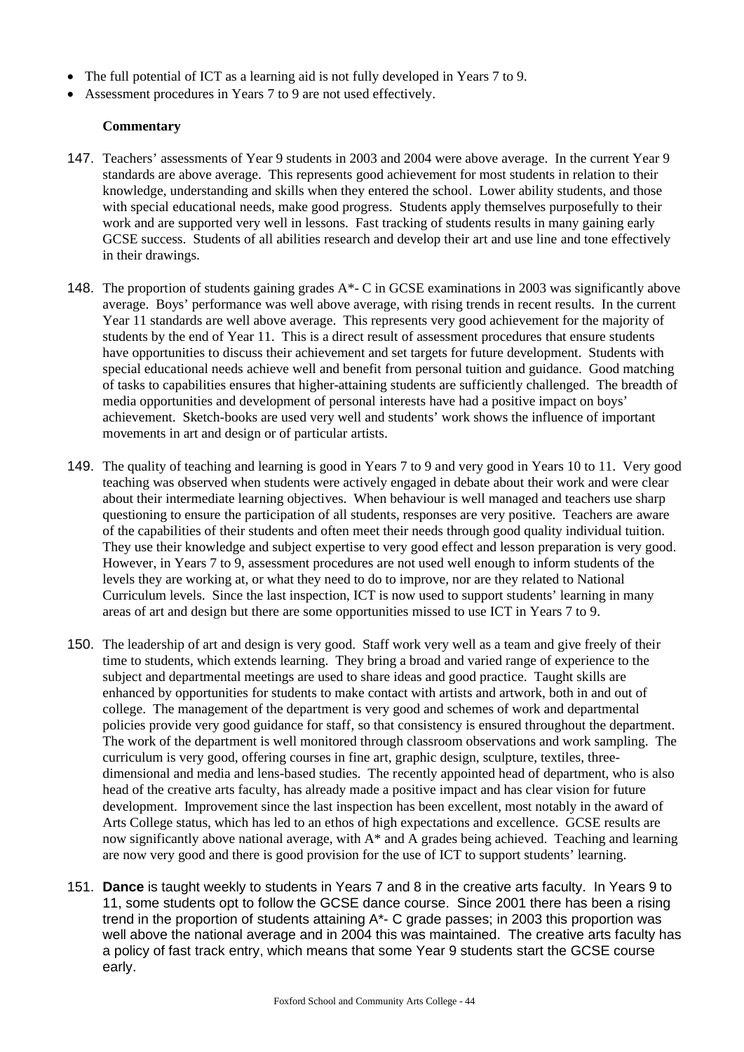- The full potential of ICT as a learning aid is not fully developed in Years 7 to 9.
- Assessment procedures in Years 7 to 9 are not used effectively.

**Commentary**

147. Teachers' assessments of Year 9 students in 2003 and 2004 were above average. In the current Year 9 standards are above average. This represents good achievement for most students in relation to their knowledge, understanding and skills when they entered the school. Lower ability students, and those with special educational needs, make good progress. Students apply themselves purposefully to their work and are supported very well in lessons. Fast tracking of students results in many gaining early GCSE success. Students of all abilities research and develop their art and use line and tone effectively in their drawings.

148. The proportion of students gaining grades A*- C in GCSE examinations in 2003 was significantly above average. Boys' performance was well above average, with rising trends in recent results. In the current Year 11 standards are well above average. This represents very good achievement for the majority of students by the end of Year 11. This is a direct result of assessment procedures that ensure students have opportunities to discuss their achievement and set targets for future development. Students with special educational needs achieve well and benefit from personal tuition and guidance. Good matching of tasks to capabilities ensures that higher-attaining students are sufficiently challenged. The breadth of media opportunities and development of personal interests have had a positive impact on boys' achievement. Sketch-books are used very well and students' work shows the influence of important movements in art and design or of particular artists.

149. The quality of teaching and learning is good in Years 7 to 9 and very good in Years 10 to 11. Very good teaching was observed when students were actively engaged in debate about their work and were clear about their intermediate learning objectives. When behaviour is well managed and teachers use sharp questioning to ensure the participation of all students, responses are very positive. Teachers are aware of the capabilities of their students and often meet their needs through good quality individual tuition. They use their knowledge and subject expertise to very good effect and lesson preparation is very good. However, in Years 7 to 9, assessment procedures are not used well enough to inform students of the levels they are working at, or what they need to do to improve, nor are they related to National Curriculum levels. Since the last inspection, ICT is now used to support students' learning in many areas of art and design but there are some opportunities missed to use ICT in Years 7 to 9.

150. The leadership of art and design is very good. Staff work very well as a team and give freely of their time to students, which extends learning. They bring a broad and varied range of experience to the subject and departmental meetings are used to share ideas and good practice. Taught skills are enhanced by opportunities for students to make contact with artists and artwork, both in and out of college. The management of the department is very good and schemes of work and departmental policies provide very good guidance for staff, so that consistency is ensured throughout the department. The work of the department is well monitored through classroom observations and work sampling. The curriculum is very good, offering courses in fine art, graphic design, sculpture, textiles, three-dimensional and media and lens-based studies. The recently appointed head of department, who is also head of the creative arts faculty, has already made a positive impact and has clear vision for future development. Improvement since the last inspection has been excellent, most notably in the award of Arts College status, which has led to an ethos of high expectations and excellence. GCSE results are now significantly above national average, with A* and A grades being achieved. Teaching and learning are now very good and there is good provision for the use of ICT to support students' learning.

151. **Dance** is taught weekly to students in Years 7 and 8 in the creative arts faculty. In Years 9 to 11, some students opt to follow the GCSE dance course. Since 2001 there has been a rising trend in the proportion of students attaining A*- C grade passes; in 2003 this proportion was well above the national average and in 2004 this was maintained. The creative arts faculty has a policy of fast track entry, which means that some Year 9 students start the GCSE course early.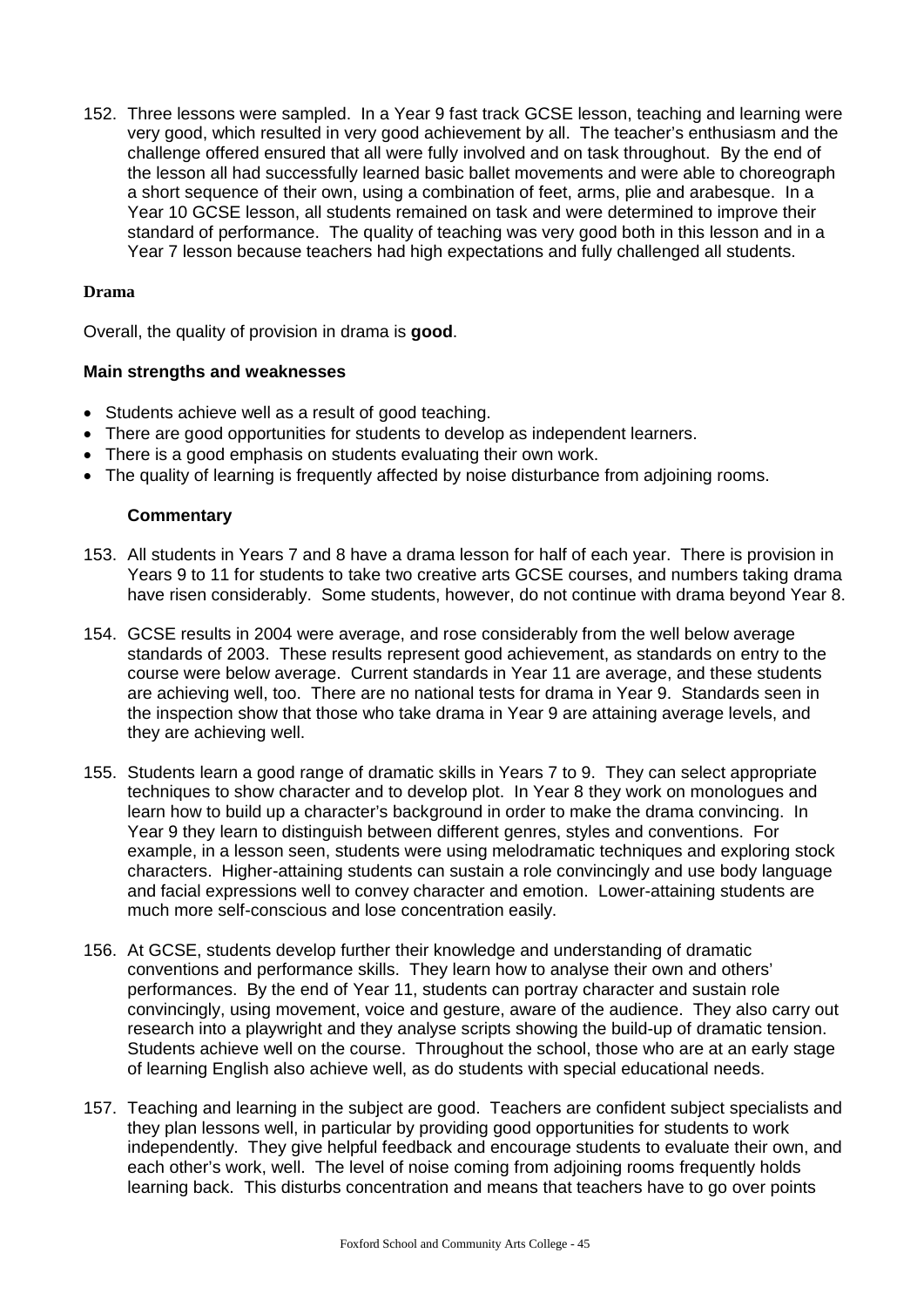152. Three lessons were sampled. In a Year 9 fast track GCSE lesson, teaching and learning were very good, which resulted in very good achievement by all. The teacher's enthusiasm and the challenge offered ensured that all were fully involved and on task throughout. By the end of the lesson all had successfully learned basic ballet movements and were able to choreograph a short sequence of their own, using a combination of feet, arms, plie and arabesque. In a Year 10 GCSE lesson, all students remained on task and were determined to improve their standard of performance. The quality of teaching was very good both in this lesson and in a Year 7 lesson because teachers had high expectations and fully challenged all students.

### Drama

Overall, the quality of provision in drama is **good**.

#### Main strengths and weaknesses

- Students achieve well as a result of good teaching.
- There are good opportunities for students to develop as independent learners.
- There is a good emphasis on students evaluating their own work.
- The quality of learning is frequently affected by noise disturbance from adjoining rooms.

#### Commentary

153. All students in Years 7 and 8 have a drama lesson for half of each year. There is provision in Years 9 to 11 for students to take two creative arts GCSE courses, and numbers taking drama have risen considerably. Some students, however, do not continue with drama beyond Year 8.

154. GCSE results in 2004 were average, and rose considerably from the well below average standards of 2003. These results represent good achievement, as standards on entry to the course were below average. Current standards in Year 11 are average, and these students are achieving well, too. There are no national tests for drama in Year 9. Standards seen in the inspection show that those who take drama in Year 9 are attaining average levels, and they are achieving well.

155. Students learn a good range of dramatic skills in Years 7 to 9. They can select appropriate techniques to show character and to develop plot. In Year 8 they work on monologues and learn how to build up a character's background in order to make the drama convincing. In Year 9 they learn to distinguish between different genres, styles and conventions. For example, in a lesson seen, students were using melodramatic techniques and exploring stock characters. Higher-attaining students can sustain a role convincingly and use body language and facial expressions well to convey character and emotion. Lower-attaining students are much more self-conscious and lose concentration easily.

156. At GCSE, students develop further their knowledge and understanding of dramatic conventions and performance skills. They learn how to analyse their own and others' performances. By the end of Year 11, students can portray character and sustain role convincingly, using movement, voice and gesture, aware of the audience. They also carry out research into a playwright and they analyse scripts showing the build-up of dramatic tension. Students achieve well on the course. Throughout the school, those who are at an early stage of learning English also achieve well, as do students with special educational needs.

157. Teaching and learning in the subject are good. Teachers are confident subject specialists and they plan lessons well, in particular by providing good opportunities for students to work independently. They give helpful feedback and encourage students to evaluate their own, and each other's work, well. The level of noise coming from adjoining rooms frequently holds learning back. This disturbs concentration and means that teachers have to go over points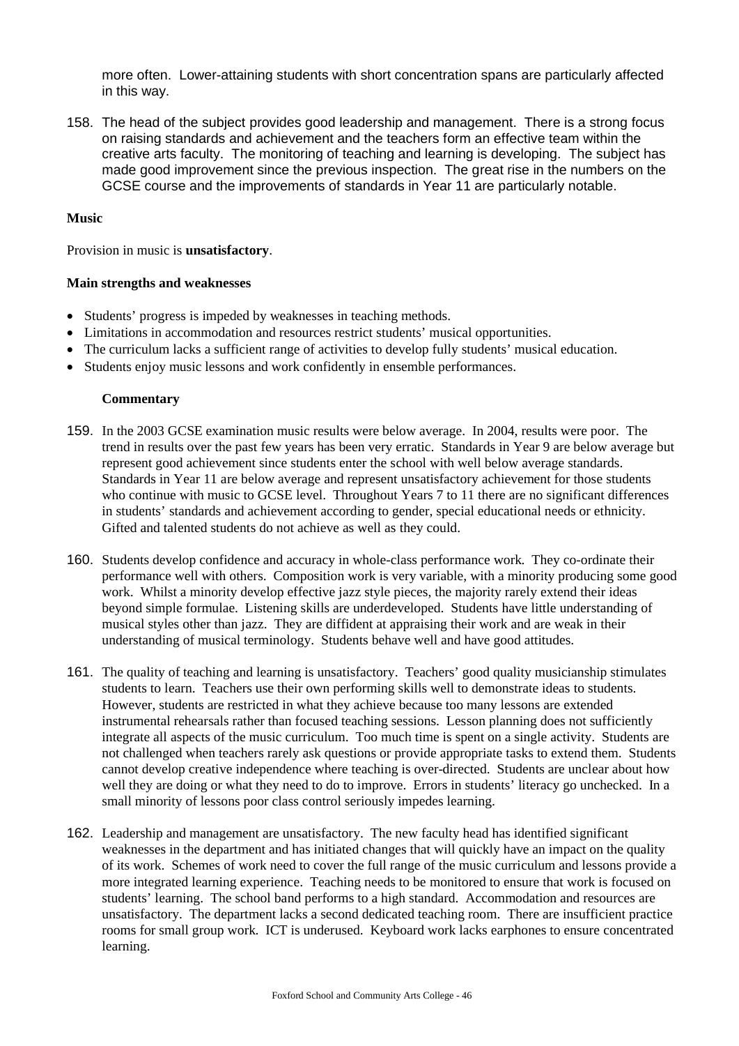more often. Lower-attaining students with short concentration spans are particularly affected in this way.

158. The head of the subject provides good leadership and management. There is a strong focus on raising standards and achievement and the teachers form an effective team within the creative arts faculty. The monitoring of teaching and learning is developing. The subject has made good improvement since the previous inspection. The great rise in the numbers on the GCSE course and the improvements of standards in Year 11 are particularly notable.

**Music**

Provision in music is **unsatisfactory**.

**Main strengths and weaknesses**

- Students' progress is impeded by weaknesses in teaching methods.
- Limitations in accommodation and resources restrict students' musical opportunities.
- The curriculum lacks a sufficient range of activities to develop fully students' musical education.
- Students enjoy music lessons and work confidently in ensemble performances.

**Commentary**

159. In the 2003 GCSE examination music results were below average. In 2004, results were poor. The trend in results over the past few years has been very erratic. Standards in Year 9 are below average but represent good achievement since students enter the school with well below average standards. Standards in Year 11 are below average and represent unsatisfactory achievement for those students who continue with music to GCSE level. Throughout Years 7 to 11 there are no significant differences in students' standards and achievement according to gender, special educational needs or ethnicity. Gifted and talented students do not achieve as well as they could.

160. Students develop confidence and accuracy in whole-class performance work. They co-ordinate their performance well with others. Composition work is very variable, with a minority producing some good work. Whilst a minority develop effective jazz style pieces, the majority rarely extend their ideas beyond simple formulae. Listening skills are underdeveloped. Students have little understanding of musical styles other than jazz. They are diffident at appraising their work and are weak in their understanding of musical terminology. Students behave well and have good attitudes.

161. The quality of teaching and learning is unsatisfactory. Teachers' good quality musicianship stimulates students to learn. Teachers use their own performing skills well to demonstrate ideas to students. However, students are restricted in what they achieve because too many lessons are extended instrumental rehearsals rather than focused teaching sessions. Lesson planning does not sufficiently integrate all aspects of the music curriculum. Too much time is spent on a single activity. Students are not challenged when teachers rarely ask questions or provide appropriate tasks to extend them. Students cannot develop creative independence where teaching is over-directed. Students are unclear about how well they are doing or what they need to do to improve. Errors in students' literacy go unchecked. In a small minority of lessons poor class control seriously impedes learning.

162. Leadership and management are unsatisfactory. The new faculty head has identified significant weaknesses in the department and has initiated changes that will quickly have an impact on the quality of its work. Schemes of work need to cover the full range of the music curriculum and lessons provide a more integrated learning experience. Teaching needs to be monitored to ensure that work is focused on students' learning. The school band performs to a high standard. Accommodation and resources are unsatisfactory. The department lacks a second dedicated teaching room. There are insufficient practice rooms for small group work. ICT is underused. Keyboard work lacks earphones to ensure concentrated learning.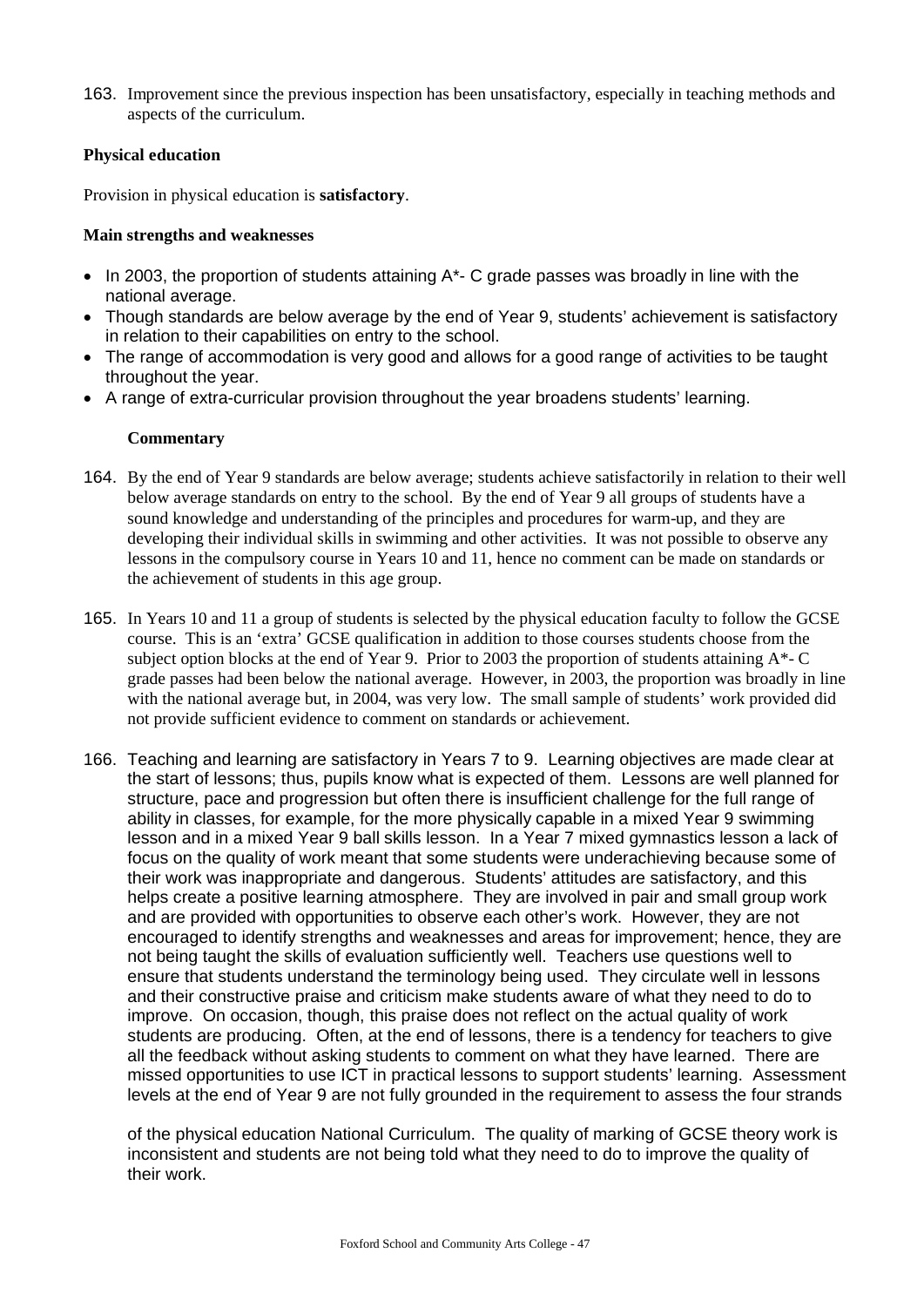163. Improvement since the previous inspection has been unsatisfactory, especially in teaching methods and aspects of the curriculum.

**Physical education**

Provision in physical education is **satisfactory**.

**Main strengths and weaknesses**

- In 2003, the proportion of students attaining A*- C grade passes was broadly in line with the national average.
- Though standards are below average by the end of Year 9, students' achievement is satisfactory in relation to their capabilities on entry to the school.
- The range of accommodation is very good and allows for a good range of activities to be taught throughout the year.
- A range of extra-curricular provision throughout the year broadens students' learning.

**Commentary**

164. By the end of Year 9 standards are below average; students achieve satisfactorily in relation to their well below average standards on entry to the school. By the end of Year 9 all groups of students have a sound knowledge and understanding of the principles and procedures for warm-up, and they are developing their individual skills in swimming and other activities. It was not possible to observe any lessons in the compulsory course in Years 10 and 11, hence no comment can be made on standards or the achievement of students in this age group.

165. In Years 10 and 11 a group of students is selected by the physical education faculty to follow the GCSE course. This is an 'extra' GCSE qualification in addition to those courses students choose from the subject option blocks at the end of Year 9. Prior to 2003 the proportion of students attaining A*- C grade passes had been below the national average. However, in 2003, the proportion was broadly in line with the national average but, in 2004, was very low. The small sample of students' work provided did not provide sufficient evidence to comment on standards or achievement.

166. Teaching and learning are satisfactory in Years 7 to 9. Learning objectives are made clear at the start of lessons; thus, pupils know what is expected of them. Lessons are well planned for structure, pace and progression but often there is insufficient challenge for the full range of ability in classes, for example, for the more physically capable in a mixed Year 9 swimming lesson and in a mixed Year 9 ball skills lesson. In a Year 7 mixed gymnastics lesson a lack of focus on the quality of work meant that some students were underachieving because some of their work was inappropriate and dangerous. Students' attitudes are satisfactory, and this helps create a positive learning atmosphere. They are involved in pair and small group work and are provided with opportunities to observe each other's work. However, they are not encouraged to identify strengths and weaknesses and areas for improvement; hence, they are not being taught the skills of evaluation sufficiently well. Teachers use questions well to ensure that students understand the terminology being used. They circulate well in lessons and their constructive praise and criticism make students aware of what they need to do to improve. On occasion, though, this praise does not reflect on the actual quality of work students are producing. Often, at the end of lessons, there is a tendency for teachers to give all the feedback without asking students to comment on what they have learned. There are missed opportunities to use ICT in practical lessons to support students' learning. Assessment levels at the end of Year 9 are not fully grounded in the requirement to assess the four strands of the physical education National Curriculum. The quality of marking of GCSE theory work is inconsistent and students are not being told what they need to do to improve the quality of their work.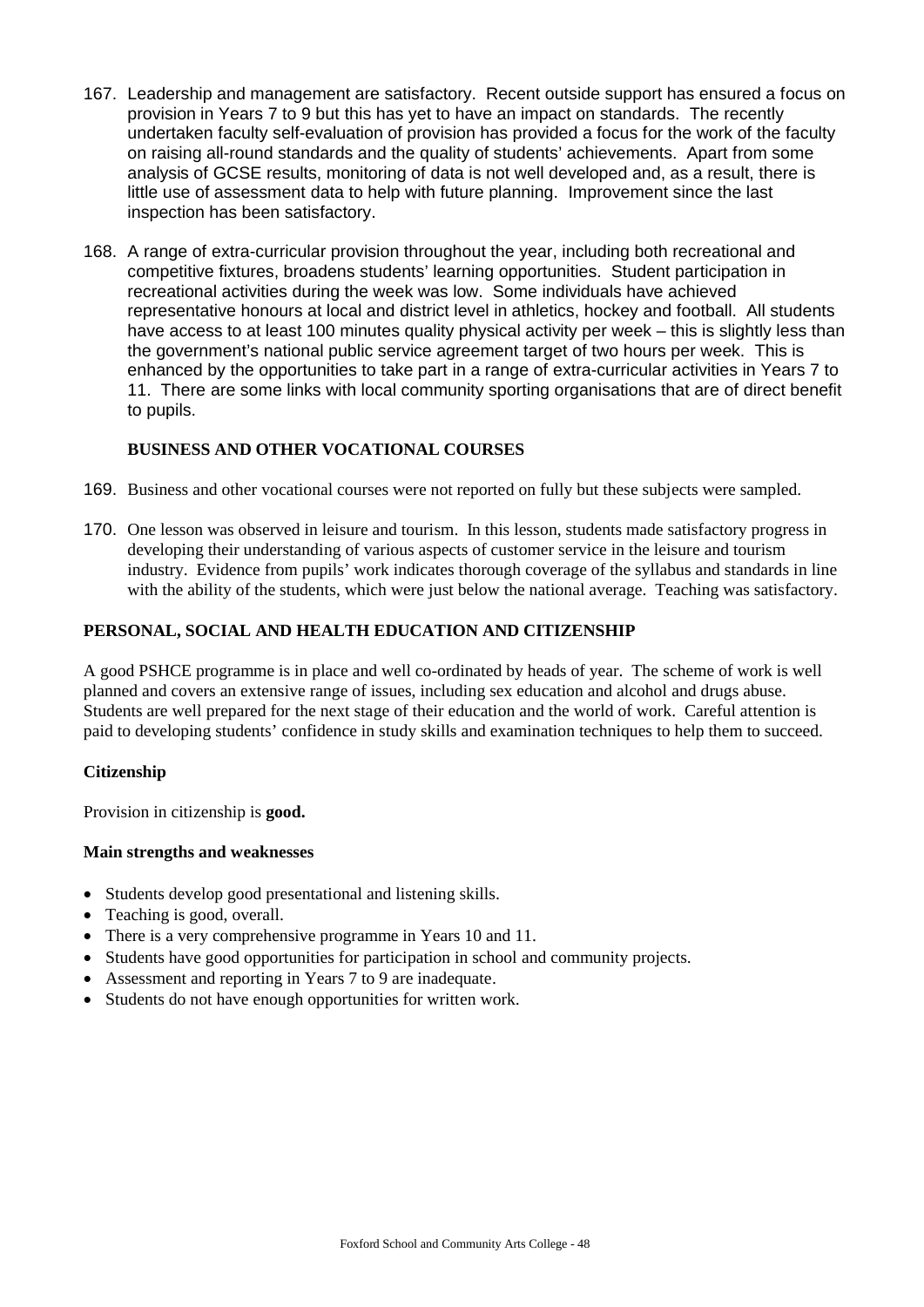167. Leadership and management are satisfactory. Recent outside support has ensured a focus on provision in Years 7 to 9 but this has yet to have an impact on standards. The recently undertaken faculty self-evaluation of provision has provided a focus for the work of the faculty on raising all-round standards and the quality of students' achievements. Apart from some analysis of GCSE results, monitoring of data is not well developed and, as a result, there is little use of assessment data to help with future planning. Improvement since the last inspection has been satisfactory.

168. A range of extra-curricular provision throughout the year, including both recreational and competitive fixtures, broadens students' learning opportunities. Student participation in recreational activities during the week was low. Some individuals have achieved representative honours at local and district level in athletics, hockey and football. All students have access to at least 100 minutes quality physical activity per week – this is slightly less than the government's national public service agreement target of two hours per week. This is enhanced by the opportunities to take part in a range of extra-curricular activities in Years 7 to 11. There are some links with local community sporting organisations that are of direct benefit to pupils.

### BUSINESS AND OTHER VOCATIONAL COURSES

169. Business and other vocational courses were not reported on fully but these subjects were sampled.

170. One lesson was observed in leisure and tourism. In this lesson, students made satisfactory progress in developing their understanding of various aspects of customer service in the leisure and tourism industry. Evidence from pupils' work indicates thorough coverage of the syllabus and standards in line with the ability of the students, which were just below the national average. Teaching was satisfactory.

## PERSONAL, SOCIAL AND HEALTH EDUCATION AND CITIZENSHIP

A good PSHCE programme is in place and well co-ordinated by heads of year. The scheme of work is well planned and covers an extensive range of issues, including sex education and alcohol and drugs abuse. Students are well prepared for the next stage of their education and the world of work. Careful attention is paid to developing students' confidence in study skills and examination techniques to help them to succeed.

### Citizenship

Provision in citizenship is **good.**

**Main strengths and weaknesses**

- Students develop good presentational and listening skills.
- Teaching is good, overall.
- There is a very comprehensive programme in Years 10 and 11.
- Students have good opportunities for participation in school and community projects.
- Assessment and reporting in Years 7 to 9 are inadequate.
- Students do not have enough opportunities for written work.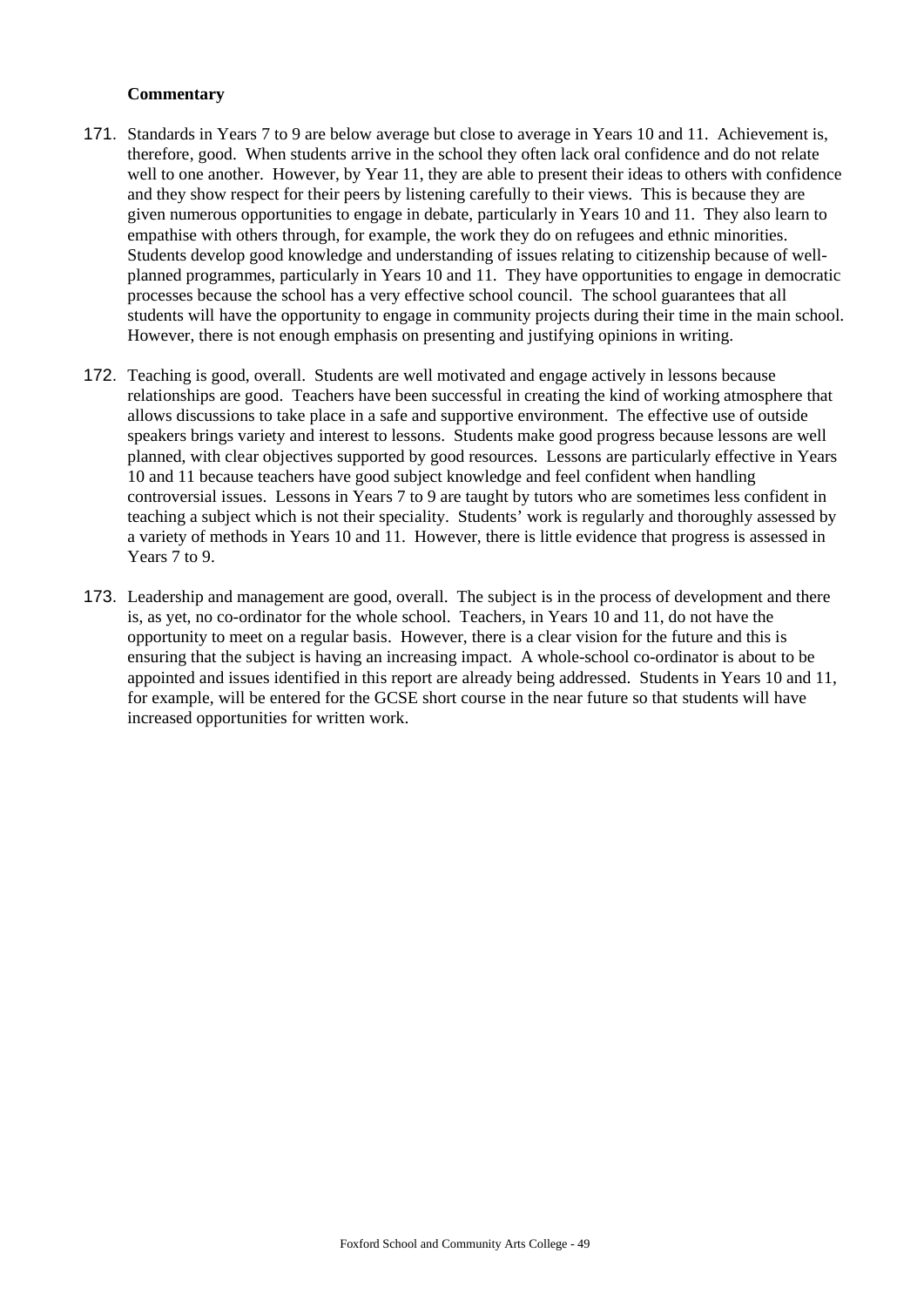**Commentary**

171. Standards in Years 7 to 9 are below average but close to average in Years 10 and 11. Achievement is, therefore, good. When students arrive in the school they often lack oral confidence and do not relate well to one another. However, by Year 11, they are able to present their ideas to others with confidence and they show respect for their peers by listening carefully to their views. This is because they are given numerous opportunities to engage in debate, particularly in Years 10 and 11. They also learn to empathise with others through, for example, the work they do on refugees and ethnic minorities. Students develop good knowledge and understanding of issues relating to citizenship because of well-planned programmes, particularly in Years 10 and 11. They have opportunities to engage in democratic processes because the school has a very effective school council. The school guarantees that all students will have the opportunity to engage in community projects during their time in the main school. However, there is not enough emphasis on presenting and justifying opinions in writing.

172. Teaching is good, overall. Students are well motivated and engage actively in lessons because relationships are good. Teachers have been successful in creating the kind of working atmosphere that allows discussions to take place in a safe and supportive environment. The effective use of outside speakers brings variety and interest to lessons. Students make good progress because lessons are well planned, with clear objectives supported by good resources. Lessons are particularly effective in Years 10 and 11 because teachers have good subject knowledge and feel confident when handling controversial issues. Lessons in Years 7 to 9 are taught by tutors who are sometimes less confident in teaching a subject which is not their speciality. Students' work is regularly and thoroughly assessed by a variety of methods in Years 10 and 11. However, there is little evidence that progress is assessed in Years 7 to 9.

173. Leadership and management are good, overall. The subject is in the process of development and there is, as yet, no co-ordinator for the whole school. Teachers, in Years 10 and 11, do not have the opportunity to meet on a regular basis. However, there is a clear vision for the future and this is ensuring that the subject is having an increasing impact. A whole-school co-ordinator is about to be appointed and issues identified in this report are already being addressed. Students in Years 10 and 11, for example, will be entered for the GCSE short course in the near future so that students will have increased opportunities for written work.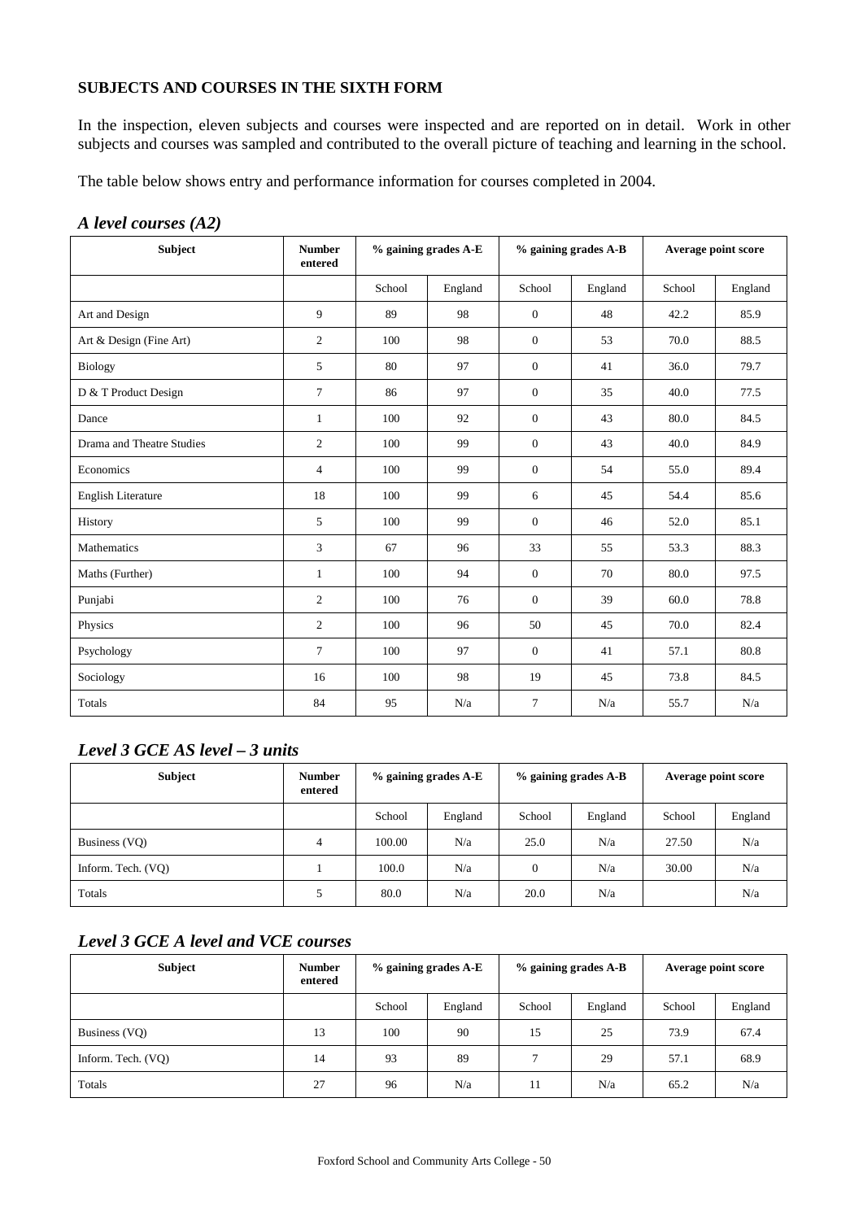**SUBJECTS AND COURSES IN THE SIXTH FORM**

In the inspection, eleven subjects and courses were inspected and are reported on in detail. Work in other subjects and courses was sampled and contributed to the overall picture of teaching and learning in the school.

The table below shows entry and performance information for courses completed in 2004.

### *A level courses (A2)*

| Subject | Number entered | % gaining grades A-E | | % gaining grades A-B | | Average point score | |
|---|---|---|---|---|---|---|---|
| | | School | England | School | England | School | England |
| Art and Design | 9 | 89 | 98 | 0 | 48 | 42.2 | 85.9 |
| Art & Design (Fine Art) | 2 | 100 | 98 | 0 | 53 | 70.0 | 88.5 |
| Biology | 5 | 80 | 97 | 0 | 41 | 36.0 | 79.7 |
| D & T Product Design | 7 | 86 | 97 | 0 | 35 | 40.0 | 77.5 |
| Dance | 1 | 100 | 92 | 0 | 43 | 80.0 | 84.5 |
| Drama and Theatre Studies | 2 | 100 | 99 | 0 | 43 | 40.0 | 84.9 |
| Economics | 4 | 100 | 99 | 0 | 54 | 55.0 | 89.4 |
| English Literature | 18 | 100 | 99 | 6 | 45 | 54.4 | 85.6 |
| History | 5 | 100 | 99 | 0 | 46 | 52.0 | 85.1 |
| Mathematics | 3 | 67 | 96 | 33 | 55 | 53.3 | 88.3 |
| Maths (Further) | 1 | 100 | 94 | 0 | 70 | 80.0 | 97.5 |
| Punjabi | 2 | 100 | 76 | 0 | 39 | 60.0 | 78.8 |
| Physics | 2 | 100 | 96 | 50 | 45 | 70.0 | 82.4 |
| Psychology | 7 | 100 | 97 | 0 | 41 | 57.1 | 80.8 |
| Sociology | 16 | 100 | 98 | 19 | 45 | 73.8 | 84.5 |
| Totals | 84 | 95 | N/a | 7 | N/a | 55.7 | N/a |

### *Level 3 GCE AS level – 3 units*

| Subject | Number entered | % gaining grades A-E | | % gaining grades A-B | | Average point score | |
|---|---|---|---|---|---|---|---|
| | | School | England | School | England | School | England |
| Business (VQ) | 4 | 100.00 | N/a | 25.0 | N/a | 27.50 | N/a |
| Inform. Tech. (VQ) | 1 | 100.0 | N/a | 0 | N/a | 30.00 | N/a |
| Totals | 5 | 80.0 | N/a | 20.0 | N/a | | N/a |

### *Level 3 GCE A level and VCE courses*

| Subject | Number entered | % gaining grades A-E | | % gaining grades A-B | | Average point score | |
|---|---|---|---|---|---|---|---|
| | | School | England | School | England | School | England |
| Business (VQ) | 13 | 100 | 90 | 15 | 25 | 73.9 | 67.4 |
| Inform. Tech. (VQ) | 14 | 93 | 89 | 7 | 29 | 57.1 | 68.9 |
| Totals | 27 | 96 | N/a | 11 | N/a | 65.2 | N/a |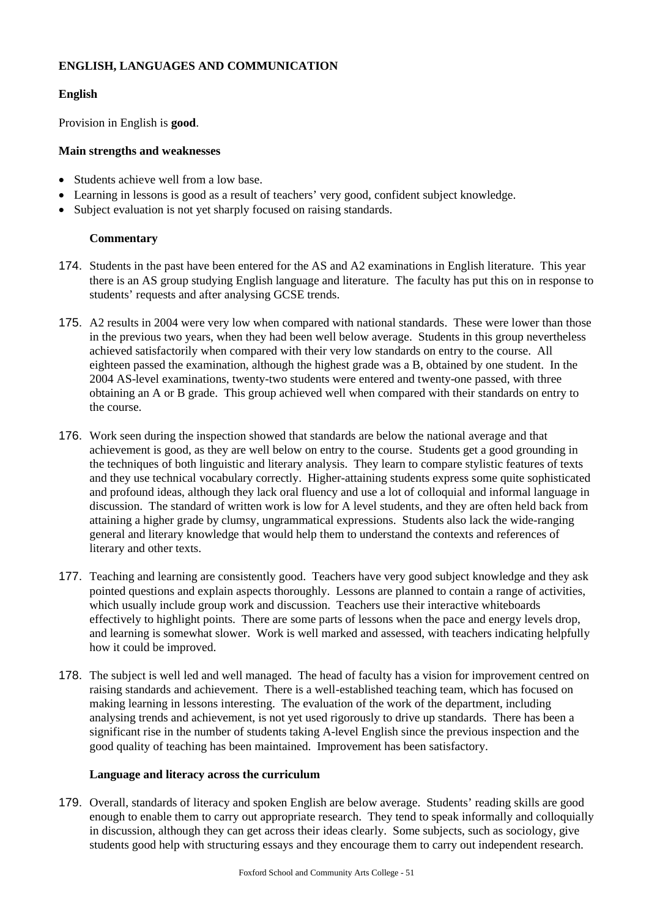**ENGLISH, LANGUAGES AND COMMUNICATION**

**English**

Provision in English is **good**.

**Main strengths and weaknesses**

- Students achieve well from a low base.
- Learning in lessons is good as a result of teachers' very good, confident subject knowledge.
- Subject evaluation is not yet sharply focused on raising standards.

**Commentary**

174. Students in the past have been entered for the AS and A2 examinations in English literature. This year there is an AS group studying English language and literature. The faculty has put this on in response to students' requests and after analysing GCSE trends.

175. A2 results in 2004 were very low when compared with national standards. These were lower than those in the previous two years, when they had been well below average. Students in this group nevertheless achieved satisfactorily when compared with their very low standards on entry to the course. All eighteen passed the examination, although the highest grade was a B, obtained by one student. In the 2004 AS-level examinations, twenty-two students were entered and twenty-one passed, with three obtaining an A or B grade. This group achieved well when compared with their standards on entry to the course.

176. Work seen during the inspection showed that standards are below the national average and that achievement is good, as they are well below on entry to the course. Students get a good grounding in the techniques of both linguistic and literary analysis. They learn to compare stylistic features of texts and they use technical vocabulary correctly. Higher-attaining students express some quite sophisticated and profound ideas, although they lack oral fluency and use a lot of colloquial and informal language in discussion. The standard of written work is low for A level students, and they are often held back from attaining a higher grade by clumsy, ungrammatical expressions. Students also lack the wide-ranging general and literary knowledge that would help them to understand the contexts and references of literary and other texts.

177. Teaching and learning are consistently good. Teachers have very good subject knowledge and they ask pointed questions and explain aspects thoroughly. Lessons are planned to contain a range of activities, which usually include group work and discussion. Teachers use their interactive whiteboards effectively to highlight points. There are some parts of lessons when the pace and energy levels drop, and learning is somewhat slower. Work is well marked and assessed, with teachers indicating helpfully how it could be improved.

178. The subject is well led and well managed. The head of faculty has a vision for improvement centred on raising standards and achievement. There is a well-established teaching team, which has focused on making learning in lessons interesting. The evaluation of the work of the department, including analysing trends and achievement, is not yet used rigorously to drive up standards. There has been a significant rise in the number of students taking A-level English since the previous inspection and the good quality of teaching has been maintained. Improvement has been satisfactory.

**Language and literacy across the curriculum**

179. Overall, standards of literacy and spoken English are below average. Students' reading skills are good enough to enable them to carry out appropriate research. They tend to speak informally and colloquially in discussion, although they can get across their ideas clearly. Some subjects, such as sociology, give students good help with structuring essays and they encourage them to carry out independent research.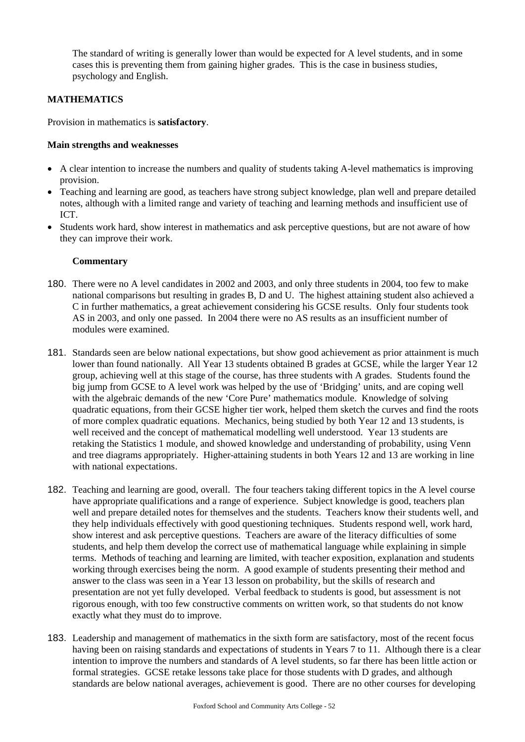The standard of writing is generally lower than would be expected for A level students, and in some cases this is preventing them from gaining higher grades. This is the case in business studies, psychology and English.

## MATHEMATICS

Provision in mathematics is **satisfactory**.

**Main strengths and weaknesses**

- A clear intention to increase the numbers and quality of students taking A-level mathematics is improving provision.
- Teaching and learning are good, as teachers have strong subject knowledge, plan well and prepare detailed notes, although with a limited range and variety of teaching and learning methods and insufficient use of ICT.
- Students work hard, show interest in mathematics and ask perceptive questions, but are not aware of how they can improve their work.

**Commentary**

180. There were no A level candidates in 2002 and 2003, and only three students in 2004, too few to make national comparisons but resulting in grades B, D and U. The highest attaining student also achieved a C in further mathematics, a great achievement considering his GCSE results. Only four students took AS in 2003, and only one passed. In 2004 there were no AS results as an insufficient number of modules were examined.

181. Standards seen are below national expectations, but show good achievement as prior attainment is much lower than found nationally. All Year 13 students obtained B grades at GCSE, while the larger Year 12 group, achieving well at this stage of the course, has three students with A grades. Students found the big jump from GCSE to A level work was helped by the use of 'Bridging' units, and are coping well with the algebraic demands of the new 'Core Pure' mathematics module. Knowledge of solving quadratic equations, from their GCSE higher tier work, helped them sketch the curves and find the roots of more complex quadratic equations. Mechanics, being studied by both Year 12 and 13 students, is well received and the concept of mathematical modelling well understood. Year 13 students are retaking the Statistics 1 module, and showed knowledge and understanding of probability, using Venn and tree diagrams appropriately. Higher-attaining students in both Years 12 and 13 are working in line with national expectations.

182. Teaching and learning are good, overall. The four teachers taking different topics in the A level course have appropriate qualifications and a range of experience. Subject knowledge is good, teachers plan well and prepare detailed notes for themselves and the students. Teachers know their students well, and they help individuals effectively with good questioning techniques. Students respond well, work hard, show interest and ask perceptive questions. Teachers are aware of the literacy difficulties of some students, and help them develop the correct use of mathematical language while explaining in simple terms. Methods of teaching and learning are limited, with teacher exposition, explanation and students working through exercises being the norm. A good example of students presenting their method and answer to the class was seen in a Year 13 lesson on probability, but the skills of research and presentation are not yet fully developed. Verbal feedback to students is good, but assessment is not rigorous enough, with too few constructive comments on written work, so that students do not know exactly what they must do to improve.

183. Leadership and management of mathematics in the sixth form are satisfactory, most of the recent focus having been on raising standards and expectations of students in Years 7 to 11. Although there is a clear intention to improve the numbers and standards of A level students, so far there has been little action or formal strategies. GCSE retake lessons take place for those students with D grades, and although standards are below national averages, achievement is good. There are no other courses for developing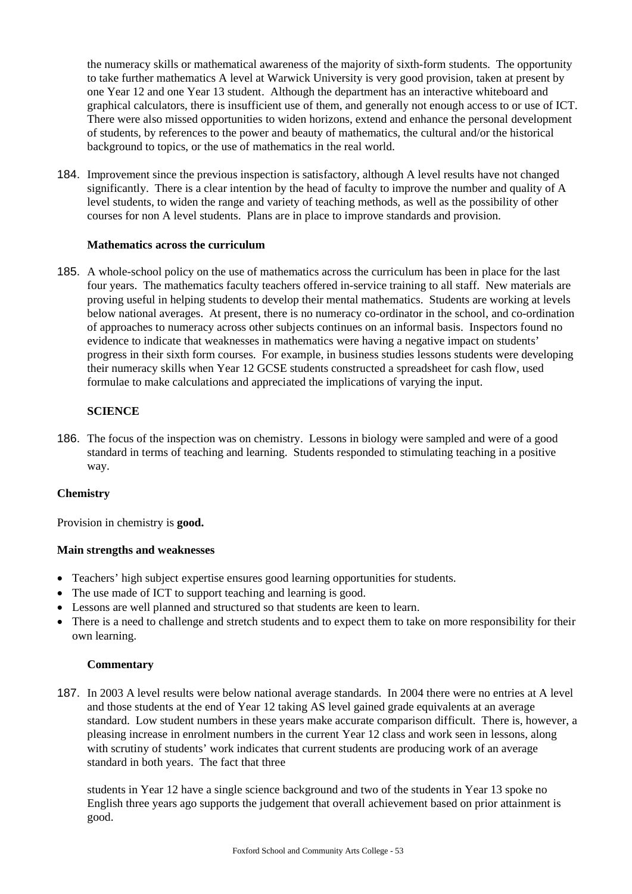the numeracy skills or mathematical awareness of the majority of sixth-form students. The opportunity to take further mathematics A level at Warwick University is very good provision, taken at present by one Year 12 and one Year 13 student. Although the department has an interactive whiteboard and graphical calculators, there is insufficient use of them, and generally not enough access to or use of ICT. There were also missed opportunities to widen horizons, extend and enhance the personal development of students, by references to the power and beauty of mathematics, the cultural and/or the historical background to topics, or the use of mathematics in the real world.

184. Improvement since the previous inspection is satisfactory, although A level results have not changed significantly. There is a clear intention by the head of faculty to improve the number and quality of A level students, to widen the range and variety of teaching methods, as well as the possibility of other courses for non A level students. Plans are in place to improve standards and provision.

### Mathematics across the curriculum

185. A whole-school policy on the use of mathematics across the curriculum has been in place for the last four years. The mathematics faculty teachers offered in-service training to all staff. New materials are proving useful in helping students to develop their mental mathematics. Students are working at levels below national averages. At present, there is no numeracy co-ordinator in the school, and co-ordination of approaches to numeracy across other subjects continues on an informal basis. Inspectors found no evidence to indicate that weaknesses in mathematics were having a negative impact on students' progress in their sixth form courses. For example, in business studies lessons students were developing their numeracy skills when Year 12 GCSE students constructed a spreadsheet for cash flow, used formulae to make calculations and appreciated the implications of varying the input.

## SCIENCE

186. The focus of the inspection was on chemistry. Lessons in biology were sampled and were of a good standard in terms of teaching and learning. Students responded to stimulating teaching in a positive way.

### Chemistry

Provision in chemistry is **good.**

**Main strengths and weaknesses**

- Teachers' high subject expertise ensures good learning opportunities for students.
- The use made of ICT to support teaching and learning is good.
- Lessons are well planned and structured so that students are keen to learn.
- There is a need to challenge and stretch students and to expect them to take on more responsibility for their own learning.

### Commentary

187. In 2003 A level results were below national average standards. In 2004 there were no entries at A level and those students at the end of Year 12 taking AS level gained grade equivalents at an average standard. Low student numbers in these years make accurate comparison difficult. There is, however, a pleasing increase in enrolment numbers in the current Year 12 class and work seen in lessons, along with scrutiny of students' work indicates that current students are producing work of an average standard in both years. The fact that three students in Year 12 have a single science background and two of the students in Year 13 spoke no English three years ago supports the judgement that overall achievement based on prior attainment is good.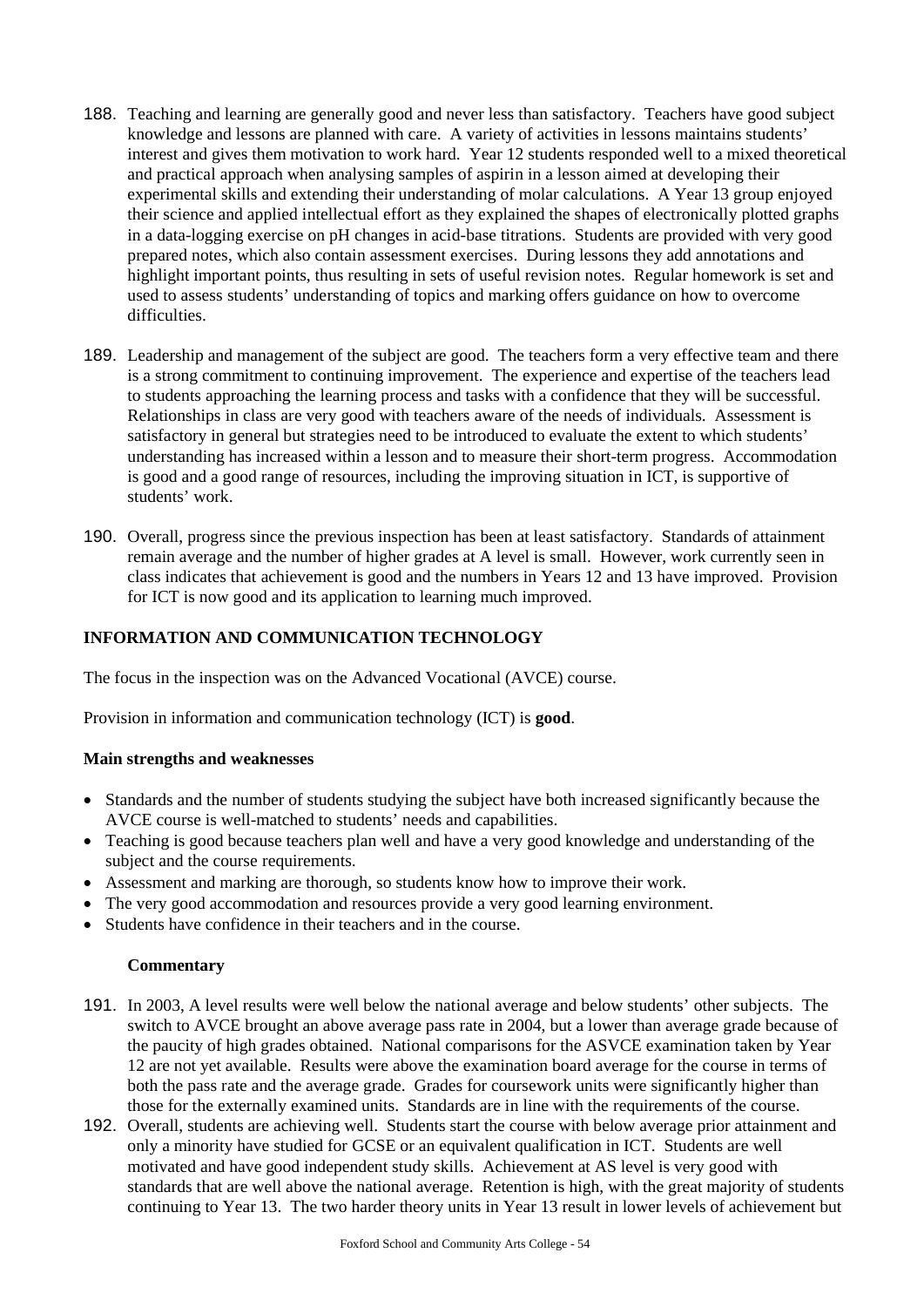188. Teaching and learning are generally good and never less than satisfactory. Teachers have good subject knowledge and lessons are planned with care. A variety of activities in lessons maintains students' interest and gives them motivation to work hard. Year 12 students responded well to a mixed theoretical and practical approach when analysing samples of aspirin in a lesson aimed at developing their experimental skills and extending their understanding of molar calculations. A Year 13 group enjoyed their science and applied intellectual effort as they explained the shapes of electronically plotted graphs in a data-logging exercise on pH changes in acid-base titrations. Students are provided with very good prepared notes, which also contain assessment exercises. During lessons they add annotations and highlight important points, thus resulting in sets of useful revision notes. Regular homework is set and used to assess students' understanding of topics and marking offers guidance on how to overcome difficulties.

189. Leadership and management of the subject are good. The teachers form a very effective team and there is a strong commitment to continuing improvement. The experience and expertise of the teachers lead to students approaching the learning process and tasks with a confidence that they will be successful. Relationships in class are very good with teachers aware of the needs of individuals. Assessment is satisfactory in general but strategies need to be introduced to evaluate the extent to which students' understanding has increased within a lesson and to measure their short-term progress. Accommodation is good and a good range of resources, including the improving situation in ICT, is supportive of students' work.

190. Overall, progress since the previous inspection has been at least satisfactory. Standards of attainment remain average and the number of higher grades at A level is small. However, work currently seen in class indicates that achievement is good and the numbers in Years 12 and 13 have improved. Provision for ICT is now good and its application to learning much improved.

## INFORMATION AND COMMUNICATION TECHNOLOGY

The focus in the inspection was on the Advanced Vocational (AVCE) course.

Provision in information and communication technology (ICT) is **good**.

### Main strengths and weaknesses

- Standards and the number of students studying the subject have both increased significantly because the AVCE course is well-matched to students' needs and capabilities.
- Teaching is good because teachers plan well and have a very good knowledge and understanding of the subject and the course requirements.
- Assessment and marking are thorough, so students know how to improve their work.
- The very good accommodation and resources provide a very good learning environment.
- Students have confidence in their teachers and in the course.

### Commentary

191. In 2003, A level results were well below the national average and below students' other subjects. The switch to AVCE brought an above average pass rate in 2004, but a lower than average grade because of the paucity of high grades obtained. National comparisons for the ASVCE examination taken by Year 12 are not yet available. Results were above the examination board average for the course in terms of both the pass rate and the average grade. Grades for coursework units were significantly higher than those for the externally examined units. Standards are in line with the requirements of the course.

192. Overall, students are achieving well. Students start the course with below average prior attainment and only a minority have studied for GCSE or an equivalent qualification in ICT. Students are well motivated and have good independent study skills. Achievement at AS level is very good with standards that are well above the national average. Retention is high, with the great majority of students continuing to Year 13. The two harder theory units in Year 13 result in lower levels of achievement but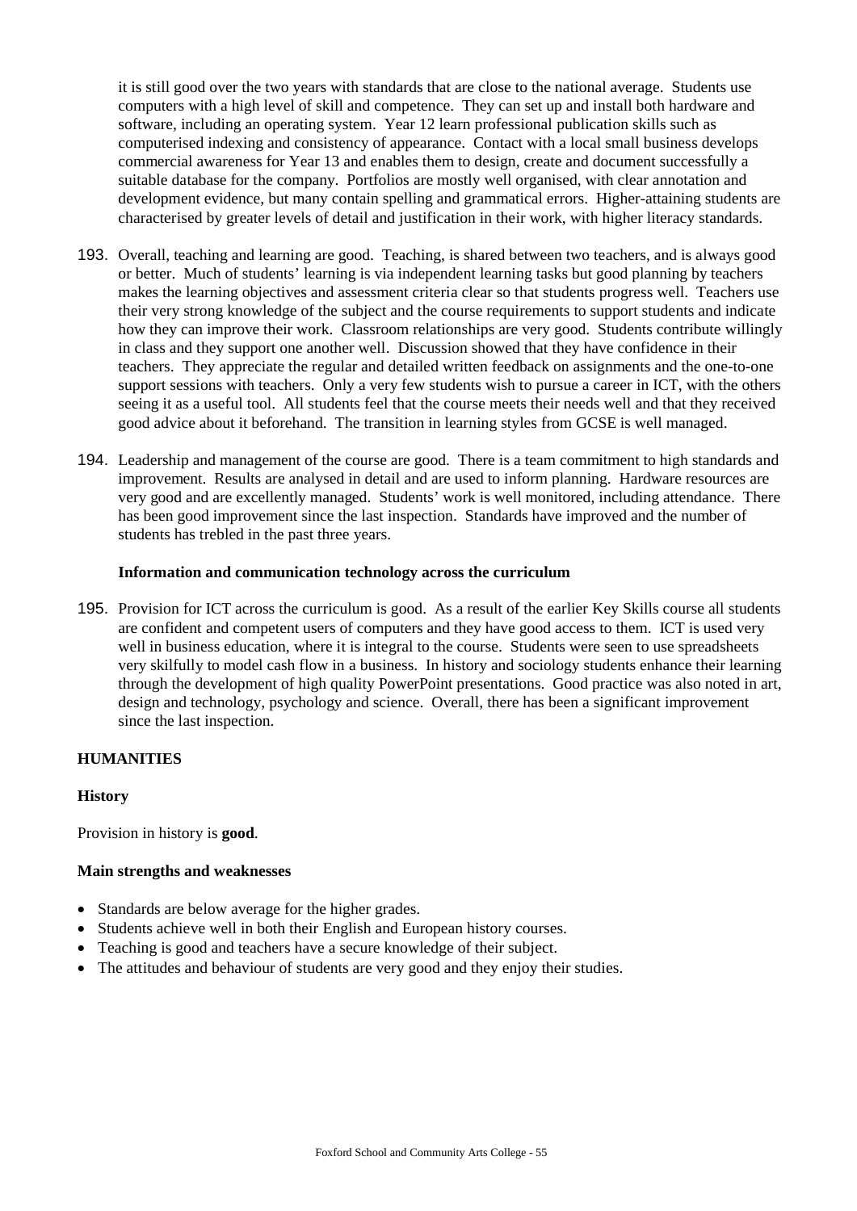it is still good over the two years with standards that are close to the national average. Students use computers with a high level of skill and competence. They can set up and install both hardware and software, including an operating system. Year 12 learn professional publication skills such as computerised indexing and consistency of appearance. Contact with a local small business develops commercial awareness for Year 13 and enables them to design, create and document successfully a suitable database for the company. Portfolios are mostly well organised, with clear annotation and development evidence, but many contain spelling and grammatical errors. Higher-attaining students are characterised by greater levels of detail and justification in their work, with higher literacy standards.

193. Overall, teaching and learning are good. Teaching, is shared between two teachers, and is always good or better. Much of students' learning is via independent learning tasks but good planning by teachers makes the learning objectives and assessment criteria clear so that students progress well. Teachers use their very strong knowledge of the subject and the course requirements to support students and indicate how they can improve their work. Classroom relationships are very good. Students contribute willingly in class and they support one another well. Discussion showed that they have confidence in their teachers. They appreciate the regular and detailed written feedback on assignments and the one-to-one support sessions with teachers. Only a very few students wish to pursue a career in ICT, with the others seeing it as a useful tool. All students feel that the course meets their needs well and that they received good advice about it beforehand. The transition in learning styles from GCSE is well managed.

194. Leadership and management of the course are good. There is a team commitment to high standards and improvement. Results are analysed in detail and are used to inform planning. Hardware resources are very good and are excellently managed. Students' work is well monitored, including attendance. There has been good improvement since the last inspection. Standards have improved and the number of students has trebled in the past three years.

**Information and communication technology across the curriculum**

195. Provision for ICT across the curriculum is good. As a result of the earlier Key Skills course all students are confident and competent users of computers and they have good access to them. ICT is used very well in business education, where it is integral to the course. Students were seen to use spreadsheets very skilfully to model cash flow in a business. In history and sociology students enhance their learning through the development of high quality PowerPoint presentations. Good practice was also noted in art, design and technology, psychology and science. Overall, there has been a significant improvement since the last inspection.

## HUMANITIES

### History

Provision in history is **good**.

**Main strengths and weaknesses**

- Standards are below average for the higher grades.
- Students achieve well in both their English and European history courses.
- Teaching is good and teachers have a secure knowledge of their subject.
- The attitudes and behaviour of students are very good and they enjoy their studies.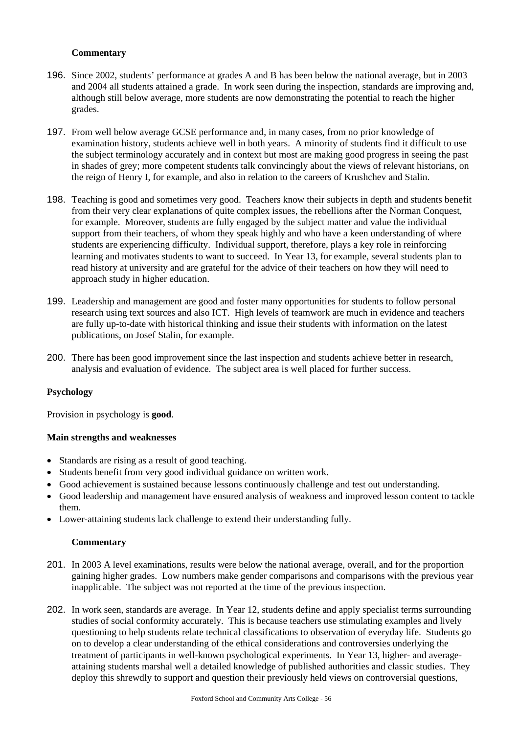**Commentary**

196. Since 2002, students' performance at grades A and B has been below the national average, but in 2003 and 2004 all students attained a grade. In work seen during the inspection, standards are improving and, although still below average, more students are now demonstrating the potential to reach the higher grades.

197. From well below average GCSE performance and, in many cases, from no prior knowledge of examination history, students achieve well in both years. A minority of students find it difficult to use the subject terminology accurately and in context but most are making good progress in seeing the past in shades of grey; more competent students talk convincingly about the views of relevant historians, on the reign of Henry I, for example, and also in relation to the careers of Krushchev and Stalin.

198. Teaching is good and sometimes very good. Teachers know their subjects in depth and students benefit from their very clear explanations of quite complex issues, the rebellions after the Norman Conquest, for example. Moreover, students are fully engaged by the subject matter and value the individual support from their teachers, of whom they speak highly and who have a keen understanding of where students are experiencing difficulty. Individual support, therefore, plays a key role in reinforcing learning and motivates students to want to succeed. In Year 13, for example, several students plan to read history at university and are grateful for the advice of their teachers on how they will need to approach study in higher education.

199. Leadership and management are good and foster many opportunities for students to follow personal research using text sources and also ICT. High levels of teamwork are much in evidence and teachers are fully up-to-date with historical thinking and issue their students with information on the latest publications, on Josef Stalin, for example.

200. There has been good improvement since the last inspection and students achieve better in research, analysis and evaluation of evidence. The subject area is well placed for further success.

**Psychology**

Provision in psychology is **good**.

**Main strengths and weaknesses**

- Standards are rising as a result of good teaching.
- Students benefit from very good individual guidance on written work.
- Good achievement is sustained because lessons continuously challenge and test out understanding.
- Good leadership and management have ensured analysis of weakness and improved lesson content to tackle them.
- Lower-attaining students lack challenge to extend their understanding fully.

**Commentary**

201. In 2003 A level examinations, results were below the national average, overall, and for the proportion gaining higher grades. Low numbers make gender comparisons and comparisons with the previous year inapplicable. The subject was not reported at the time of the previous inspection.

202. In work seen, standards are average. In Year 12, students define and apply specialist terms surrounding studies of social conformity accurately. This is because teachers use stimulating examples and lively questioning to help students relate technical classifications to observation of everyday life. Students go on to develop a clear understanding of the ethical considerations and controversies underlying the treatment of participants in well-known psychological experiments. In Year 13, higher- and average-attaining students marshal well a detailed knowledge of published authorities and classic studies. They deploy this shrewdly to support and question their previously held views on controversial questions,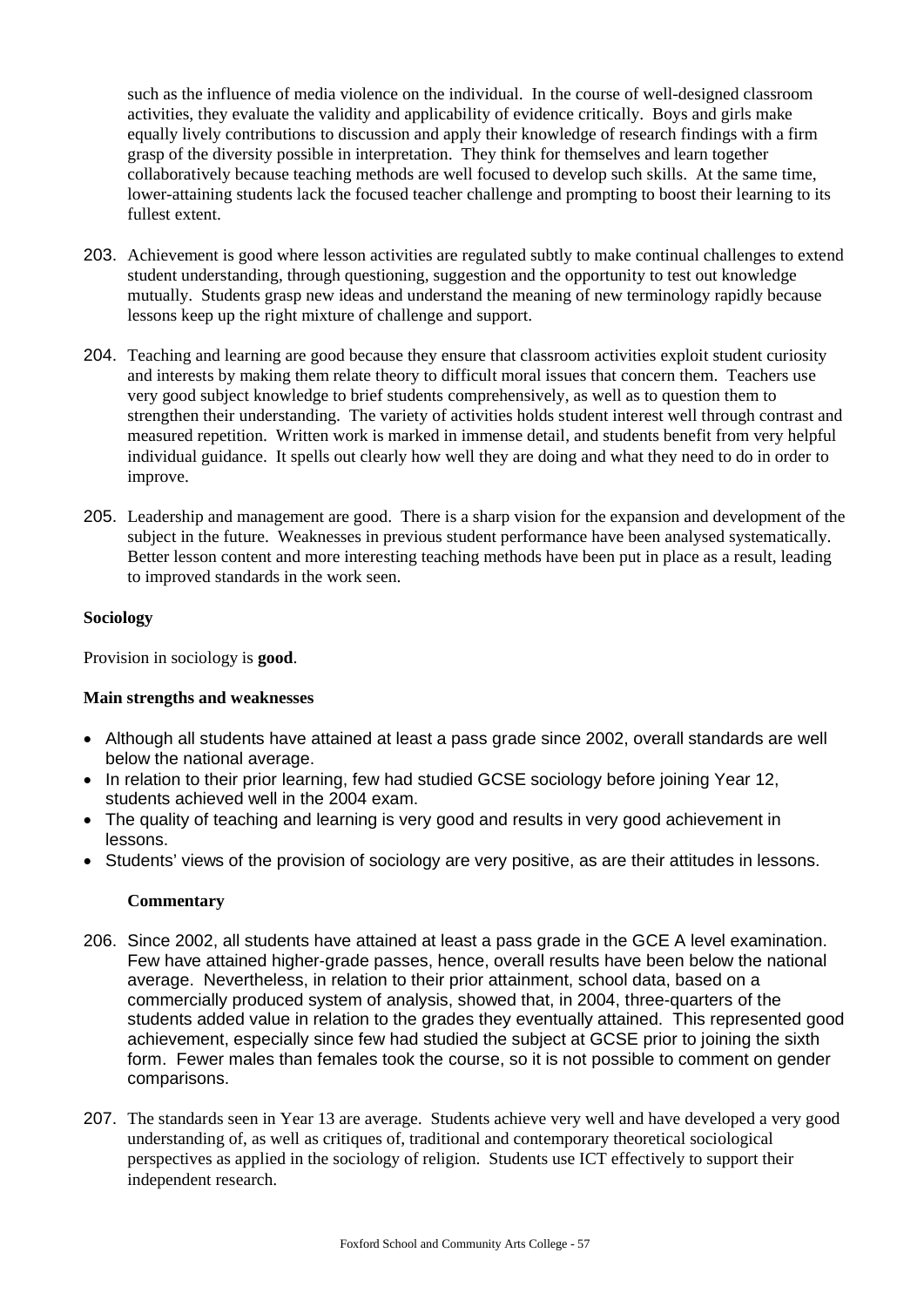such as the influence of media violence on the individual. In the course of well-designed classroom activities, they evaluate the validity and applicability of evidence critically. Boys and girls make equally lively contributions to discussion and apply their knowledge of research findings with a firm grasp of the diversity possible in interpretation. They think for themselves and learn together collaboratively because teaching methods are well focused to develop such skills. At the same time, lower-attaining students lack the focused teacher challenge and prompting to boost their learning to its fullest extent.

203. Achievement is good where lesson activities are regulated subtly to make continual challenges to extend student understanding, through questioning, suggestion and the opportunity to test out knowledge mutually. Students grasp new ideas and understand the meaning of new terminology rapidly because lessons keep up the right mixture of challenge and support.

204. Teaching and learning are good because they ensure that classroom activities exploit student curiosity and interests by making them relate theory to difficult moral issues that concern them. Teachers use very good subject knowledge to brief students comprehensively, as well as to question them to strengthen their understanding. The variety of activities holds student interest well through contrast and measured repetition. Written work is marked in immense detail, and students benefit from very helpful individual guidance. It spells out clearly how well they are doing and what they need to do in order to improve.

205. Leadership and management are good. There is a sharp vision for the expansion and development of the subject in the future. Weaknesses in previous student performance have been analysed systematically. Better lesson content and more interesting teaching methods have been put in place as a result, leading to improved standards in the work seen.

**Sociology**

Provision in sociology is **good**.

**Main strengths and weaknesses**

- Although all students have attained at least a pass grade since 2002, overall standards are well below the national average.
- In relation to their prior learning, few had studied GCSE sociology before joining Year 12, students achieved well in the 2004 exam.
- The quality of teaching and learning is very good and results in very good achievement in lessons.
- Students' views of the provision of sociology are very positive, as are their attitudes in lessons.

**Commentary**

206. Since 2002, all students have attained at least a pass grade in the GCE A level examination. Few have attained higher-grade passes, hence, overall results have been below the national average. Nevertheless, in relation to their prior attainment, school data, based on a commercially produced system of analysis, showed that, in 2004, three-quarters of the students added value in relation to the grades they eventually attained. This represented good achievement, especially since few had studied the subject at GCSE prior to joining the sixth form. Fewer males than females took the course, so it is not possible to comment on gender comparisons.

207. The standards seen in Year 13 are average. Students achieve very well and have developed a very good understanding of, as well as critiques of, traditional and contemporary theoretical sociological perspectives as applied in the sociology of religion. Students use ICT effectively to support their independent research.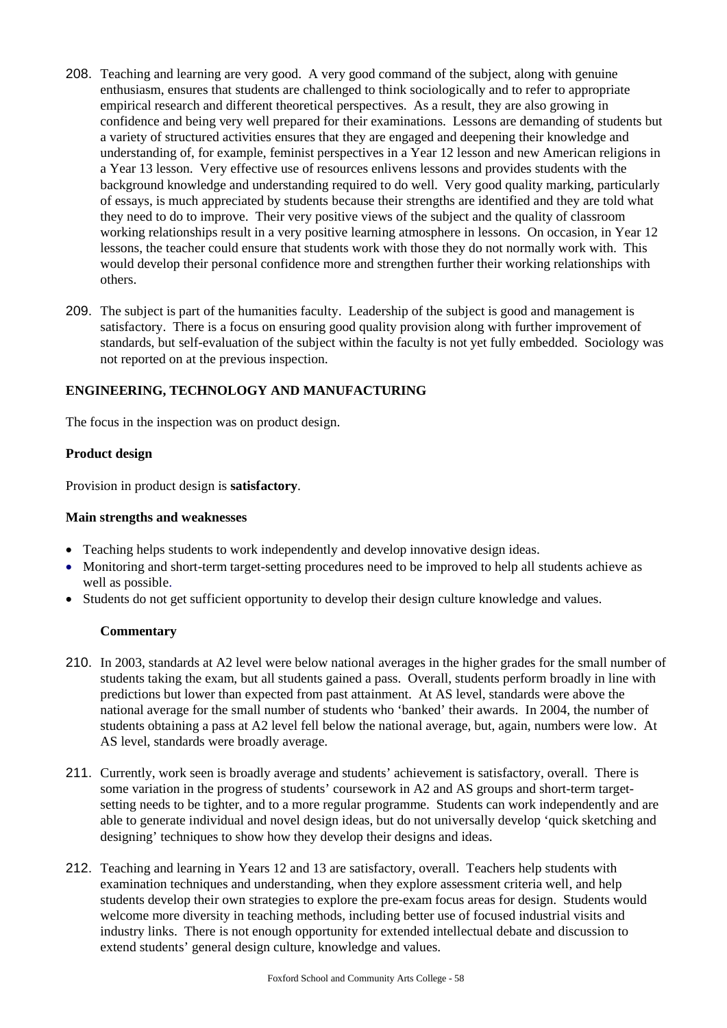208. Teaching and learning are very good. A very good command of the subject, along with genuine enthusiasm, ensures that students are challenged to think sociologically and to refer to appropriate empirical research and different theoretical perspectives. As a result, they are also growing in confidence and being very well prepared for their examinations. Lessons are demanding of students but a variety of structured activities ensures that they are engaged and deepening their knowledge and understanding of, for example, feminist perspectives in a Year 12 lesson and new American religions in a Year 13 lesson. Very effective use of resources enlivens lessons and provides students with the background knowledge and understanding required to do well. Very good quality marking, particularly of essays, is much appreciated by students because their strengths are identified and they are told what they need to do to improve. Their very positive views of the subject and the quality of classroom working relationships result in a very positive learning atmosphere in lessons. On occasion, in Year 12 lessons, the teacher could ensure that students work with those they do not normally work with. This would develop their personal confidence more and strengthen further their working relationships with others.

209. The subject is part of the humanities faculty. Leadership of the subject is good and management is satisfactory. There is a focus on ensuring good quality provision along with further improvement of standards, but self-evaluation of the subject within the faculty is not yet fully embedded. Sociology was not reported on at the previous inspection.

## ENGINEERING, TECHNOLOGY AND MANUFACTURING

The focus in the inspection was on product design.

### Product design

Provision in product design is **satisfactory**.

#### Main strengths and weaknesses

- Teaching helps students to work independently and develop innovative design ideas.
- Monitoring and short-term target-setting procedures need to be improved to help all students achieve as well as possible.
- Students do not get sufficient opportunity to develop their design culture knowledge and values.

#### Commentary

210. In 2003, standards at A2 level were below national averages in the higher grades for the small number of students taking the exam, but all students gained a pass. Overall, students perform broadly in line with predictions but lower than expected from past attainment. At AS level, standards were above the national average for the small number of students who 'banked' their awards. In 2004, the number of students obtaining a pass at A2 level fell below the national average, but, again, numbers were low. At AS level, standards were broadly average.

211. Currently, work seen is broadly average and students' achievement is satisfactory, overall. There is some variation in the progress of students' coursework in A2 and AS groups and short-term target-setting needs to be tighter, and to a more regular programme. Students can work independently and are able to generate individual and novel design ideas, but do not universally develop 'quick sketching and designing' techniques to show how they develop their designs and ideas.

212. Teaching and learning in Years 12 and 13 are satisfactory, overall. Teachers help students with examination techniques and understanding, when they explore assessment criteria well, and help students develop their own strategies to explore the pre-exam focus areas for design. Students would welcome more diversity in teaching methods, including better use of focused industrial visits and industry links. There is not enough opportunity for extended intellectual debate and discussion to extend students' general design culture, knowledge and values.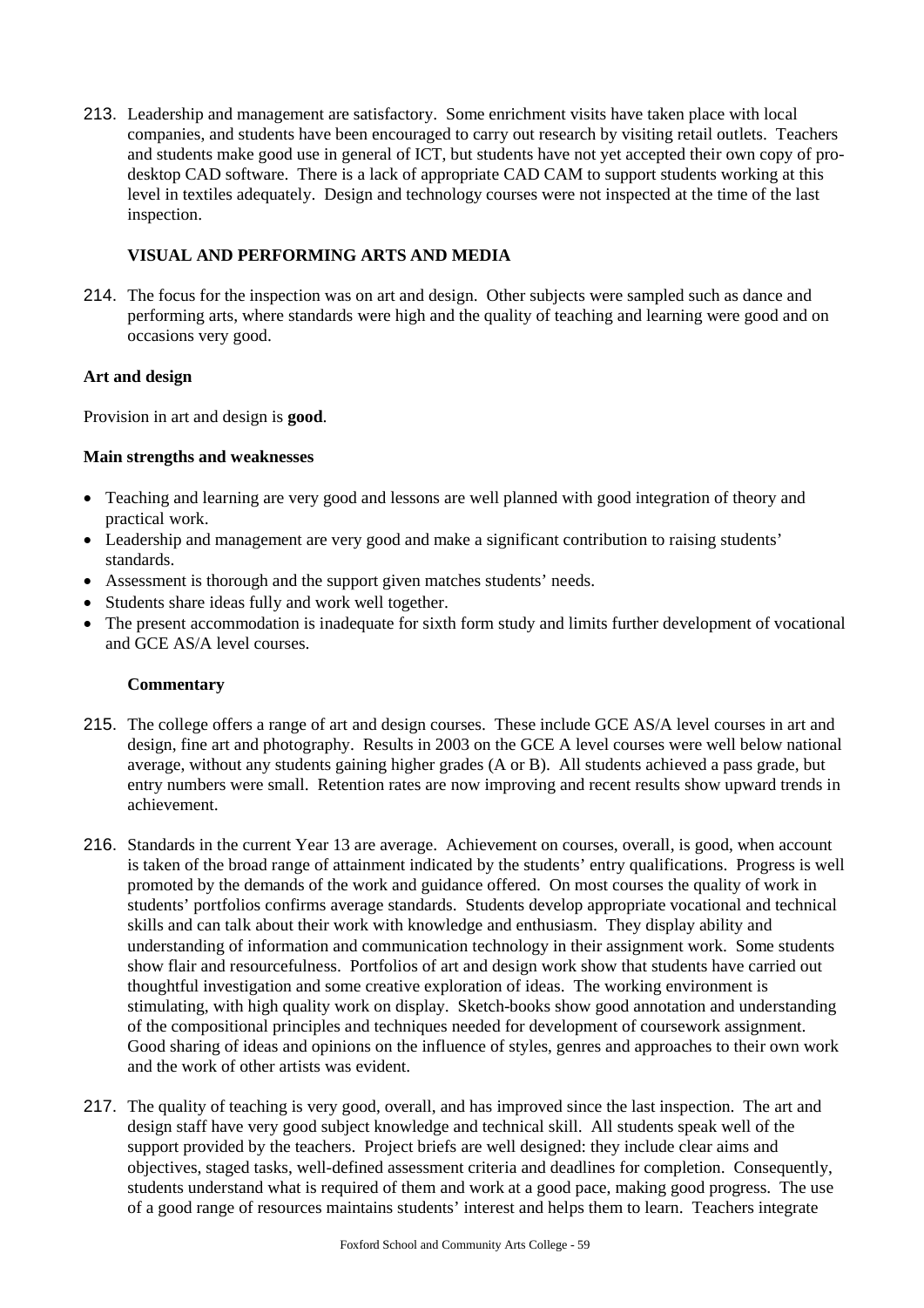213. Leadership and management are satisfactory. Some enrichment visits have taken place with local companies, and students have been encouraged to carry out research by visiting retail outlets. Teachers and students make good use in general of ICT, but students have not yet accepted their own copy of pro-desktop CAD software. There is a lack of appropriate CAD CAM to support students working at this level in textiles adequately. Design and technology courses were not inspected at the time of the last inspection.

## VISUAL AND PERFORMING ARTS AND MEDIA

214. The focus for the inspection was on art and design. Other subjects were sampled such as dance and performing arts, where standards were high and the quality of teaching and learning were good and on occasions very good.

### Art and design

Provision in art and design is **good**.

**Main strengths and weaknesses**

- Teaching and learning are very good and lessons are well planned with good integration of theory and practical work.
- Leadership and management are very good and make a significant contribution to raising students' standards.
- Assessment is thorough and the support given matches students' needs.
- Students share ideas fully and work well together.
- The present accommodation is inadequate for sixth form study and limits further development of vocational and GCE AS/A level courses.

**Commentary**

215. The college offers a range of art and design courses. These include GCE AS/A level courses in art and design, fine art and photography. Results in 2003 on the GCE A level courses were well below national average, without any students gaining higher grades (A or B). All students achieved a pass grade, but entry numbers were small. Retention rates are now improving and recent results show upward trends in achievement.

216. Standards in the current Year 13 are average. Achievement on courses, overall, is good, when account is taken of the broad range of attainment indicated by the students' entry qualifications. Progress is well promoted by the demands of the work and guidance offered. On most courses the quality of work in students' portfolios confirms average standards. Students develop appropriate vocational and technical skills and can talk about their work with knowledge and enthusiasm. They display ability and understanding of information and communication technology in their assignment work. Some students show flair and resourcefulness. Portfolios of art and design work show that students have carried out thoughtful investigation and some creative exploration of ideas. The working environment is stimulating, with high quality work on display. Sketch-books show good annotation and understanding of the compositional principles and techniques needed for development of coursework assignment. Good sharing of ideas and opinions on the influence of styles, genres and approaches to their own work and the work of other artists was evident.

217. The quality of teaching is very good, overall, and has improved since the last inspection. The art and design staff have very good subject knowledge and technical skill. All students speak well of the support provided by the teachers. Project briefs are well designed: they include clear aims and objectives, staged tasks, well-defined assessment criteria and deadlines for completion. Consequently, students understand what is required of them and work at a good pace, making good progress. The use of a good range of resources maintains students' interest and helps them to learn. Teachers integrate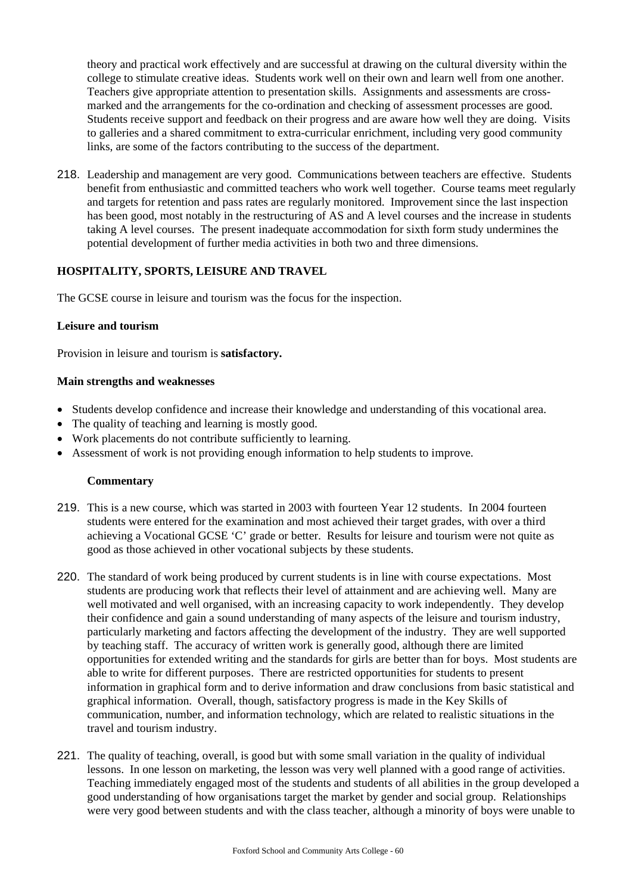theory and practical work effectively and are successful at drawing on the cultural diversity within the college to stimulate creative ideas. Students work well on their own and learn well from one another. Teachers give appropriate attention to presentation skills. Assignments and assessments are cross-marked and the arrangements for the co-ordination and checking of assessment processes are good. Students receive support and feedback on their progress and are aware how well they are doing. Visits to galleries and a shared commitment to extra-curricular enrichment, including very good community links, are some of the factors contributing to the success of the department.

218. Leadership and management are very good. Communications between teachers are effective. Students benefit from enthusiastic and committed teachers who work well together. Course teams meet regularly and targets for retention and pass rates are regularly monitored. Improvement since the last inspection has been good, most notably in the restructuring of AS and A level courses and the increase in students taking A level courses. The present inadequate accommodation for sixth form study undermines the potential development of further media activities in both two and three dimensions.

## HOSPITALITY, SPORTS, LEISURE AND TRAVEL

The GCSE course in leisure and tourism was the focus for the inspection.

### Leisure and tourism

Provision in leisure and tourism is **satisfactory.**

#### Main strengths and weaknesses

- Students develop confidence and increase their knowledge and understanding of this vocational area.
- The quality of teaching and learning is mostly good.
- Work placements do not contribute sufficiently to learning.
- Assessment of work is not providing enough information to help students to improve.

#### Commentary

219. This is a new course, which was started in 2003 with fourteen Year 12 students. In 2004 fourteen students were entered for the examination and most achieved their target grades, with over a third achieving a Vocational GCSE 'C' grade or better. Results for leisure and tourism were not quite as good as those achieved in other vocational subjects by these students.

220. The standard of work being produced by current students is in line with course expectations. Most students are producing work that reflects their level of attainment and are achieving well. Many are well motivated and well organised, with an increasing capacity to work independently. They develop their confidence and gain a sound understanding of many aspects of the leisure and tourism industry, particularly marketing and factors affecting the development of the industry. They are well supported by teaching staff. The accuracy of written work is generally good, although there are limited opportunities for extended writing and the standards for girls are better than for boys. Most students are able to write for different purposes. There are restricted opportunities for students to present information in graphical form and to derive information and draw conclusions from basic statistical and graphical information. Overall, though, satisfactory progress is made in the Key Skills of communication, number, and information technology, which are related to realistic situations in the travel and tourism industry.

221. The quality of teaching, overall, is good but with some small variation in the quality of individual lessons. In one lesson on marketing, the lesson was very well planned with a good range of activities. Teaching immediately engaged most of the students and students of all abilities in the group developed a good understanding of how organisations target the market by gender and social group. Relationships were very good between students and with the class teacher, although a minority of boys were unable to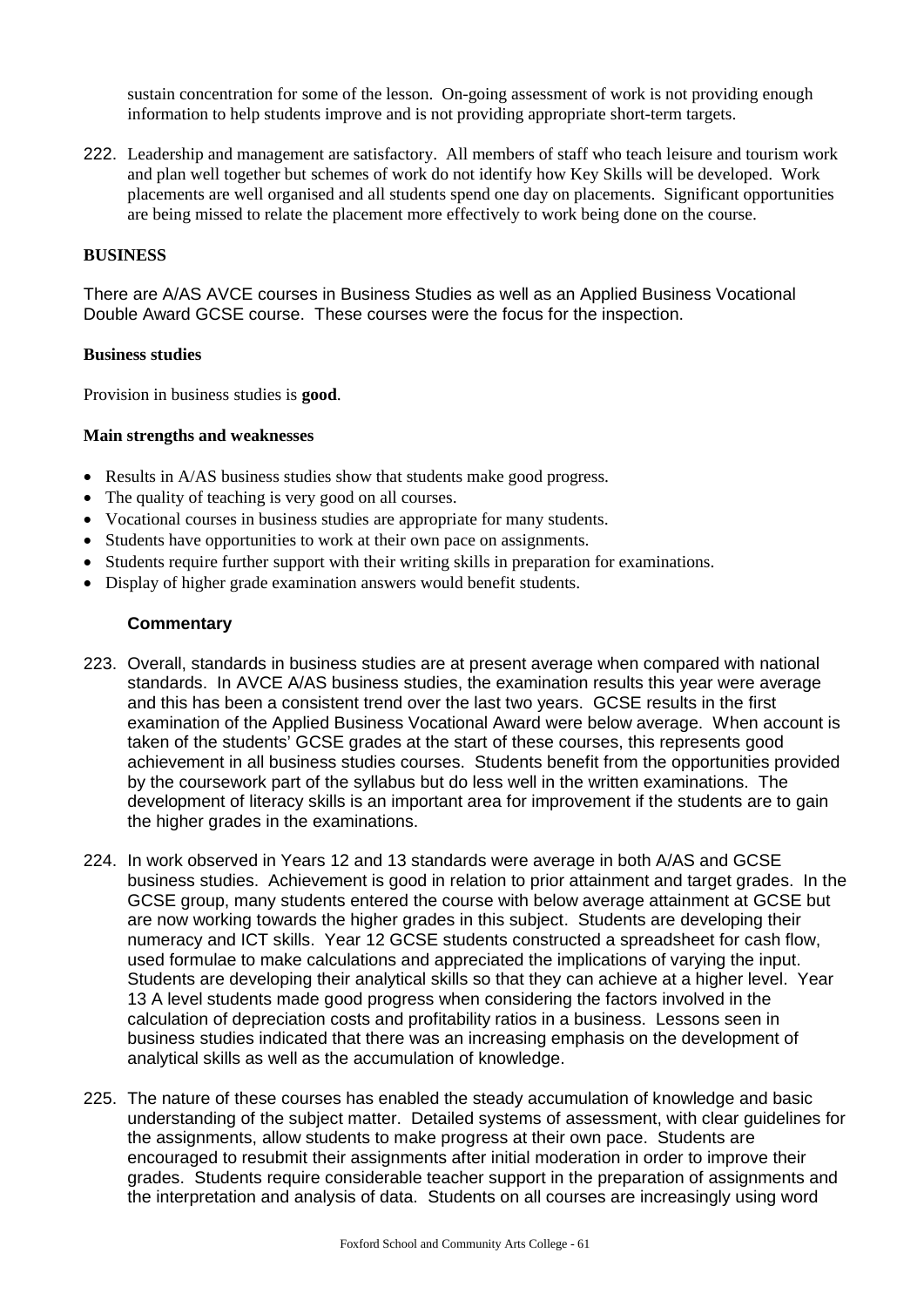sustain concentration for some of the lesson. On-going assessment of work is not providing enough information to help students improve and is not providing appropriate short-term targets.

222. Leadership and management are satisfactory. All members of staff who teach leisure and tourism work and plan well together but schemes of work do not identify how Key Skills will be developed. Work placements are well organised and all students spend one day on placements. Significant opportunities are being missed to relate the placement more effectively to work being done on the course.

## BUSINESS

There are A/AS AVCE courses in Business Studies as well as an Applied Business Vocational Double Award GCSE course. These courses were the focus for the inspection.

### Business studies

Provision in business studies is **good**.

#### Main strengths and weaknesses

- Results in A/AS business studies show that students make good progress.
- The quality of teaching is very good on all courses.
- Vocational courses in business studies are appropriate for many students.
- Students have opportunities to work at their own pace on assignments.
- Students require further support with their writing skills in preparation for examinations.
- Display of higher grade examination answers would benefit students.

#### Commentary

223. Overall, standards in business studies are at present average when compared with national standards. In AVCE A/AS business studies, the examination results this year were average and this has been a consistent trend over the last two years. GCSE results in the first examination of the Applied Business Vocational Award were below average. When account is taken of the students' GCSE grades at the start of these courses, this represents good achievement in all business studies courses. Students benefit from the opportunities provided by the coursework part of the syllabus but do less well in the written examinations. The development of literacy skills is an important area for improvement if the students are to gain the higher grades in the examinations.

224. In work observed in Years 12 and 13 standards were average in both A/AS and GCSE business studies. Achievement is good in relation to prior attainment and target grades. In the GCSE group, many students entered the course with below average attainment at GCSE but are now working towards the higher grades in this subject. Students are developing their numeracy and ICT skills. Year 12 GCSE students constructed a spreadsheet for cash flow, used formulae to make calculations and appreciated the implications of varying the input. Students are developing their analytical skills so that they can achieve at a higher level. Year 13 A level students made good progress when considering the factors involved in the calculation of depreciation costs and profitability ratios in a business. Lessons seen in business studies indicated that there was an increasing emphasis on the development of analytical skills as well as the accumulation of knowledge.

225. The nature of these courses has enabled the steady accumulation of knowledge and basic understanding of the subject matter. Detailed systems of assessment, with clear guidelines for the assignments, allow students to make progress at their own pace. Students are encouraged to resubmit their assignments after initial moderation in order to improve their grades. Students require considerable teacher support in the preparation of assignments and the interpretation and analysis of data. Students on all courses are increasingly using word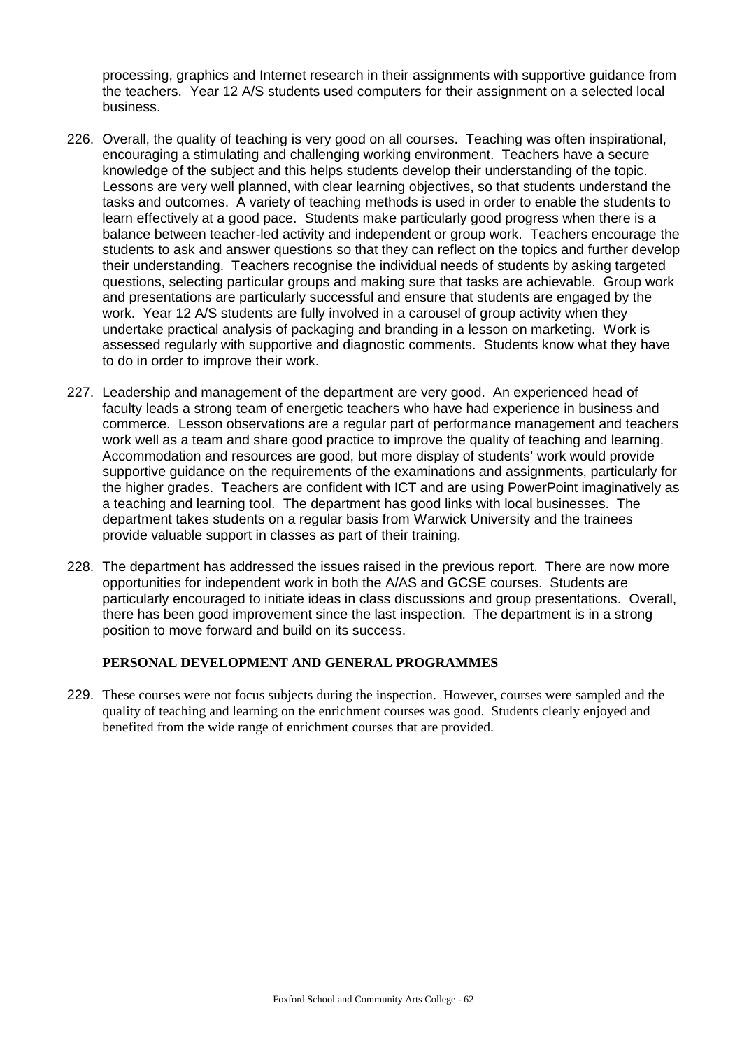processing, graphics and Internet research in their assignments with supportive guidance from the teachers. Year 12 A/S students used computers for their assignment on a selected local business.

226. Overall, the quality of teaching is very good on all courses. Teaching was often inspirational, encouraging a stimulating and challenging working environment. Teachers have a secure knowledge of the subject and this helps students develop their understanding of the topic. Lessons are very well planned, with clear learning objectives, so that students understand the tasks and outcomes. A variety of teaching methods is used in order to enable the students to learn effectively at a good pace. Students make particularly good progress when there is a balance between teacher-led activity and independent or group work. Teachers encourage the students to ask and answer questions so that they can reflect on the topics and further develop their understanding. Teachers recognise the individual needs of students by asking targeted questions, selecting particular groups and making sure that tasks are achievable. Group work and presentations are particularly successful and ensure that students are engaged by the work. Year 12 A/S students are fully involved in a carousel of group activity when they undertake practical analysis of packaging and branding in a lesson on marketing. Work is assessed regularly with supportive and diagnostic comments. Students know what they have to do in order to improve their work.

227. Leadership and management of the department are very good. An experienced head of faculty leads a strong team of energetic teachers who have had experience in business and commerce. Lesson observations are a regular part of performance management and teachers work well as a team and share good practice to improve the quality of teaching and learning. Accommodation and resources are good, but more display of students' work would provide supportive guidance on the requirements of the examinations and assignments, particularly for the higher grades. Teachers are confident with ICT and are using PowerPoint imaginatively as a teaching and learning tool. The department has good links with local businesses. The department takes students on a regular basis from Warwick University and the trainees provide valuable support in classes as part of their training.

228. The department has addressed the issues raised in the previous report. There are now more opportunities for independent work in both the A/AS and GCSE courses. Students are particularly encouraged to initiate ideas in class discussions and group presentations. Overall, there has been good improvement since the last inspection. The department is in a strong position to move forward and build on its success.

**PERSONAL DEVELOPMENT AND GENERAL PROGRAMMES**

229. These courses were not focus subjects during the inspection. However, courses were sampled and the quality of teaching and learning on the enrichment courses was good. Students clearly enjoyed and benefited from the wide range of enrichment courses that are provided.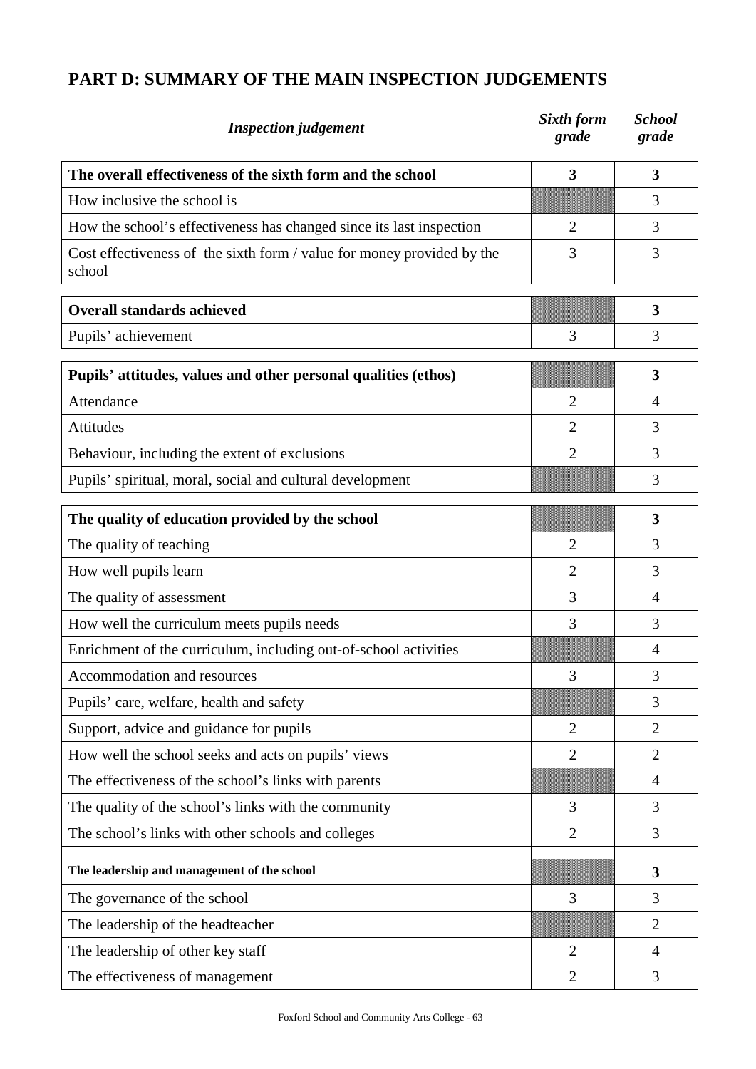## PART D: SUMMARY OF THE MAIN INSPECTION JUDGEMENTS

| *Inspection judgement* | *Sixth form grade* | *School grade* |
|---|---|---|
| **The overall effectiveness of the sixth form and the school** | **3** | **3** |
| How inclusive the school is | | 3 |
| How the school's effectiveness has changed since its last inspection | 2 | 3 |
| Cost effectiveness of the sixth form / value for money provided by the school | 3 | 3 |
| **Overall standards achieved** | | **3** |
| Pupils' achievement | 3 | 3 |
| **Pupils' attitudes, values and other personal qualities (ethos)** | | **3** |
| Attendance | 2 | 4 |
| Attitudes | 2 | 3 |
| Behaviour, including the extent of exclusions | 2 | 3 |
| Pupils' spiritual, moral, social and cultural development | | 3 |
| **The quality of education provided by the school** | | **3** |
| The quality of teaching | 2 | 3 |
| How well pupils learn | 2 | 3 |
| The quality of assessment | 3 | 4 |
| How well the curriculum meets pupils needs | 3 | 3 |
| Enrichment of the curriculum, including out-of-school activities | | 4 |
| Accommodation and resources | 3 | 3 |
| Pupils' care, welfare, health and safety | | 3 |
| Support, advice and guidance for pupils | 2 | 2 |
| How well the school seeks and acts on pupils' views | 2 | 2 |
| The effectiveness of the school's links with parents | | 4 |
| The quality of the school's links with the community | 3 | 3 |
| The school's links with other schools and colleges | 2 | 3 |
| **The leadership and management of the school** | | **3** |
| The governance of the school | 3 | 3 |
| The leadership of the headteacher | | 2 |
| The leadership of other key staff | 2 | 4 |
| The effectiveness of management | 2 | 3 |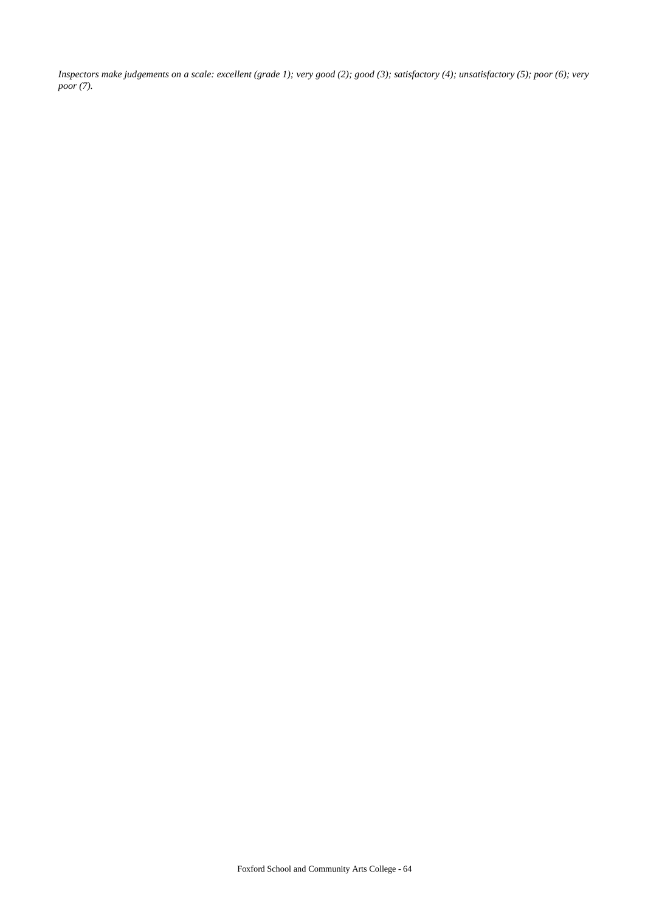*Inspectors make judgements on a scale: excellent (grade 1); very good (2); good (3); satisfactory (4); unsatisfactory (5); poor (6); very poor (7).*